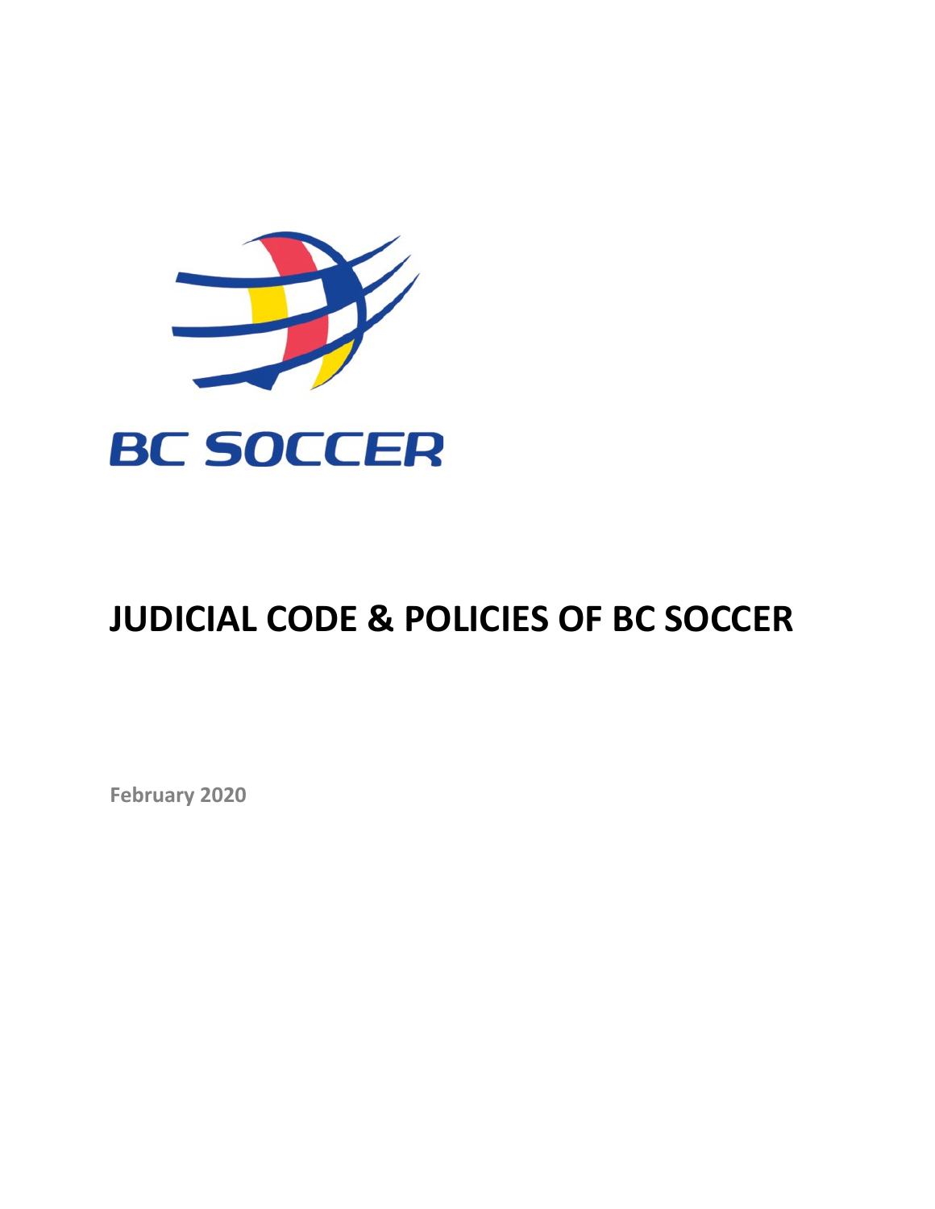BC SOCCER

# JUDICIAL CODE & POLICIES OF BC SOCCER

**February 2020**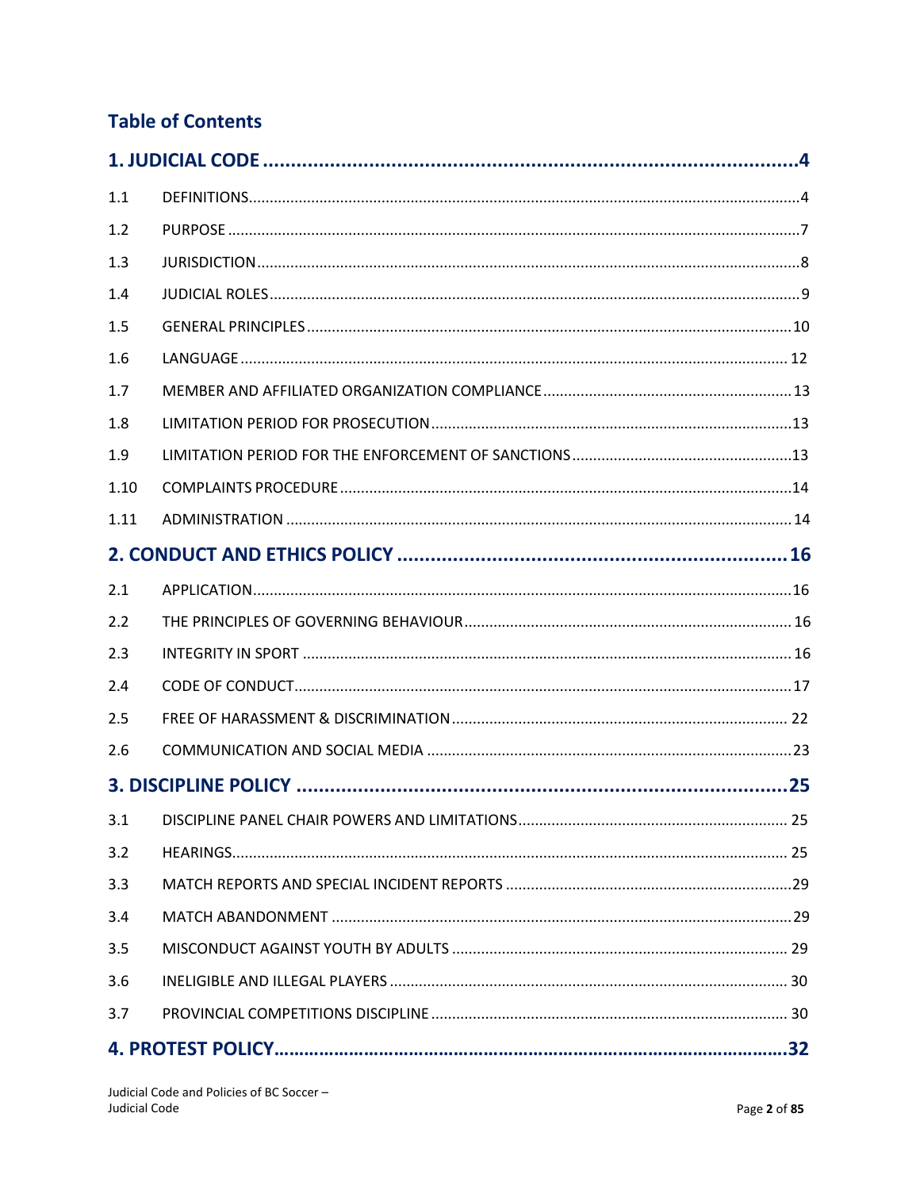## Table of Contents

| | | |
|---|---|---|
| **1. JUDICIAL CODE** | | **4** |
| 1.1 | DEFINITIONS | 4 |
| 1.2 | PURPOSE | 7 |
| 1.3 | JURISDICTION | 8 |
| 1.4 | JUDICIAL ROLES | 9 |
| 1.5 | GENERAL PRINCIPLES | 10 |
| 1.6 | LANGUAGE | 12 |
| 1.7 | MEMBER AND AFFILIATED ORGANIZATION COMPLIANCE | 13 |
| 1.8 | LIMITATION PERIOD FOR PROSECUTION | 13 |
| 1.9 | LIMITATION PERIOD FOR THE ENFORCEMENT OF SANCTIONS | 13 |
| 1.10 | COMPLAINTS PROCEDURE | 14 |
| 1.11 | ADMINISTRATION | 14 |
| **2. CONDUCT AND ETHICS POLICY** | | **16** |
| 2.1 | APPLICATION | 16 |
| 2.2 | THE PRINCIPLES OF GOVERNING BEHAVIOUR | 16 |
| 2.3 | INTEGRITY IN SPORT | 16 |
| 2.4 | CODE OF CONDUCT | 17 |
| 2.5 | FREE OF HARASSMENT & DISCRIMINATION | 22 |
| 2.6 | COMMUNICATION AND SOCIAL MEDIA | 23 |
| **3. DISCIPLINE POLICY** | | **25** |
| 3.1 | DISCIPLINE PANEL CHAIR POWERS AND LIMITATIONS | 25 |
| 3.2 | HEARINGS | 25 |
| 3.3 | MATCH REPORTS AND SPECIAL INCIDENT REPORTS | 29 |
| 3.4 | MATCH ABANDONMENT | 29 |
| 3.5 | MISCONDUCT AGAINST YOUTH BY ADULTS | 29 |
| 3.6 | INELIGIBLE AND ILLEGAL PLAYERS | 30 |
| 3.7 | PROVINCIAL COMPETITIONS DISCIPLINE | 30 |
| **4. PROTEST POLICY** | | **32** |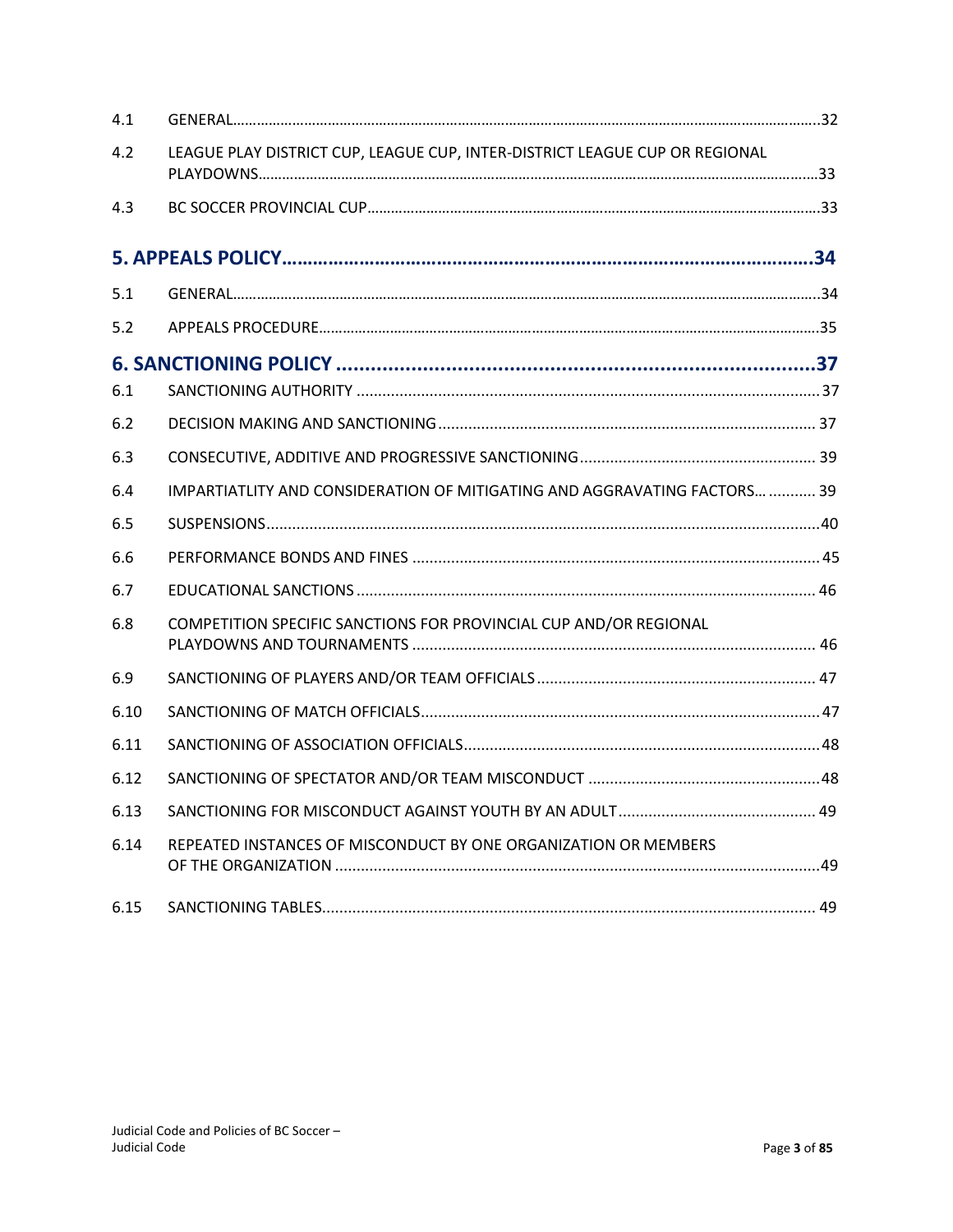4.1 GENERAL…………………………………………………………………………………………………………………………32

4.2 LEAGUE PLAY DISTRICT CUP, LEAGUE CUP, INTER-DISTRICT LEAGUE CUP OR REGIONAL PLAYDOWNS…………………………………………………………………………………………………………33

4.3 BC SOCCER PROVINCIAL CUP……………………………………………………………………………………………33

**5. APPEALS POLICY…………………………………………………………………………………………34**

5.1 GENERAL…………………………………………………………………………………………………………………………34

5.2 APPEALS PROCEDURE…………………………………………………………………………………………………35

**6. SANCTIONING POLICY ........................................................................................37**

6.1 SANCTIONING AUTHORITY ..........................................................................................37

6.2 DECISION MAKING AND SANCTIONING ........................................................................37

6.3 CONSECUTIVE, ADDITIVE AND PROGRESSIVE SANCTIONING ........................................39

6.4 IMPARTIATLITY AND CONSIDERATION OF MITIGATING AND AGGRAVATING FACTORS… ........... 39

6.5 SUSPENSIONS.................................................................................................................40

6.6 PERFORMANCE BONDS AND FINES ...............................................................................45

6.7 EDUCATIONAL SANCTIONS ............................................................................................46

6.8 COMPETITION SPECIFIC SANCTIONS FOR PROVINCIAL CUP AND/OR REGIONAL PLAYDOWNS AND TOURNAMENTS ..............................................................................46

6.9 SANCTIONING OF PLAYERS AND/OR TEAM OFFICIALS ....................................................47

6.10 SANCTIONING OF MATCH OFFICIALS ...............................................................................47

6.11 SANCTIONING OF ASSOCIATION OFFICIALS.....................................................................48

6.12 SANCTIONING OF SPECTATOR AND/OR TEAM MISCONDUCT .........................................48

6.13 SANCTIONING FOR MISCONDUCT AGAINST YOUTH BY AN ADULT ....................................49

6.14 REPEATED INSTANCES OF MISCONDUCT BY ONE ORGANIZATION OR MEMBERS OF THE ORGANIZATION .................................................................................................49

6.15 SANCTIONING TABLES....................................................................................................49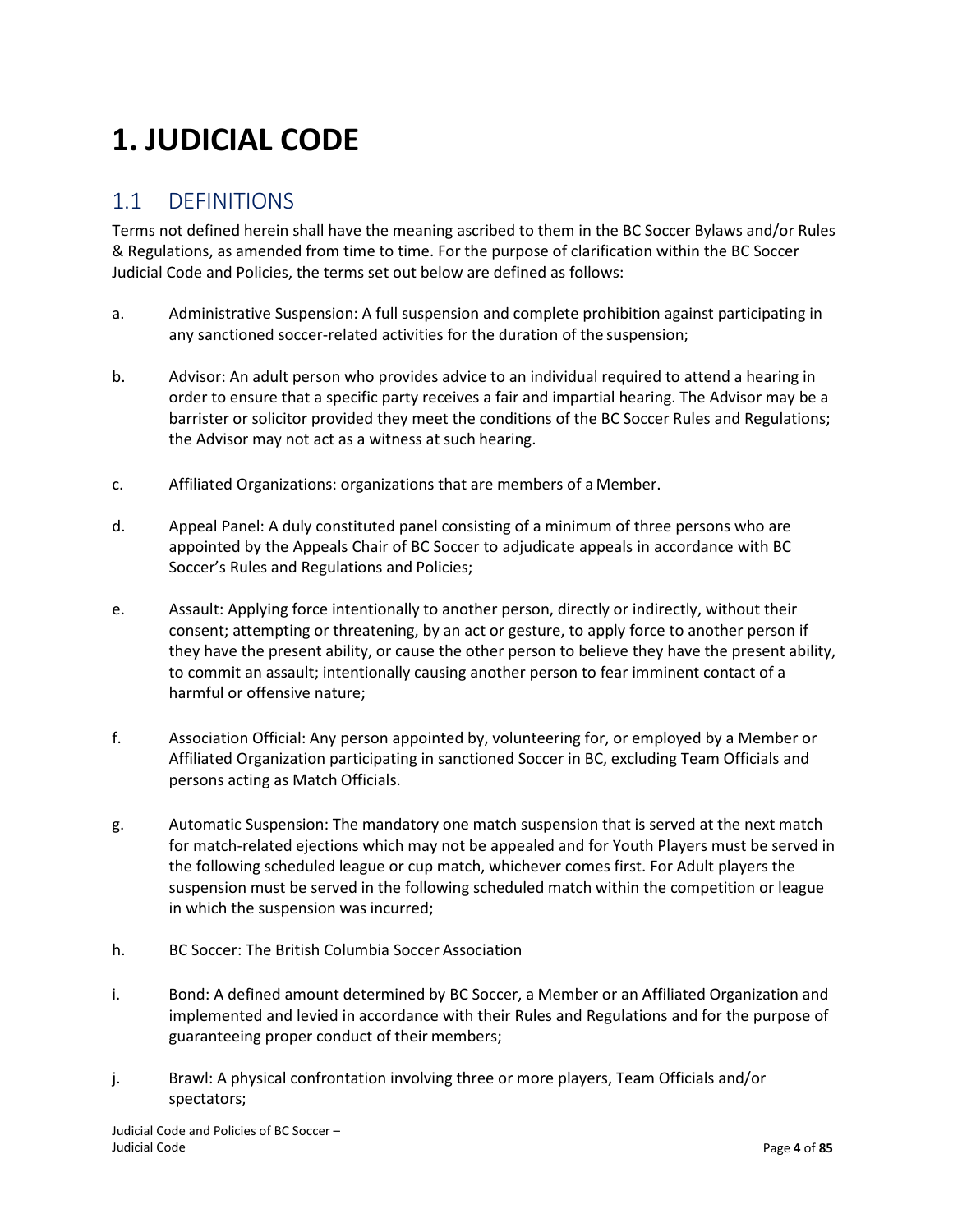# 1. JUDICIAL CODE

## 1.1 DEFINITIONS

Terms not defined herein shall have the meaning ascribed to them in the BC Soccer Bylaws and/or Rules & Regulations, as amended from time to time. For the purpose of clarification within the BC Soccer Judicial Code and Policies, the terms set out below are defined as follows:

a. Administrative Suspension: A full suspension and complete prohibition against participating in any sanctioned soccer-related activities for the duration of the suspension;

b. Advisor: An adult person who provides advice to an individual required to attend a hearing in order to ensure that a specific party receives a fair and impartial hearing. The Advisor may be a barrister or solicitor provided they meet the conditions of the BC Soccer Rules and Regulations; the Advisor may not act as a witness at such hearing.

c. Affiliated Organizations: organizations that are members of a Member.

d. Appeal Panel: A duly constituted panel consisting of a minimum of three persons who are appointed by the Appeals Chair of BC Soccer to adjudicate appeals in accordance with BC Soccer's Rules and Regulations and Policies;

e. Assault: Applying force intentionally to another person, directly or indirectly, without their consent; attempting or threatening, by an act or gesture, to apply force to another person if they have the present ability, or cause the other person to believe they have the present ability, to commit an assault; intentionally causing another person to fear imminent contact of a harmful or offensive nature;

f. Association Official: Any person appointed by, volunteering for, or employed by a Member or Affiliated Organization participating in sanctioned Soccer in BC, excluding Team Officials and persons acting as Match Officials.

g. Automatic Suspension: The mandatory one match suspension that is served at the next match for match-related ejections which may not be appealed and for Youth Players must be served in the following scheduled league or cup match, whichever comes first. For Adult players the suspension must be served in the following scheduled match within the competition or league in which the suspension was incurred;

h. BC Soccer: The British Columbia Soccer Association

i. Bond: A defined amount determined by BC Soccer, a Member or an Affiliated Organization and implemented and levied in accordance with their Rules and Regulations and for the purpose of guaranteeing proper conduct of their members;

j. Brawl: A physical confrontation involving three or more players, Team Officials and/or spectators;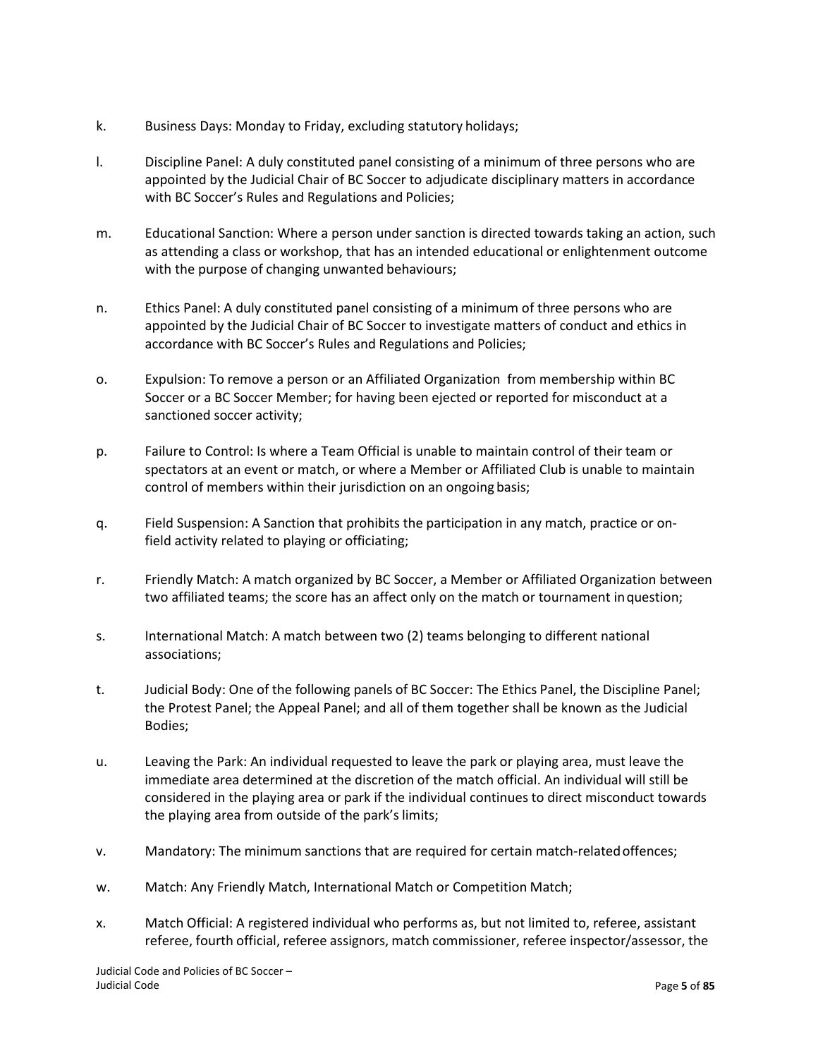k. Business Days: Monday to Friday, excluding statutory holidays;

l. Discipline Panel: A duly constituted panel consisting of a minimum of three persons who are appointed by the Judicial Chair of BC Soccer to adjudicate disciplinary matters in accordance with BC Soccer's Rules and Regulations and Policies;

m. Educational Sanction: Where a person under sanction is directed towards taking an action, such as attending a class or workshop, that has an intended educational or enlightenment outcome with the purpose of changing unwanted behaviours;

n. Ethics Panel: A duly constituted panel consisting of a minimum of three persons who are appointed by the Judicial Chair of BC Soccer to investigate matters of conduct and ethics in accordance with BC Soccer's Rules and Regulations and Policies;

o. Expulsion: To remove a person or an Affiliated Organization from membership within BC Soccer or a BC Soccer Member; for having been ejected or reported for misconduct at a sanctioned soccer activity;

p. Failure to Control: Is where a Team Official is unable to maintain control of their team or spectators at an event or match, or where a Member or Affiliated Club is unable to maintain control of members within their jurisdiction on an ongoing basis;

q. Field Suspension: A Sanction that prohibits the participation in any match, practice or on-field activity related to playing or officiating;

r. Friendly Match: A match organized by BC Soccer, a Member or Affiliated Organization between two affiliated teams; the score has an affect only on the match or tournament in question;

s. International Match: A match between two (2) teams belonging to different national associations;

t. Judicial Body: One of the following panels of BC Soccer: The Ethics Panel, the Discipline Panel; the Protest Panel; the Appeal Panel; and all of them together shall be known as the Judicial Bodies;

u. Leaving the Park: An individual requested to leave the park or playing area, must leave the immediate area determined at the discretion of the match official. An individual will still be considered in the playing area or park if the individual continues to direct misconduct towards the playing area from outside of the park's limits;

v. Mandatory: The minimum sanctions that are required for certain match-related offences;

w. Match: Any Friendly Match, International Match or Competition Match;

x. Match Official: A registered individual who performs as, but not limited to, referee, assistant referee, fourth official, referee assignors, match commissioner, referee inspector/assessor, the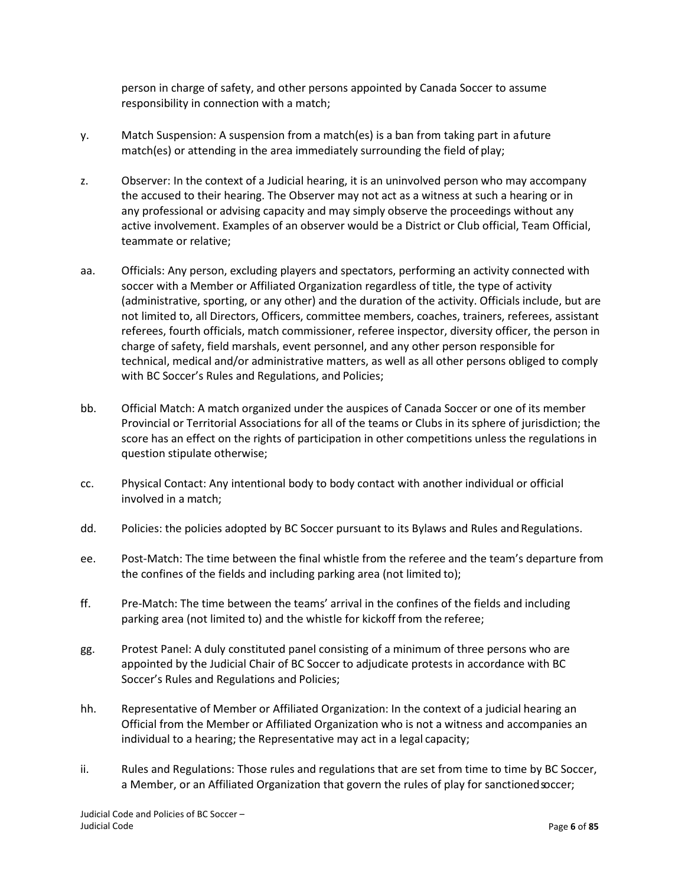person in charge of safety, and other persons appointed by Canada Soccer to assume responsibility in connection with a match;

y. Match Suspension: A suspension from a match(es) is a ban from taking part in a future match(es) or attending in the area immediately surrounding the field of play;

z. Observer: In the context of a Judicial hearing, it is an uninvolved person who may accompany the accused to their hearing. The Observer may not act as a witness at such a hearing or in any professional or advising capacity and may simply observe the proceedings without any active involvement. Examples of an observer would be a District or Club official, Team Official, teammate or relative;

aa. Officials: Any person, excluding players and spectators, performing an activity connected with soccer with a Member or Affiliated Organization regardless of title, the type of activity (administrative, sporting, or any other) and the duration of the activity. Officials include, but are not limited to, all Directors, Officers, committee members, coaches, trainers, referees, assistant referees, fourth officials, match commissioner, referee inspector, diversity officer, the person in charge of safety, field marshals, event personnel, and any other person responsible for technical, medical and/or administrative matters, as well as all other persons obliged to comply with BC Soccer's Rules and Regulations, and Policies;

bb. Official Match: A match organized under the auspices of Canada Soccer or one of its member Provincial or Territorial Associations for all of the teams or Clubs in its sphere of jurisdiction; the score has an effect on the rights of participation in other competitions unless the regulations in question stipulate otherwise;

cc. Physical Contact: Any intentional body to body contact with another individual or official involved in a match;

dd. Policies: the policies adopted by BC Soccer pursuant to its Bylaws and Rules and Regulations.

ee. Post-Match: The time between the final whistle from the referee and the team's departure from the confines of the fields and including parking area (not limited to);

ff. Pre-Match: The time between the teams' arrival in the confines of the fields and including parking area (not limited to) and the whistle for kickoff from the referee;

gg. Protest Panel: A duly constituted panel consisting of a minimum of three persons who are appointed by the Judicial Chair of BC Soccer to adjudicate protests in accordance with BC Soccer's Rules and Regulations and Policies;

hh. Representative of Member or Affiliated Organization: In the context of a judicial hearing an Official from the Member or Affiliated Organization who is not a witness and accompanies an individual to a hearing; the Representative may act in a legal capacity;

ii. Rules and Regulations: Those rules and regulations that are set from time to time by BC Soccer, a Member, or an Affiliated Organization that govern the rules of play for sanctioned soccer;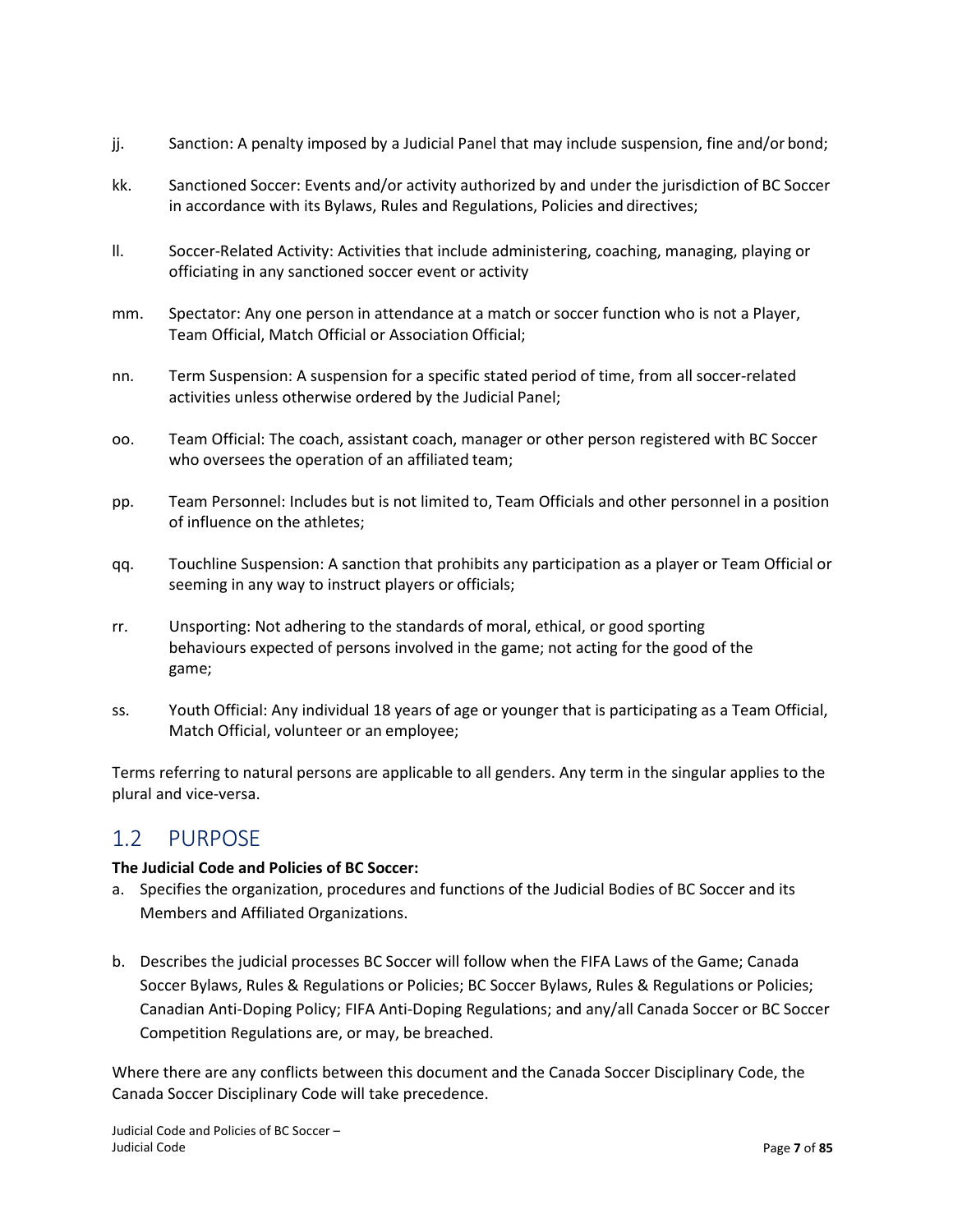jj. Sanction: A penalty imposed by a Judicial Panel that may include suspension, fine and/or bond;

kk. Sanctioned Soccer: Events and/or activity authorized by and under the jurisdiction of BC Soccer in accordance with its Bylaws, Rules and Regulations, Policies and directives;

ll. Soccer-Related Activity: Activities that include administering, coaching, managing, playing or officiating in any sanctioned soccer event or activity

mm. Spectator: Any one person in attendance at a match or soccer function who is not a Player, Team Official, Match Official or Association Official;

nn. Term Suspension: A suspension for a specific stated period of time, from all soccer-related activities unless otherwise ordered by the Judicial Panel;

oo. Team Official: The coach, assistant coach, manager or other person registered with BC Soccer who oversees the operation of an affiliated team;

pp. Team Personnel: Includes but is not limited to, Team Officials and other personnel in a position of influence on the athletes;

qq. Touchline Suspension: A sanction that prohibits any participation as a player or Team Official or seeming in any way to instruct players or officials;

rr. Unsporting: Not adhering to the standards of moral, ethical, or good sporting behaviours expected of persons involved in the game; not acting for the good of the game;

ss. Youth Official: Any individual 18 years of age or younger that is participating as a Team Official, Match Official, volunteer or an employee;

Terms referring to natural persons are applicable to all genders. Any term in the singular applies to the plural and vice-versa.

## 1.2 PURPOSE

**The Judicial Code and Policies of BC Soccer:**

a. Specifies the organization, procedures and functions of the Judicial Bodies of BC Soccer and its Members and Affiliated Organizations.

b. Describes the judicial processes BC Soccer will follow when the FIFA Laws of the Game; Canada Soccer Bylaws, Rules & Regulations or Policies; BC Soccer Bylaws, Rules & Regulations or Policies; Canadian Anti-Doping Policy; FIFA Anti-Doping Regulations; and any/all Canada Soccer or BC Soccer Competition Regulations are, or may, be breached.

Where there are any conflicts between this document and the Canada Soccer Disciplinary Code, the Canada Soccer Disciplinary Code will take precedence.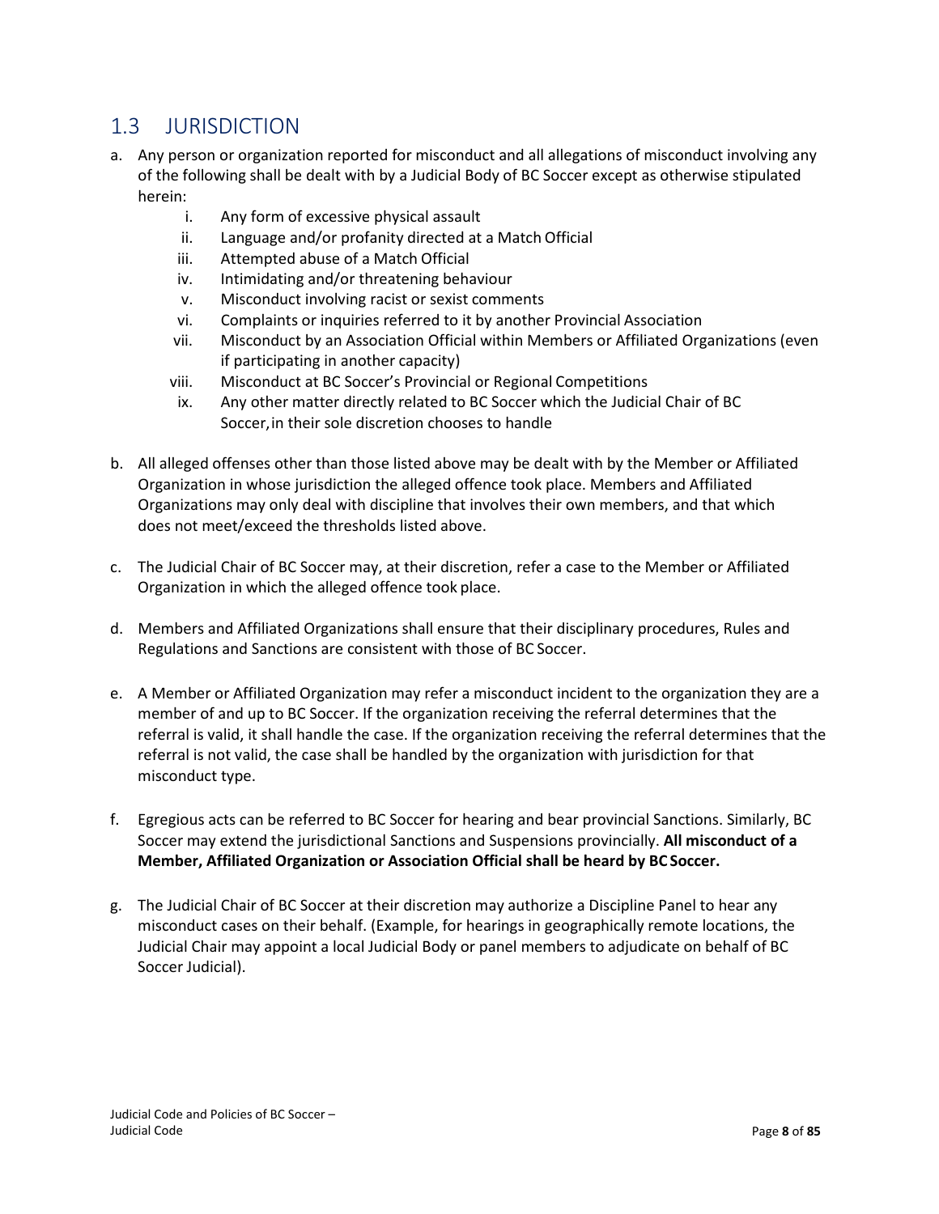## 1.3 JURISDICTION

a. Any person or organization reported for misconduct and all allegations of misconduct involving any of the following shall be dealt with by a Judicial Body of BC Soccer except as otherwise stipulated herein:
   i. Any form of excessive physical assault
   ii. Language and/or profanity directed at a Match Official
   iii. Attempted abuse of a Match Official
   iv. Intimidating and/or threatening behaviour
   v. Misconduct involving racist or sexist comments
   vi. Complaints or inquiries referred to it by another Provincial Association
   vii. Misconduct by an Association Official within Members or Affiliated Organizations (even if participating in another capacity)
   viii. Misconduct at BC Soccer's Provincial or Regional Competitions
   ix. Any other matter directly related to BC Soccer which the Judicial Chair of BC Soccer, in their sole discretion chooses to handle

b. All alleged offenses other than those listed above may be dealt with by the Member or Affiliated Organization in whose jurisdiction the alleged offence took place. Members and Affiliated Organizations may only deal with discipline that involves their own members, and that which does not meet/exceed the thresholds listed above.

c. The Judicial Chair of BC Soccer may, at their discretion, refer a case to the Member or Affiliated Organization in which the alleged offence took place.

d. Members and Affiliated Organizations shall ensure that their disciplinary procedures, Rules and Regulations and Sanctions are consistent with those of BC Soccer.

e. A Member or Affiliated Organization may refer a misconduct incident to the organization they are a member of and up to BC Soccer. If the organization receiving the referral determines that the referral is valid, it shall handle the case. If the organization receiving the referral determines that the referral is not valid, the case shall be handled by the organization with jurisdiction for that misconduct type.

f. Egregious acts can be referred to BC Soccer for hearing and bear provincial Sanctions. Similarly, BC Soccer may extend the jurisdictional Sanctions and Suspensions provincially. **All misconduct of a Member, Affiliated Organization or Association Official shall be heard by BC Soccer.**

g. The Judicial Chair of BC Soccer at their discretion may authorize a Discipline Panel to hear any misconduct cases on their behalf. (Example, for hearings in geographically remote locations, the Judicial Chair may appoint a local Judicial Body or panel members to adjudicate on behalf of BC Soccer Judicial).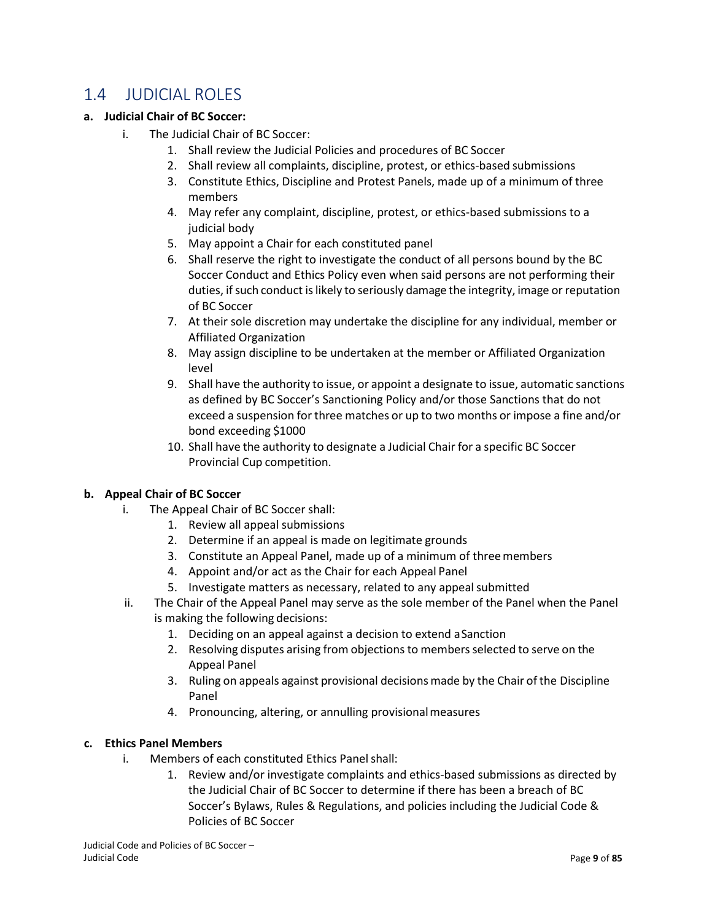## 1.4 JUDICIAL ROLES

**a. Judicial Chair of BC Soccer:**

i. The Judicial Chair of BC Soccer:

1. Shall review the Judicial Policies and procedures of BC Soccer
2. Shall review all complaints, discipline, protest, or ethics-based submissions
3. Constitute Ethics, Discipline and Protest Panels, made up of a minimum of three members
4. May refer any complaint, discipline, protest, or ethics-based submissions to a judicial body
5. May appoint a Chair for each constituted panel
6. Shall reserve the right to investigate the conduct of all persons bound by the BC Soccer Conduct and Ethics Policy even when said persons are not performing their duties, if such conduct is likely to seriously damage the integrity, image or reputation of BC Soccer
7. At their sole discretion may undertake the discipline for any individual, member or Affiliated Organization
8. May assign discipline to be undertaken at the member or Affiliated Organization level
9. Shall have the authority to issue, or appoint a designate to issue, automatic sanctions as defined by BC Soccer's Sanctioning Policy and/or those Sanctions that do not exceed a suspension for three matches or up to two months or impose a fine and/or bond exceeding $1000
10. Shall have the authority to designate a Judicial Chair for a specific BC Soccer Provincial Cup competition.

**b. Appeal Chair of BC Soccer**

i. The Appeal Chair of BC Soccer shall:

1. Review all appeal submissions
2. Determine if an appeal is made on legitimate grounds
3. Constitute an Appeal Panel, made up of a minimum of three members
4. Appoint and/or act as the Chair for each Appeal Panel
5. Investigate matters as necessary, related to any appeal submitted

ii. The Chair of the Appeal Panel may serve as the sole member of the Panel when the Panel is making the following decisions:

1. Deciding on an appeal against a decision to extend a Sanction
2. Resolving disputes arising from objections to members selected to serve on the Appeal Panel
3. Ruling on appeals against provisional decisions made by the Chair of the Discipline Panel
4. Pronouncing, altering, or annulling provisional measures

**c. Ethics Panel Members**

i. Members of each constituted Ethics Panel shall:

1. Review and/or investigate complaints and ethics-based submissions as directed by the Judicial Chair of BC Soccer to determine if there has been a breach of BC Soccer's Bylaws, Rules & Regulations, and policies including the Judicial Code & Policies of BC Soccer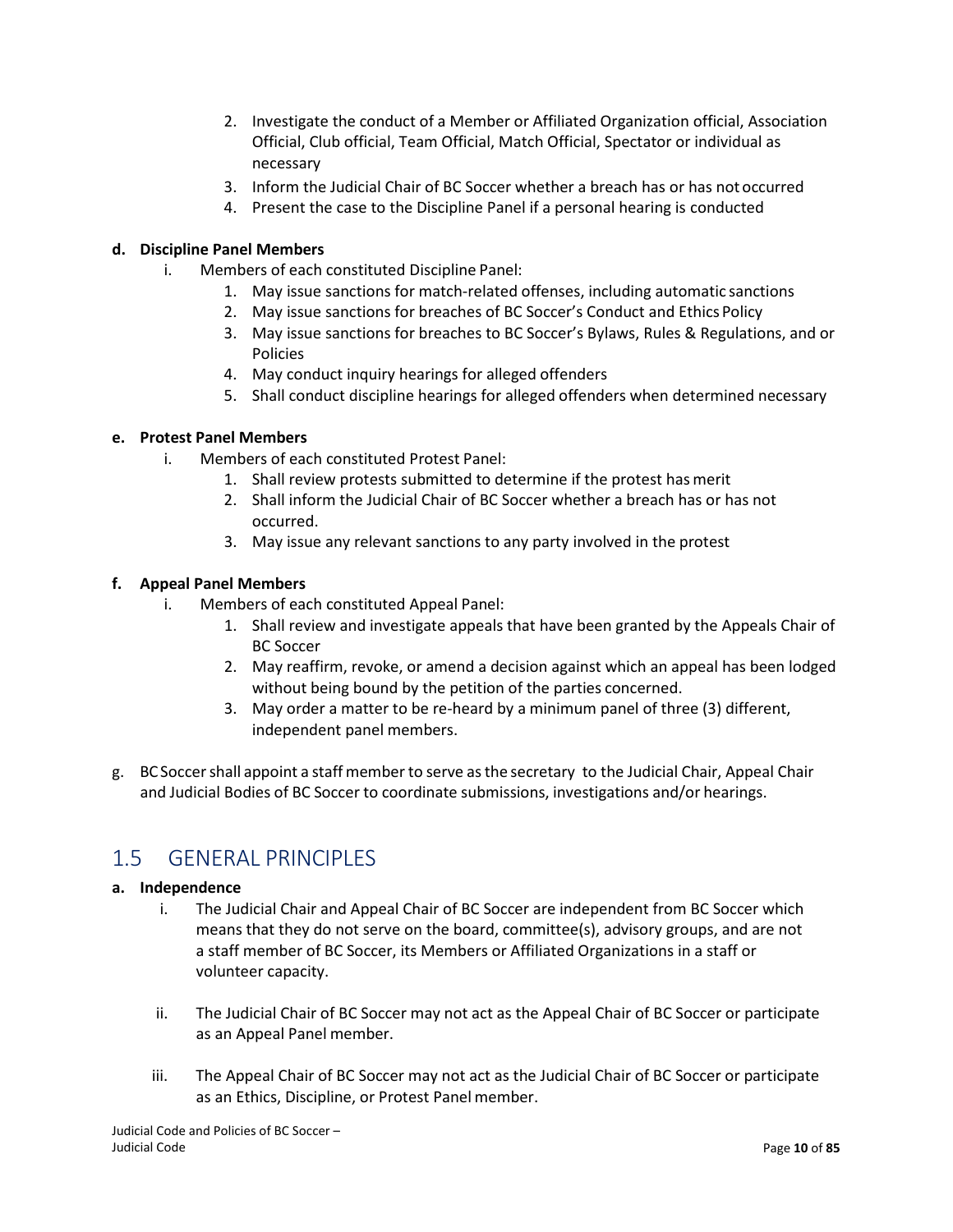2. Investigate the conduct of a Member or Affiliated Organization official, Association Official, Club official, Team Official, Match Official, Spectator or individual as necessary
3. Inform the Judicial Chair of BC Soccer whether a breach has or has not occurred
4. Present the case to the Discipline Panel if a personal hearing is conducted

**d. Discipline Panel Members**

i. Members of each constituted Discipline Panel:

1. May issue sanctions for match-related offenses, including automatic sanctions
2. May issue sanctions for breaches of BC Soccer's Conduct and Ethics Policy
3. May issue sanctions for breaches to BC Soccer's Bylaws, Rules & Regulations, and or Policies
4. May conduct inquiry hearings for alleged offenders
5. Shall conduct discipline hearings for alleged offenders when determined necessary

**e. Protest Panel Members**

i. Members of each constituted Protest Panel:

1. Shall review protests submitted to determine if the protest has merit
2. Shall inform the Judicial Chair of BC Soccer whether a breach has or has not occurred.
3. May issue any relevant sanctions to any party involved in the protest

**f. Appeal Panel Members**

i. Members of each constituted Appeal Panel:

1. Shall review and investigate appeals that have been granted by the Appeals Chair of BC Soccer
2. May reaffirm, revoke, or amend a decision against which an appeal has been lodged without being bound by the petition of the parties concerned.
3. May order a matter to be re-heard by a minimum panel of three (3) different, independent panel members.

g. BC Soccer shall appoint a staff member to serve as the secretary to the Judicial Chair, Appeal Chair and Judicial Bodies of BC Soccer to coordinate submissions, investigations and/or hearings.

## 1.5 GENERAL PRINCIPLES

**a. Independence**

i. The Judicial Chair and Appeal Chair of BC Soccer are independent from BC Soccer which means that they do not serve on the board, committee(s), advisory groups, and are not a staff member of BC Soccer, its Members or Affiliated Organizations in a staff or volunteer capacity.

ii. The Judicial Chair of BC Soccer may not act as the Appeal Chair of BC Soccer or participate as an Appeal Panel member.

iii. The Appeal Chair of BC Soccer may not act as the Judicial Chair of BC Soccer or participate as an Ethics, Discipline, or Protest Panel member.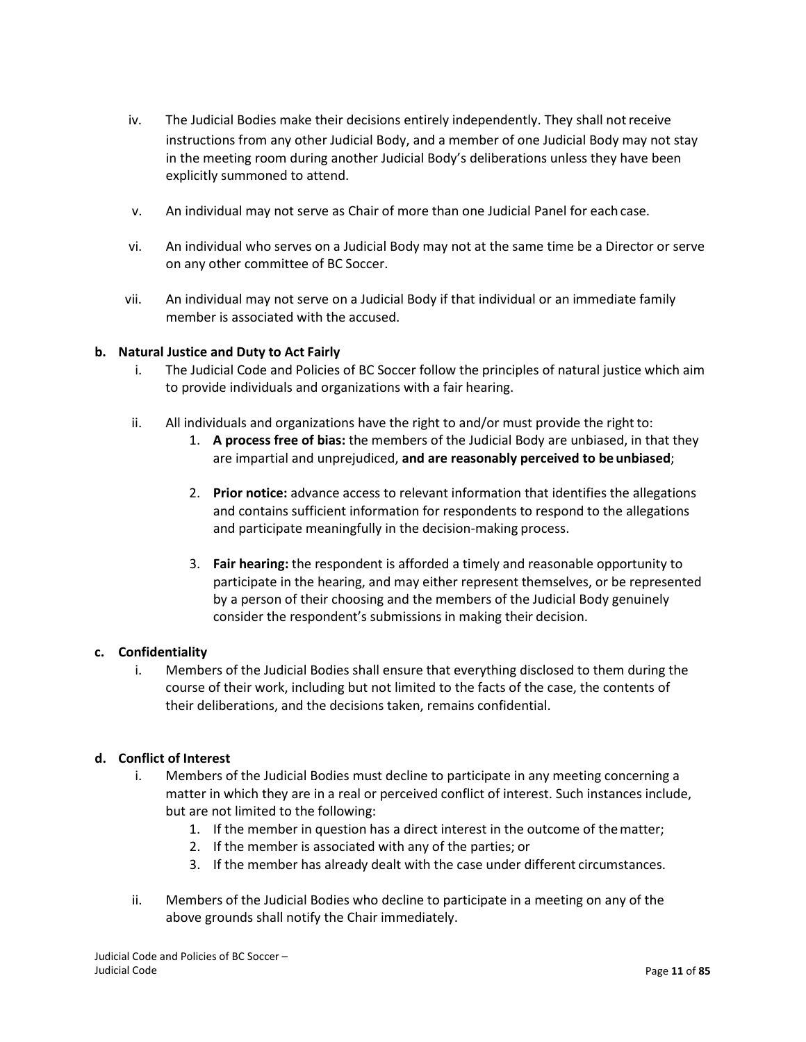iv. The Judicial Bodies make their decisions entirely independently. They shall not receive instructions from any other Judicial Body, and a member of one Judicial Body may not stay in the meeting room during another Judicial Body's deliberations unless they have been explicitly summoned to attend.

v. An individual may not serve as Chair of more than one Judicial Panel for each case.

vi. An individual who serves on a Judicial Body may not at the same time be a Director or serve on any other committee of BC Soccer.

vii. An individual may not serve on a Judicial Body if that individual or an immediate family member is associated with the accused.

**b. Natural Justice and Duty to Act Fairly**

i. The Judicial Code and Policies of BC Soccer follow the principles of natural justice which aim to provide individuals and organizations with a fair hearing.

ii. All individuals and organizations have the right to and/or must provide the right to:

1. **A process free of bias:** the members of the Judicial Body are unbiased, in that they are impartial and unprejudiced, **and are reasonably perceived to be unbiased**;

2. **Prior notice:** advance access to relevant information that identifies the allegations and contains sufficient information for respondents to respond to the allegations and participate meaningfully in the decision-making process.

3. **Fair hearing:** the respondent is afforded a timely and reasonable opportunity to participate in the hearing, and may either represent themselves, or be represented by a person of their choosing and the members of the Judicial Body genuinely consider the respondent's submissions in making their decision.

**c. Confidentiality**

i. Members of the Judicial Bodies shall ensure that everything disclosed to them during the course of their work, including but not limited to the facts of the case, the contents of their deliberations, and the decisions taken, remains confidential.

**d. Conflict of Interest**

i. Members of the Judicial Bodies must decline to participate in any meeting concerning a matter in which they are in a real or perceived conflict of interest. Such instances include, but are not limited to the following:

1. If the member in question has a direct interest in the outcome of the matter;
2. If the member is associated with any of the parties; or
3. If the member has already dealt with the case under different circumstances.

ii. Members of the Judicial Bodies who decline to participate in a meeting on any of the above grounds shall notify the Chair immediately.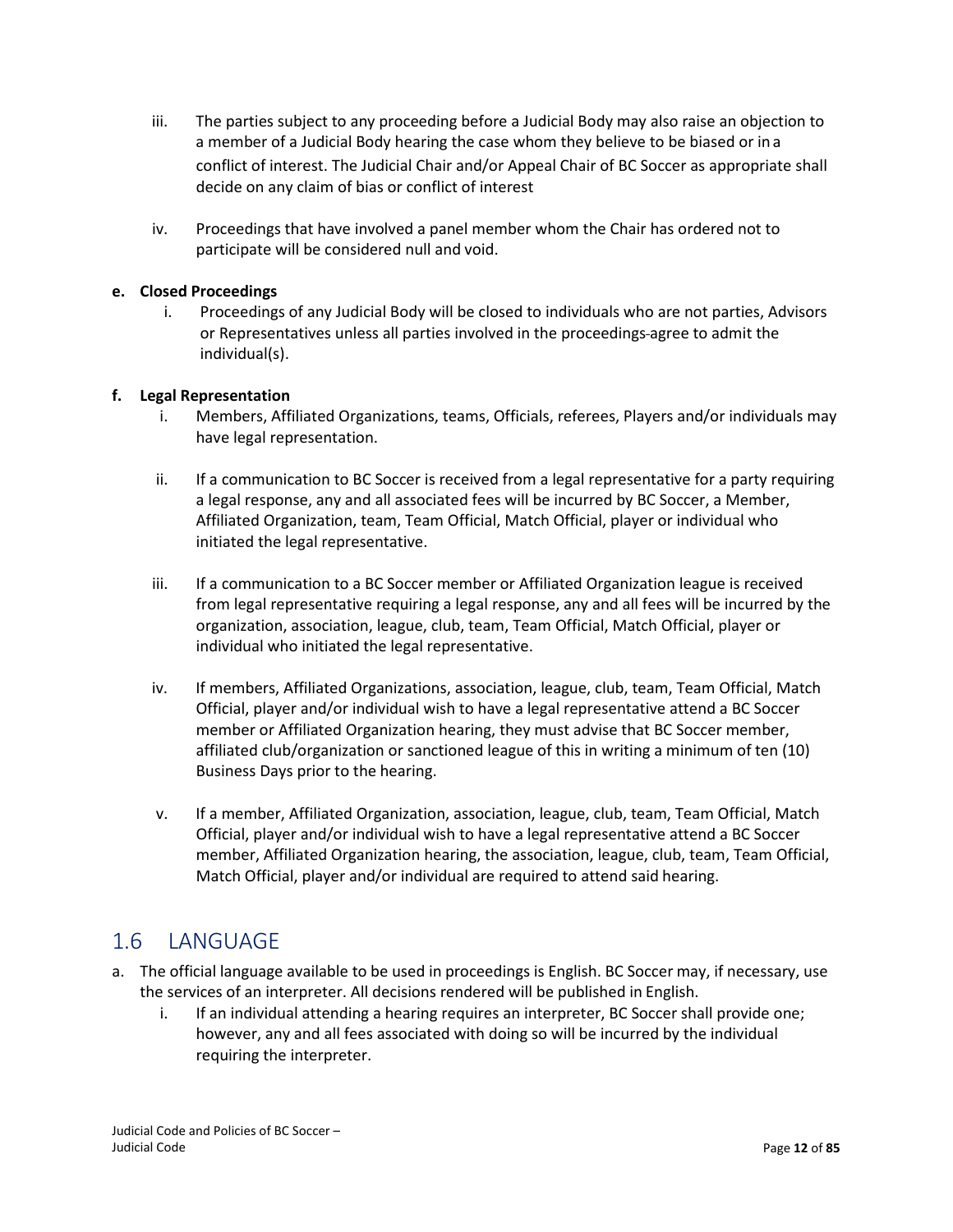iii. The parties subject to any proceeding before a Judicial Body may also raise an objection to a member of a Judicial Body hearing the case whom they believe to be biased or in a conflict of interest. The Judicial Chair and/or Appeal Chair of BC Soccer as appropriate shall decide on any claim of bias or conflict of interest

iv. Proceedings that have involved a panel member whom the Chair has ordered not to participate will be considered null and void.

**e. Closed Proceedings**

i. Proceedings of any Judicial Body will be closed to individuals who are not parties, Advisors or Representatives unless all parties involved in the proceedings agree to admit the individual(s).

**f. Legal Representation**

i. Members, Affiliated Organizations, teams, Officials, referees, Players and/or individuals may have legal representation.

ii. If a communication to BC Soccer is received from a legal representative for a party requiring a legal response, any and all associated fees will be incurred by BC Soccer, a Member, Affiliated Organization, team, Team Official, Match Official, player or individual who initiated the legal representative.

iii. If a communication to a BC Soccer member or Affiliated Organization league is received from legal representative requiring a legal response, any and all fees will be incurred by the organization, association, league, club, team, Team Official, Match Official, player or individual who initiated the legal representative.

iv. If members, Affiliated Organizations, association, league, club, team, Team Official, Match Official, player and/or individual wish to have a legal representative attend a BC Soccer member or Affiliated Organization hearing, they must advise that BC Soccer member, affiliated club/organization or sanctioned league of this in writing a minimum of ten (10) Business Days prior to the hearing.

v. If a member, Affiliated Organization, association, league, club, team, Team Official, Match Official, player and/or individual wish to have a legal representative attend a BC Soccer member, Affiliated Organization hearing, the association, league, club, team, Team Official, Match Official, player and/or individual are required to attend said hearing.

## 1.6 LANGUAGE

a. The official language available to be used in proceedings is English. BC Soccer may, if necessary, use the services of an interpreter. All decisions rendered will be published in English.

   i. If an individual attending a hearing requires an interpreter, BC Soccer shall provide one; however, any and all fees associated with doing so will be incurred by the individual requiring the interpreter.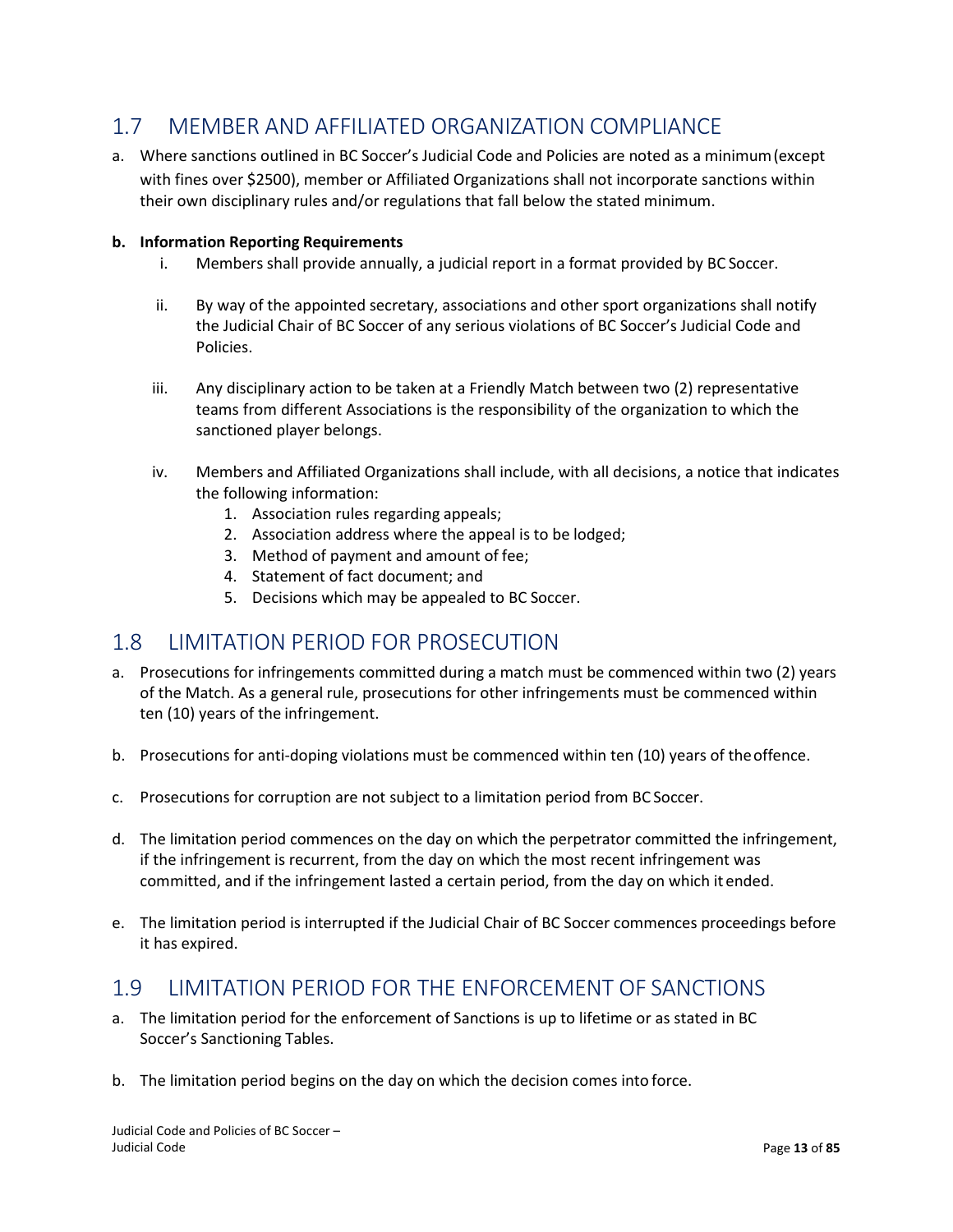## 1.7 MEMBER AND AFFILIATED ORGANIZATION COMPLIANCE

a. Where sanctions outlined in BC Soccer's Judicial Code and Policies are noted as a minimum (except with fines over $2500), member or Affiliated Organizations shall not incorporate sanctions within their own disciplinary rules and/or regulations that fall below the stated minimum.

**b. Information Reporting Requirements**

   i. Members shall provide annually, a judicial report in a format provided by BC Soccer.

   ii. By way of the appointed secretary, associations and other sport organizations shall notify the Judicial Chair of BC Soccer of any serious violations of BC Soccer's Judicial Code and Policies.

   iii. Any disciplinary action to be taken at a Friendly Match between two (2) representative teams from different Associations is the responsibility of the organization to which the sanctioned player belongs.

   iv. Members and Affiliated Organizations shall include, with all decisions, a notice that indicates the following information:
      1. Association rules regarding appeals;
      2. Association address where the appeal is to be lodged;
      3. Method of payment and amount of fee;
      4. Statement of fact document; and
      5. Decisions which may be appealed to BC Soccer.

## 1.8 LIMITATION PERIOD FOR PROSECUTION

a. Prosecutions for infringements committed during a match must be commenced within two (2) years of the Match. As a general rule, prosecutions for other infringements must be commenced within ten (10) years of the infringement.

b. Prosecutions for anti-doping violations must be commenced within ten (10) years of the offence.

c. Prosecutions for corruption are not subject to a limitation period from BC Soccer.

d. The limitation period commences on the day on which the perpetrator committed the infringement, if the infringement is recurrent, from the day on which the most recent infringement was committed, and if the infringement lasted a certain period, from the day on which it ended.

e. The limitation period is interrupted if the Judicial Chair of BC Soccer commences proceedings before it has expired.

## 1.9 LIMITATION PERIOD FOR THE ENFORCEMENT OF SANCTIONS

a. The limitation period for the enforcement of Sanctions is up to lifetime or as stated in BC Soccer's Sanctioning Tables.

b. The limitation period begins on the day on which the decision comes into force.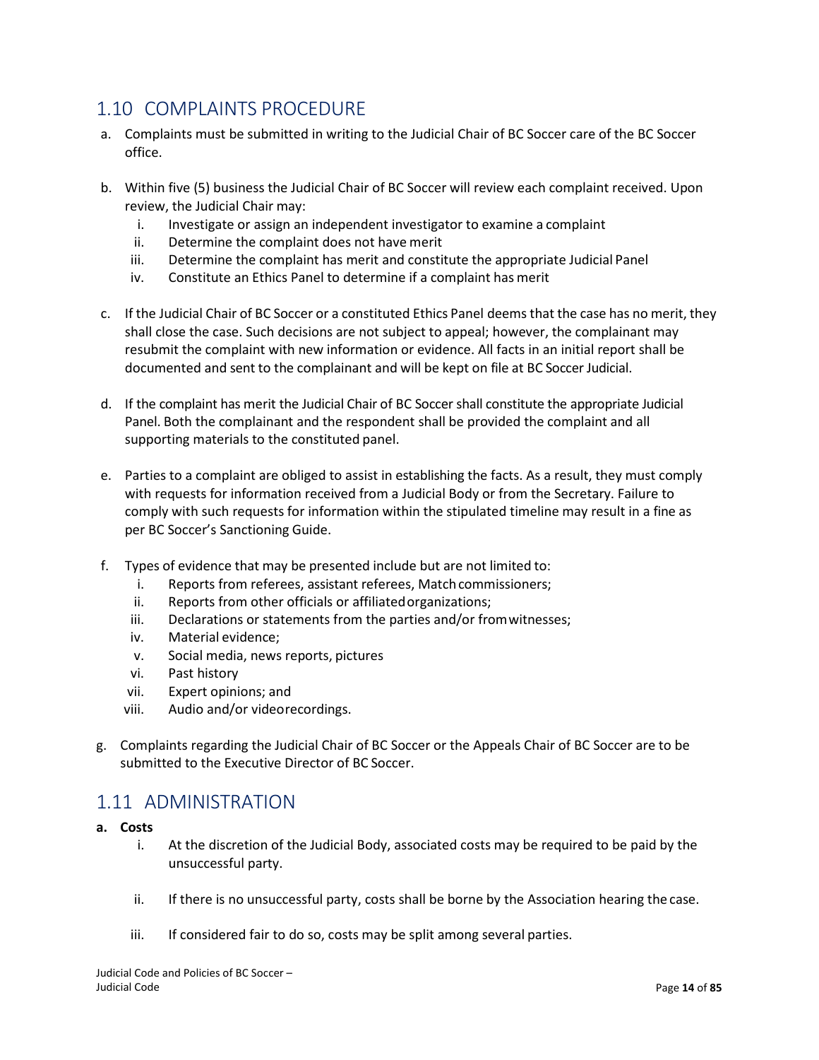## 1.10 COMPLAINTS PROCEDURE

a. Complaints must be submitted in writing to the Judicial Chair of BC Soccer care of the BC Soccer office.

b. Within five (5) business the Judicial Chair of BC Soccer will review each complaint received. Upon review, the Judicial Chair may:
   i. Investigate or assign an independent investigator to examine a complaint
   ii. Determine the complaint does not have merit
   iii. Determine the complaint has merit and constitute the appropriate Judicial Panel
   iv. Constitute an Ethics Panel to determine if a complaint has merit

c. If the Judicial Chair of BC Soccer or a constituted Ethics Panel deems that the case has no merit, they shall close the case. Such decisions are not subject to appeal; however, the complainant may resubmit the complaint with new information or evidence. All facts in an initial report shall be documented and sent to the complainant and will be kept on file at BC Soccer Judicial.

d. If the complaint has merit the Judicial Chair of BC Soccer shall constitute the appropriate Judicial Panel. Both the complainant and the respondent shall be provided the complaint and all supporting materials to the constituted panel.

e. Parties to a complaint are obliged to assist in establishing the facts. As a result, they must comply with requests for information received from a Judicial Body or from the Secretary. Failure to comply with such requests for information within the stipulated timeline may result in a fine as per BC Soccer's Sanctioning Guide.

f. Types of evidence that may be presented include but are not limited to:
   i. Reports from referees, assistant referees, Match commissioners;
   ii. Reports from other officials or affiliated organizations;
   iii. Declarations or statements from the parties and/or from witnesses;
   iv. Material evidence;
   v. Social media, news reports, pictures
   vi. Past history
   vii. Expert opinions; and
   viii. Audio and/or video recordings.

g. Complaints regarding the Judicial Chair of BC Soccer or the Appeals Chair of BC Soccer are to be submitted to the Executive Director of BC Soccer.

## 1.11 ADMINISTRATION

**a. Costs**

   i. At the discretion of the Judicial Body, associated costs may be required to be paid by the unsuccessful party.

   ii. If there is no unsuccessful party, costs shall be borne by the Association hearing the case.

   iii. If considered fair to do so, costs may be split among several parties.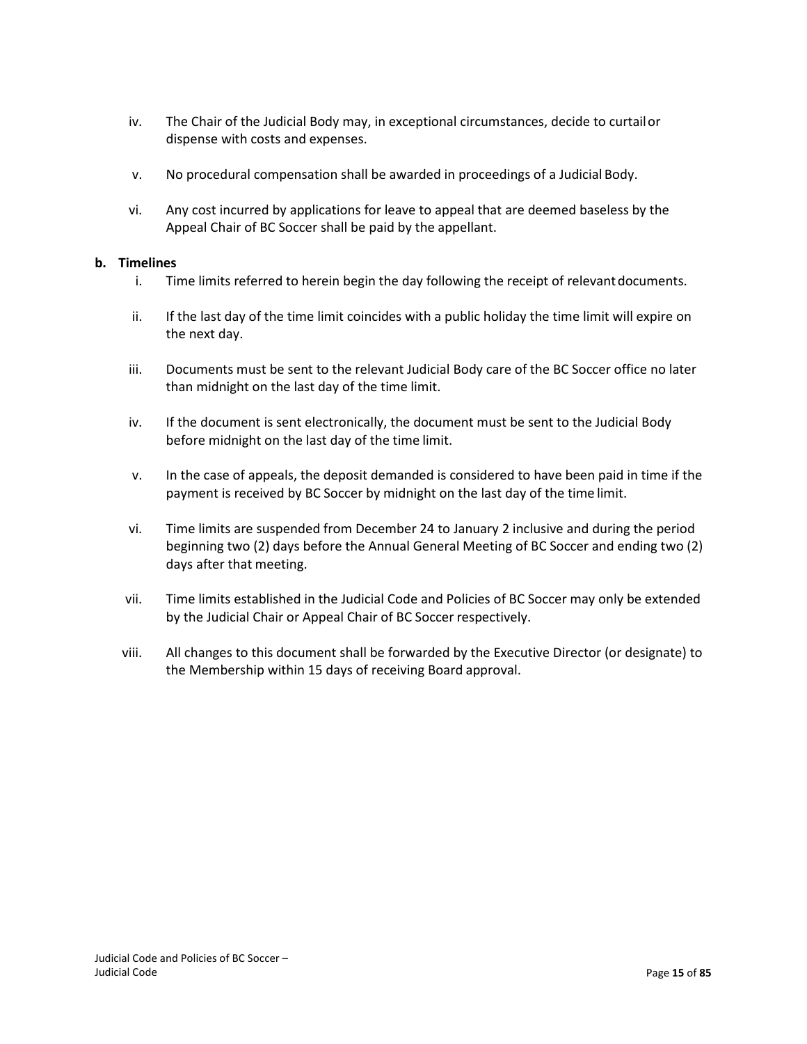iv. The Chair of the Judicial Body may, in exceptional circumstances, decide to curtail or dispense with costs and expenses.

v. No procedural compensation shall be awarded in proceedings of a Judicial Body.

vi. Any cost incurred by applications for leave to appeal that are deemed baseless by the Appeal Chair of BC Soccer shall be paid by the appellant.

**b. Timelines**

i. Time limits referred to herein begin the day following the receipt of relevant documents.

ii. If the last day of the time limit coincides with a public holiday the time limit will expire on the next day.

iii. Documents must be sent to the relevant Judicial Body care of the BC Soccer office no later than midnight on the last day of the time limit.

iv. If the document is sent electronically, the document must be sent to the Judicial Body before midnight on the last day of the time limit.

v. In the case of appeals, the deposit demanded is considered to have been paid in time if the payment is received by BC Soccer by midnight on the last day of the time limit.

vi. Time limits are suspended from December 24 to January 2 inclusive and during the period beginning two (2) days before the Annual General Meeting of BC Soccer and ending two (2) days after that meeting.

vii. Time limits established in the Judicial Code and Policies of BC Soccer may only be extended by the Judicial Chair or Appeal Chair of BC Soccer respectively.

viii. All changes to this document shall be forwarded by the Executive Director (or designate) to the Membership within 15 days of receiving Board approval.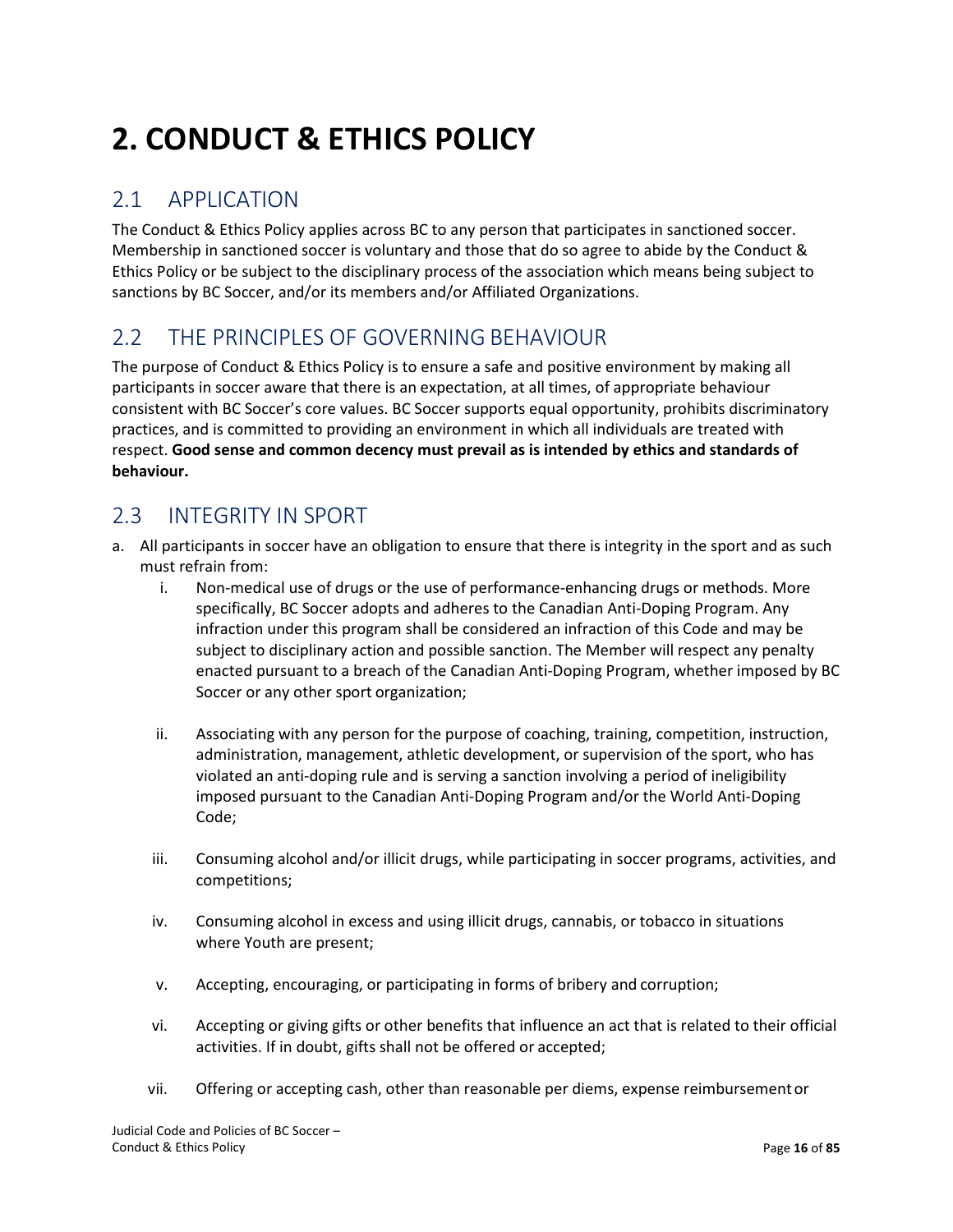# 2. CONDUCT & ETHICS POLICY

## 2.1 APPLICATION

The Conduct & Ethics Policy applies across BC to any person that participates in sanctioned soccer. Membership in sanctioned soccer is voluntary and those that do so agree to abide by the Conduct & Ethics Policy or be subject to the disciplinary process of the association which means being subject to sanctions by BC Soccer, and/or its members and/or Affiliated Organizations.

## 2.2 THE PRINCIPLES OF GOVERNING BEHAVIOUR

The purpose of Conduct & Ethics Policy is to ensure a safe and positive environment by making all participants in soccer aware that there is an expectation, at all times, of appropriate behaviour consistent with BC Soccer's core values. BC Soccer supports equal opportunity, prohibits discriminatory practices, and is committed to providing an environment in which all individuals are treated with respect. **Good sense and common decency must prevail as is intended by ethics and standards of behaviour.**

## 2.3 INTEGRITY IN SPORT

a. All participants in soccer have an obligation to ensure that there is integrity in the sport and as such must refrain from:

   i. Non-medical use of drugs or the use of performance-enhancing drugs or methods. More specifically, BC Soccer adopts and adheres to the Canadian Anti-Doping Program. Any infraction under this program shall be considered an infraction of this Code and may be subject to disciplinary action and possible sanction. The Member will respect any penalty enacted pursuant to a breach of the Canadian Anti-Doping Program, whether imposed by BC Soccer or any other sport organization;

   ii. Associating with any person for the purpose of coaching, training, competition, instruction, administration, management, athletic development, or supervision of the sport, who has violated an anti-doping rule and is serving a sanction involving a period of ineligibility imposed pursuant to the Canadian Anti-Doping Program and/or the World Anti-Doping Code;

   iii. Consuming alcohol and/or illicit drugs, while participating in soccer programs, activities, and competitions;

   iv. Consuming alcohol in excess and using illicit drugs, cannabis, or tobacco in situations where Youth are present;

   v. Accepting, encouraging, or participating in forms of bribery and corruption;

   vi. Accepting or giving gifts or other benefits that influence an act that is related to their official activities. If in doubt, gifts shall not be offered or accepted;

   vii. Offering or accepting cash, other than reasonable per diems, expense reimbursement or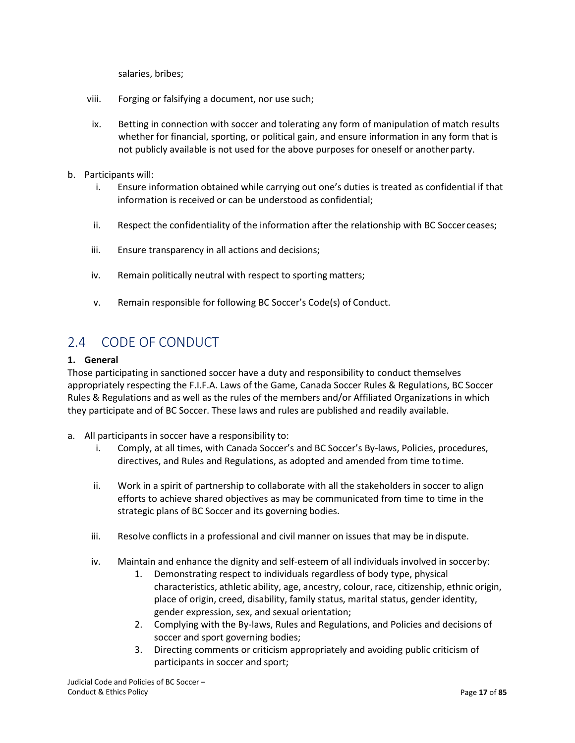salaries, bribes;

viii. Forging or falsifying a document, nor use such;

ix. Betting in connection with soccer and tolerating any form of manipulation of match results whether for financial, sporting, or political gain, and ensure information in any form that is not publicly available is not used for the above purposes for oneself or another party.

b. Participants will:

i. Ensure information obtained while carrying out one's duties is treated as confidential if that information is received or can be understood as confidential;

ii. Respect the confidentiality of the information after the relationship with BC Soccer ceases;

iii. Ensure transparency in all actions and decisions;

iv. Remain politically neutral with respect to sporting matters;

v. Remain responsible for following BC Soccer's Code(s) of Conduct.

## 2.4 CODE OF CONDUCT

**1. General**

Those participating in sanctioned soccer have a duty and responsibility to conduct themselves appropriately respecting the F.I.F.A. Laws of the Game, Canada Soccer Rules & Regulations, BC Soccer Rules & Regulations and as well as the rules of the members and/or Affiliated Organizations in which they participate and of BC Soccer. These laws and rules are published and readily available.

a. All participants in soccer have a responsibility to:

i. Comply, at all times, with Canada Soccer's and BC Soccer's By-laws, Policies, procedures, directives, and Rules and Regulations, as adopted and amended from time to time.

ii. Work in a spirit of partnership to collaborate with all the stakeholders in soccer to align efforts to achieve shared objectives as may be communicated from time to time in the strategic plans of BC Soccer and its governing bodies.

iii. Resolve conflicts in a professional and civil manner on issues that may be in dispute.

iv. Maintain and enhance the dignity and self-esteem of all individuals involved in soccer by:

1. Demonstrating respect to individuals regardless of body type, physical characteristics, athletic ability, age, ancestry, colour, race, citizenship, ethnic origin, place of origin, creed, disability, family status, marital status, gender identity, gender expression, sex, and sexual orientation;
2. Complying with the By-laws, Rules and Regulations, and Policies and decisions of soccer and sport governing bodies;
3. Directing comments or criticism appropriately and avoiding public criticism of participants in soccer and sport;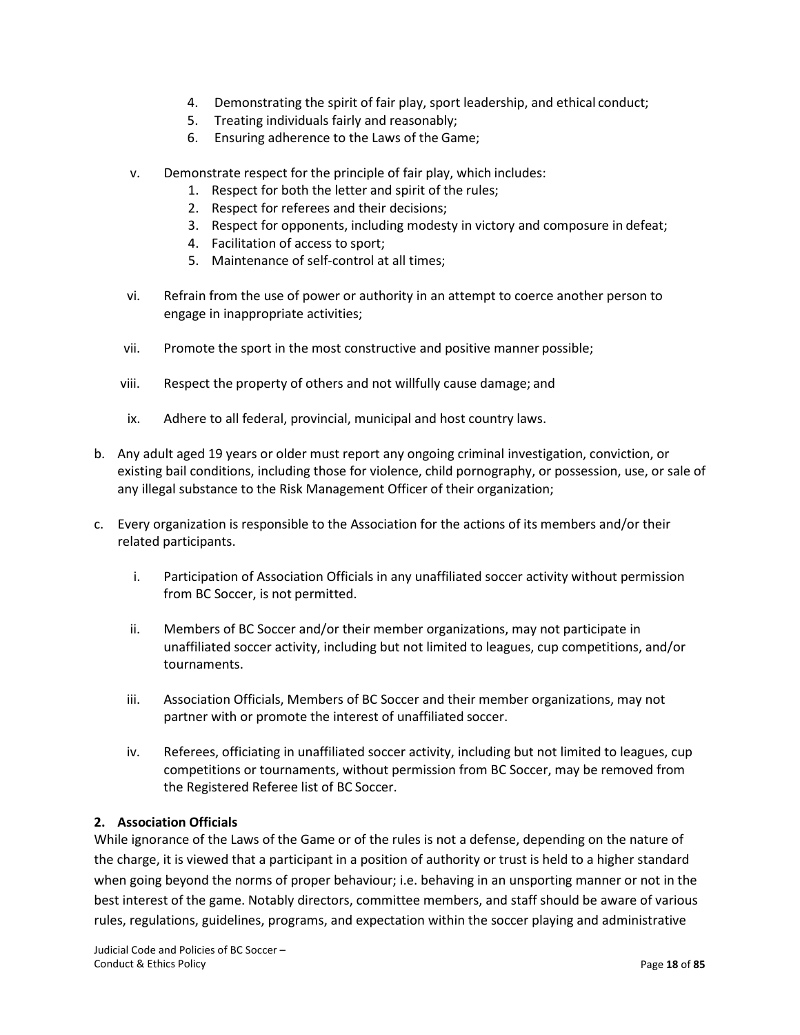4. Demonstrating the spirit of fair play, sport leadership, and ethical conduct;
5. Treating individuals fairly and reasonably;
6. Ensuring adherence to the Laws of the Game;

v. Demonstrate respect for the principle of fair play, which includes:
   1. Respect for both the letter and spirit of the rules;
   2. Respect for referees and their decisions;
   3. Respect for opponents, including modesty in victory and composure in defeat;
   4. Facilitation of access to sport;
   5. Maintenance of self-control at all times;

vi. Refrain from the use of power or authority in an attempt to coerce another person to engage in inappropriate activities;

vii. Promote the sport in the most constructive and positive manner possible;

viii. Respect the property of others and not willfully cause damage; and

ix. Adhere to all federal, provincial, municipal and host country laws.

b. Any adult aged 19 years or older must report any ongoing criminal investigation, conviction, or existing bail conditions, including those for violence, child pornography, or possession, use, or sale of any illegal substance to the Risk Management Officer of their organization;

c. Every organization is responsible to the Association for the actions of its members and/or their related participants.

   i. Participation of Association Officials in any unaffiliated soccer activity without permission from BC Soccer, is not permitted.

   ii. Members of BC Soccer and/or their member organizations, may not participate in unaffiliated soccer activity, including but not limited to leagues, cup competitions, and/or tournaments.

   iii. Association Officials, Members of BC Soccer and their member organizations, may not partner with or promote the interest of unaffiliated soccer.

   iv. Referees, officiating in unaffiliated soccer activity, including but not limited to leagues, cup competitions or tournaments, without permission from BC Soccer, may be removed from the Registered Referee list of BC Soccer.

**2. Association Officials**

While ignorance of the Laws of the Game or of the rules is not a defense, depending on the nature of the charge, it is viewed that a participant in a position of authority or trust is held to a higher standard when going beyond the norms of proper behaviour; i.e. behaving in an unsporting manner or not in the best interest of the game. Notably directors, committee members, and staff should be aware of various rules, regulations, guidelines, programs, and expectation within the soccer playing and administrative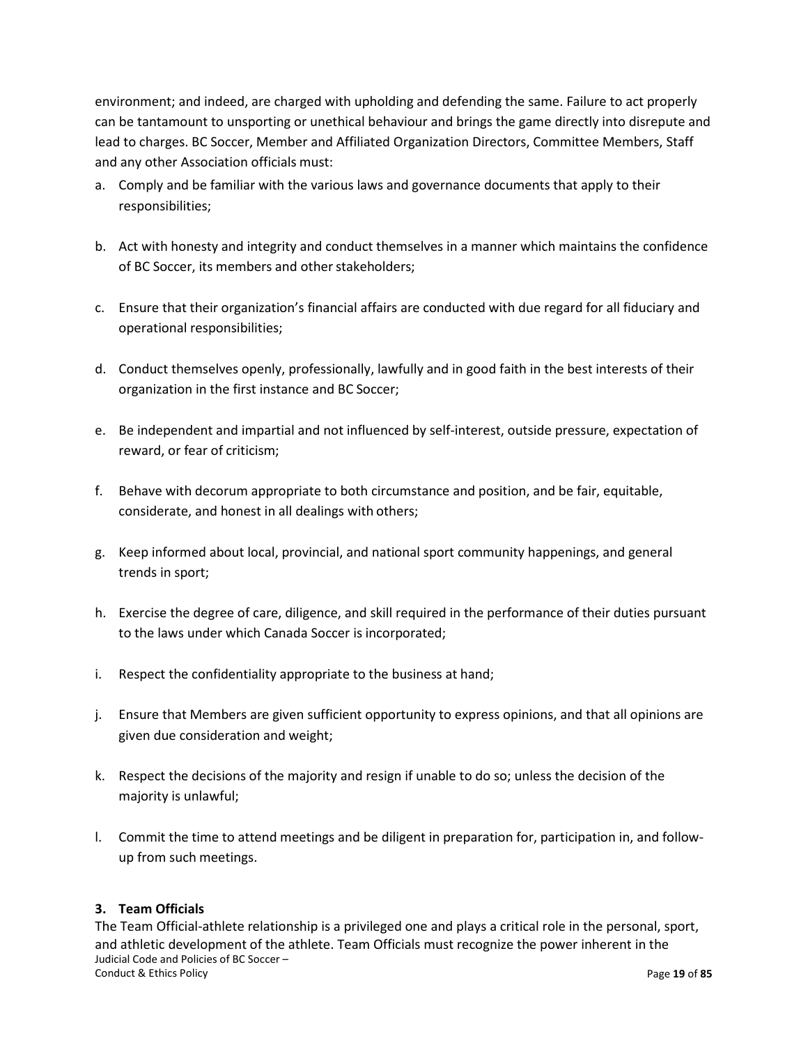environment; and indeed, are charged with upholding and defending the same. Failure to act properly can be tantamount to unsporting or unethical behaviour and brings the game directly into disrepute and lead to charges. BC Soccer, Member and Affiliated Organization Directors, Committee Members, Staff and any other Association officials must:

a. Comply and be familiar with the various laws and governance documents that apply to their responsibilities;

b. Act with honesty and integrity and conduct themselves in a manner which maintains the confidence of BC Soccer, its members and other stakeholders;

c. Ensure that their organization's financial affairs are conducted with due regard for all fiduciary and operational responsibilities;

d. Conduct themselves openly, professionally, lawfully and in good faith in the best interests of their organization in the first instance and BC Soccer;

e. Be independent and impartial and not influenced by self-interest, outside pressure, expectation of reward, or fear of criticism;

f. Behave with decorum appropriate to both circumstance and position, and be fair, equitable, considerate, and honest in all dealings with others;

g. Keep informed about local, provincial, and national sport community happenings, and general trends in sport;

h. Exercise the degree of care, diligence, and skill required in the performance of their duties pursuant to the laws under which Canada Soccer is incorporated;

i. Respect the confidentiality appropriate to the business at hand;

j. Ensure that Members are given sufficient opportunity to express opinions, and that all opinions are given due consideration and weight;

k. Respect the decisions of the majority and resign if unable to do so; unless the decision of the majority is unlawful;

l. Commit the time to attend meetings and be diligent in preparation for, participation in, and follow-up from such meetings.

### 3. Team Officials

The Team Official-athlete relationship is a privileged one and plays a critical role in the personal, sport, and athletic development of the athlete. Team Officials must recognize the power inherent in the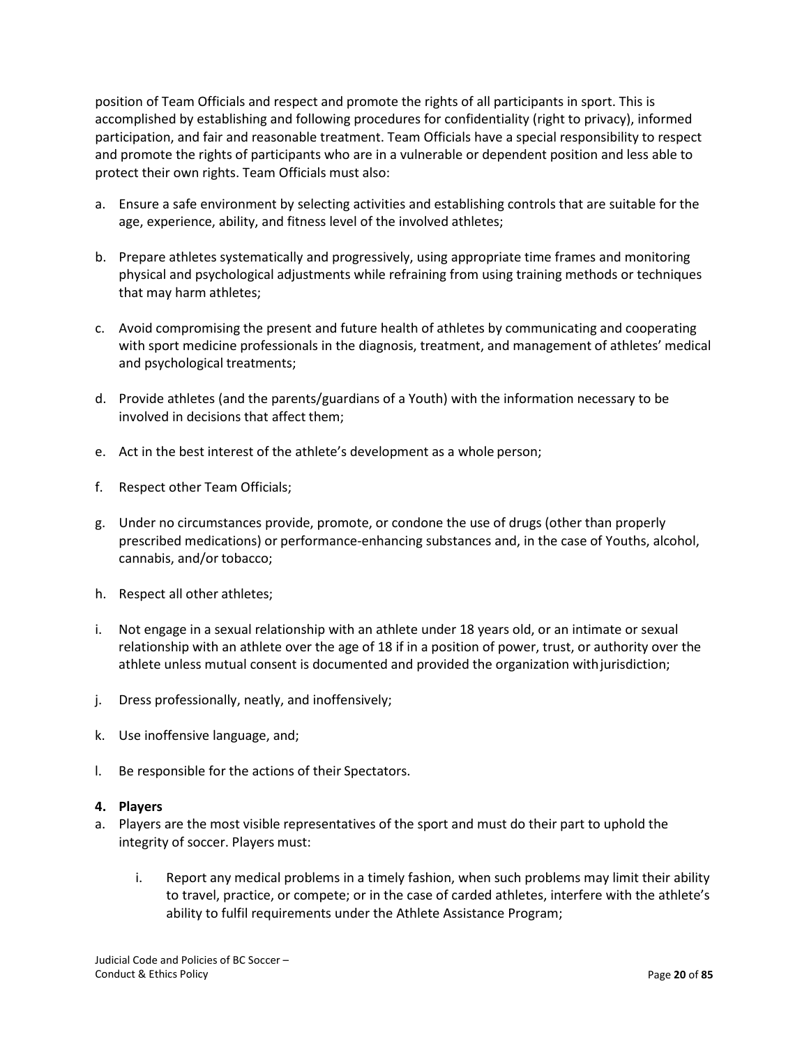position of Team Officials and respect and promote the rights of all participants in sport. This is accomplished by establishing and following procedures for confidentiality (right to privacy), informed participation, and fair and reasonable treatment. Team Officials have a special responsibility to respect and promote the rights of participants who are in a vulnerable or dependent position and less able to protect their own rights. Team Officials must also:

a. Ensure a safe environment by selecting activities and establishing controls that are suitable for the age, experience, ability, and fitness level of the involved athletes;

b. Prepare athletes systematically and progressively, using appropriate time frames and monitoring physical and psychological adjustments while refraining from using training methods or techniques that may harm athletes;

c. Avoid compromising the present and future health of athletes by communicating and cooperating with sport medicine professionals in the diagnosis, treatment, and management of athletes' medical and psychological treatments;

d. Provide athletes (and the parents/guardians of a Youth) with the information necessary to be involved in decisions that affect them;

e. Act in the best interest of the athlete's development as a whole person;

f. Respect other Team Officials;

g. Under no circumstances provide, promote, or condone the use of drugs (other than properly prescribed medications) or performance-enhancing substances and, in the case of Youths, alcohol, cannabis, and/or tobacco;

h. Respect all other athletes;

i. Not engage in a sexual relationship with an athlete under 18 years old, or an intimate or sexual relationship with an athlete over the age of 18 if in a position of power, trust, or authority over the athlete unless mutual consent is documented and provided the organization with jurisdiction;

j. Dress professionally, neatly, and inoffensively;

k. Use inoffensive language, and;

l. Be responsible for the actions of their Spectators.

**4. Players**

a. Players are the most visible representatives of the sport and must do their part to uphold the integrity of soccer. Players must:

   i. Report any medical problems in a timely fashion, when such problems may limit their ability to travel, practice, or compete; or in the case of carded athletes, interfere with the athlete's ability to fulfil requirements under the Athlete Assistance Program;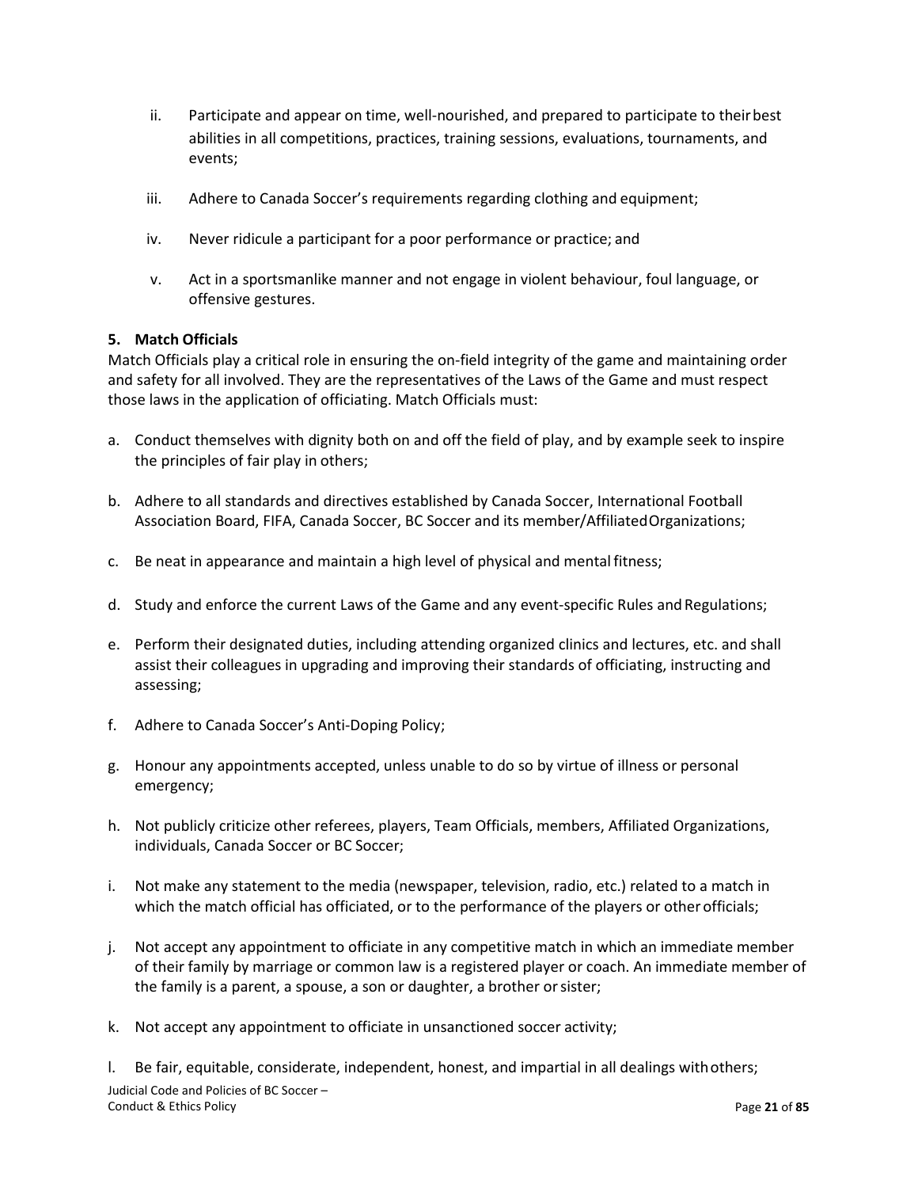ii. Participate and appear on time, well-nourished, and prepared to participate to their best abilities in all competitions, practices, training sessions, evaluations, tournaments, and events;

iii. Adhere to Canada Soccer's requirements regarding clothing and equipment;

iv. Never ridicule a participant for a poor performance or practice; and

v. Act in a sportsmanlike manner and not engage in violent behaviour, foul language, or offensive gestures.

**5. Match Officials**

Match Officials play a critical role in ensuring the on-field integrity of the game and maintaining order and safety for all involved. They are the representatives of the Laws of the Game and must respect those laws in the application of officiating. Match Officials must:

a. Conduct themselves with dignity both on and off the field of play, and by example seek to inspire the principles of fair play in others;

b. Adhere to all standards and directives established by Canada Soccer, International Football Association Board, FIFA, Canada Soccer, BC Soccer and its member/Affiliated Organizations;

c. Be neat in appearance and maintain a high level of physical and mental fitness;

d. Study and enforce the current Laws of the Game and any event-specific Rules and Regulations;

e. Perform their designated duties, including attending organized clinics and lectures, etc. and shall assist their colleagues in upgrading and improving their standards of officiating, instructing and assessing;

f. Adhere to Canada Soccer's Anti-Doping Policy;

g. Honour any appointments accepted, unless unable to do so by virtue of illness or personal emergency;

h. Not publicly criticize other referees, players, Team Officials, members, Affiliated Organizations, individuals, Canada Soccer or BC Soccer;

i. Not make any statement to the media (newspaper, television, radio, etc.) related to a match in which the match official has officiated, or to the performance of the players or other officials;

j. Not accept any appointment to officiate in any competitive match in which an immediate member of their family by marriage or common law is a registered player or coach. An immediate member of the family is a parent, a spouse, a son or daughter, a brother or sister;

k. Not accept any appointment to officiate in unsanctioned soccer activity;

l. Be fair, equitable, considerate, independent, honest, and impartial in all dealings with others;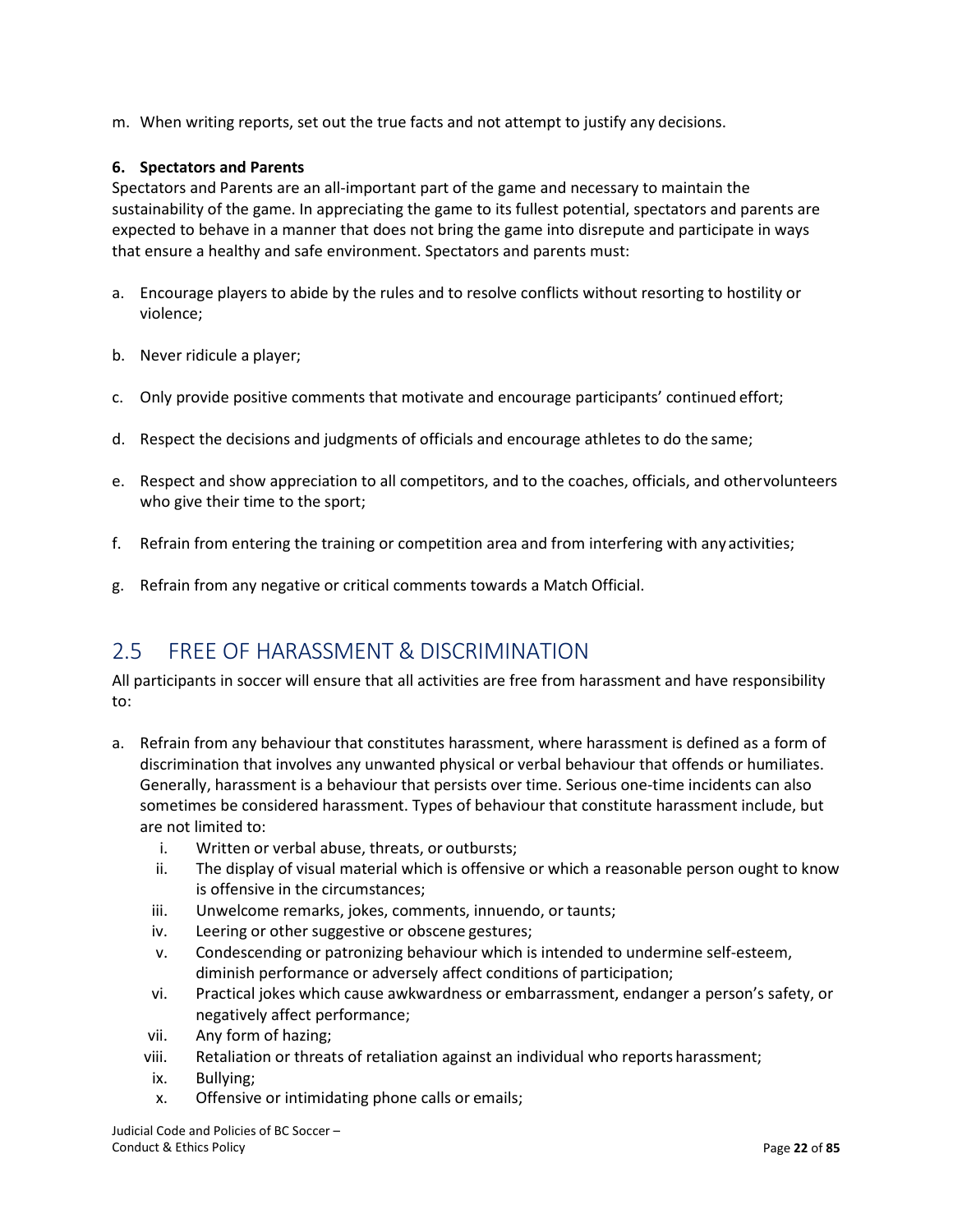m. When writing reports, set out the true facts and not attempt to justify any decisions.

**6. Spectators and Parents**

Spectators and Parents are an all-important part of the game and necessary to maintain the sustainability of the game. In appreciating the game to its fullest potential, spectators and parents are expected to behave in a manner that does not bring the game into disrepute and participate in ways that ensure a healthy and safe environment. Spectators and parents must:

a. Encourage players to abide by the rules and to resolve conflicts without resorting to hostility or violence;

b. Never ridicule a player;

c. Only provide positive comments that motivate and encourage participants' continued effort;

d. Respect the decisions and judgments of officials and encourage athletes to do the same;

e. Respect and show appreciation to all competitors, and to the coaches, officials, and othervolunteers who give their time to the sport;

f. Refrain from entering the training or competition area and from interfering with any activities;

g. Refrain from any negative or critical comments towards a Match Official.

## 2.5 FREE OF HARASSMENT & DISCRIMINATION

All participants in soccer will ensure that all activities are free from harassment and have responsibility to:

a. Refrain from any behaviour that constitutes harassment, where harassment is defined as a form of discrimination that involves any unwanted physical or verbal behaviour that offends or humiliates. Generally, harassment is a behaviour that persists over time. Serious one-time incidents can also sometimes be considered harassment. Types of behaviour that constitute harassment include, but are not limited to:
   i. Written or verbal abuse, threats, or outbursts;
   ii. The display of visual material which is offensive or which a reasonable person ought to know is offensive in the circumstances;
   iii. Unwelcome remarks, jokes, comments, innuendo, or taunts;
   iv. Leering or other suggestive or obscene gestures;
   v. Condescending or patronizing behaviour which is intended to undermine self-esteem, diminish performance or adversely affect conditions of participation;
   vi. Practical jokes which cause awkwardness or embarrassment, endanger a person's safety, or negatively affect performance;
   vii. Any form of hazing;
   viii. Retaliation or threats of retaliation against an individual who reports harassment;
   ix. Bullying;
   x. Offensive or intimidating phone calls or emails;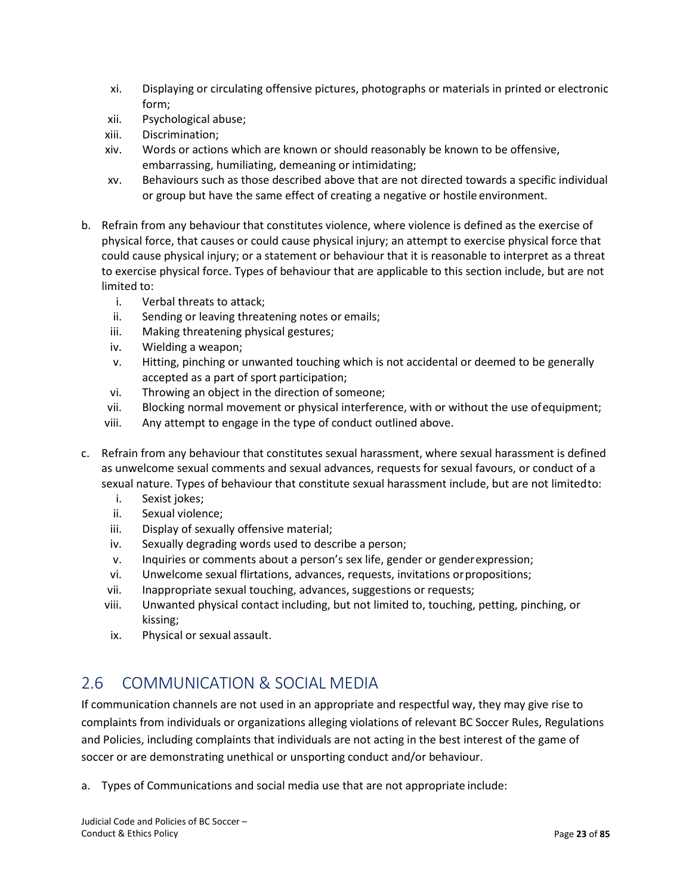xi. Displaying or circulating offensive pictures, photographs or materials in printed or electronic form;
xii. Psychological abuse;
xiii. Discrimination;
xiv. Words or actions which are known or should reasonably be known to be offensive, embarrassing, humiliating, demeaning or intimidating;
xv. Behaviours such as those described above that are not directed towards a specific individual or group but have the same effect of creating a negative or hostile environment.

b. Refrain from any behaviour that constitutes violence, where violence is defined as the exercise of physical force, that causes or could cause physical injury; an attempt to exercise physical force that could cause physical injury; or a statement or behaviour that it is reasonable to interpret as a threat to exercise physical force. Types of behaviour that are applicable to this section include, but are not limited to:
   i. Verbal threats to attack;
   ii. Sending or leaving threatening notes or emails;
   iii. Making threatening physical gestures;
   iv. Wielding a weapon;
   v. Hitting, pinching or unwanted touching which is not accidental or deemed to be generally accepted as a part of sport participation;
   vi. Throwing an object in the direction of someone;
   vii. Blocking normal movement or physical interference, with or without the use of equipment;
   viii. Any attempt to engage in the type of conduct outlined above.

c. Refrain from any behaviour that constitutes sexual harassment, where sexual harassment is defined as unwelcome sexual comments and sexual advances, requests for sexual favours, or conduct of a sexual nature. Types of behaviour that constitute sexual harassment include, but are not limited to:
   i. Sexist jokes;
   ii. Sexual violence;
   iii. Display of sexually offensive material;
   iv. Sexually degrading words used to describe a person;
   v. Inquiries or comments about a person's sex life, gender or gender expression;
   vi. Unwelcome sexual flirtations, advances, requests, invitations or propositions;
   vii. Inappropriate sexual touching, advances, suggestions or requests;
   viii. Unwanted physical contact including, but not limited to, touching, petting, pinching, or kissing;
   ix. Physical or sexual assault.

## 2.6 COMMUNICATION & SOCIAL MEDIA

If communication channels are not used in an appropriate and respectful way, they may give rise to complaints from individuals or organizations alleging violations of relevant BC Soccer Rules, Regulations and Policies, including complaints that individuals are not acting in the best interest of the game of soccer or are demonstrating unethical or unsporting conduct and/or behaviour.

a. Types of Communications and social media use that are not appropriate include: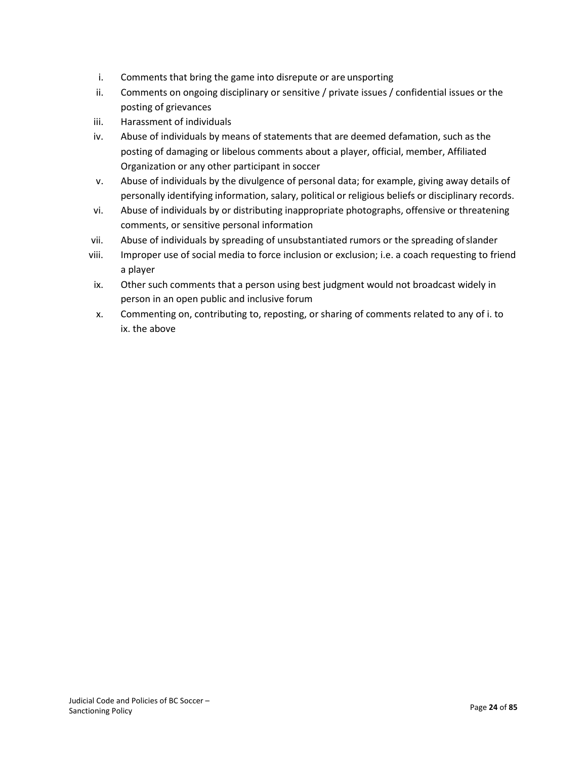i. Comments that bring the game into disrepute or are unsporting
ii. Comments on ongoing disciplinary or sensitive / private issues / confidential issues or the posting of grievances
iii. Harassment of individuals
iv. Abuse of individuals by means of statements that are deemed defamation, such as the posting of damaging or libelous comments about a player, official, member, Affiliated Organization or any other participant in soccer
v. Abuse of individuals by the divulgence of personal data; for example, giving away details of personally identifying information, salary, political or religious beliefs or disciplinary records.
vi. Abuse of individuals by or distributing inappropriate photographs, offensive or threatening comments, or sensitive personal information
vii. Abuse of individuals by spreading of unsubstantiated rumors or the spreading of slander
viii. Improper use of social media to force inclusion or exclusion; i.e. a coach requesting to friend a player
ix. Other such comments that a person using best judgment would not broadcast widely in person in an open public and inclusive forum
x. Commenting on, contributing to, reposting, or sharing of comments related to any of i. to ix. the above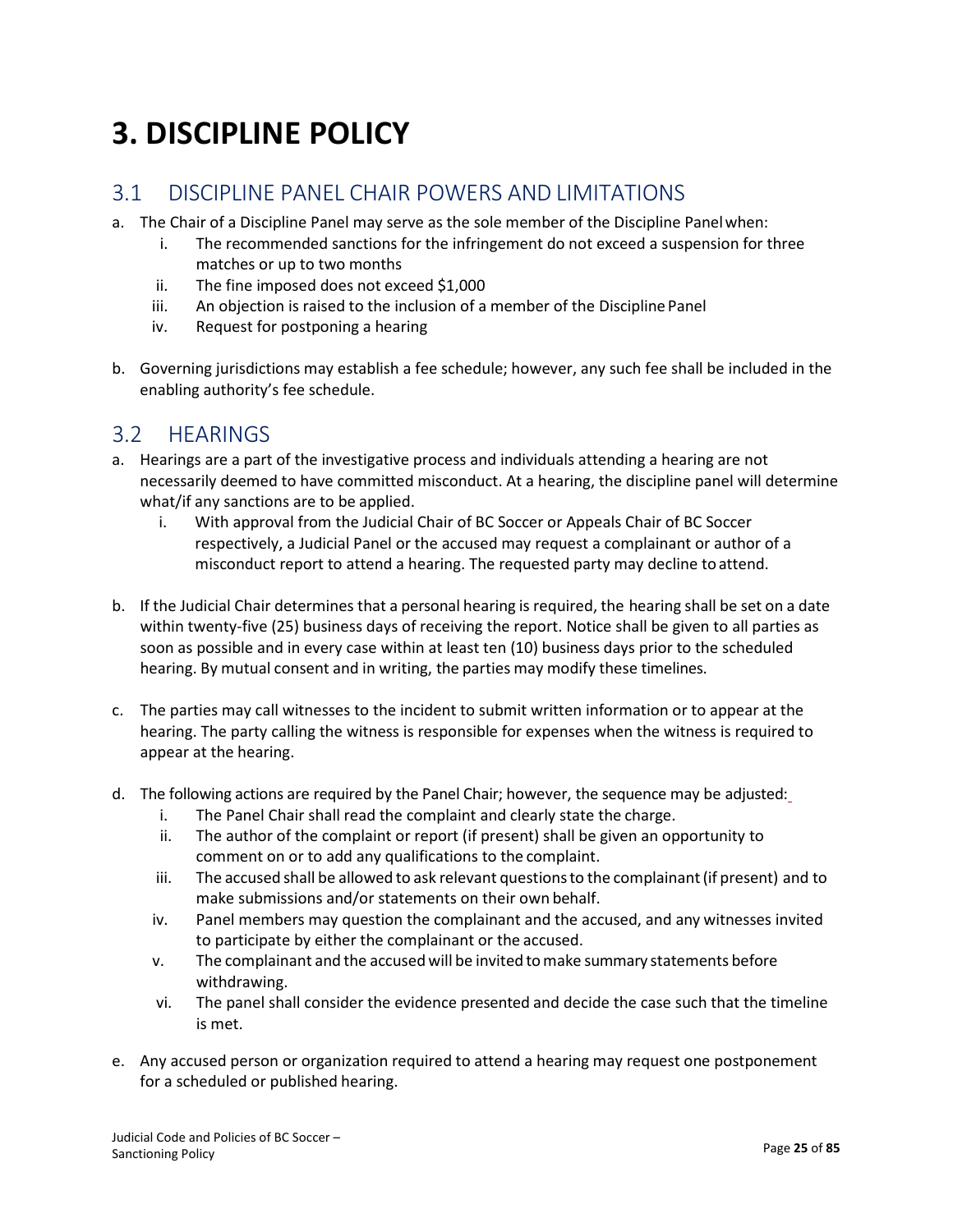# 3. DISCIPLINE POLICY

## 3.1 DISCIPLINE PANEL CHAIR POWERS AND LIMITATIONS

a. The Chair of a Discipline Panel may serve as the sole member of the Discipline Panel when:
   i. The recommended sanctions for the infringement do not exceed a suspension for three matches or up to two months
   ii. The fine imposed does not exceed $1,000
   iii. An objection is raised to the inclusion of a member of the Discipline Panel
   iv. Request for postponing a hearing

b. Governing jurisdictions may establish a fee schedule; however, any such fee shall be included in the enabling authority's fee schedule.

## 3.2 HEARINGS

a. Hearings are a part of the investigative process and individuals attending a hearing are not necessarily deemed to have committed misconduct. At a hearing, the discipline panel will determine what/if any sanctions are to be applied.
   i. With approval from the Judicial Chair of BC Soccer or Appeals Chair of BC Soccer respectively, a Judicial Panel or the accused may request a complainant or author of a misconduct report to attend a hearing. The requested party may decline to attend.

b. If the Judicial Chair determines that a personal hearing is required, the hearing shall be set on a date within twenty-five (25) business days of receiving the report. Notice shall be given to all parties as soon as possible and in every case within at least ten (10) business days prior to the scheduled hearing. By mutual consent and in writing, the parties may modify these timelines.

c. The parties may call witnesses to the incident to submit written information or to appear at the hearing. The party calling the witness is responsible for expenses when the witness is required to appear at the hearing.

d. The following actions are required by the Panel Chair; however, the sequence may be adjusted:
   i. The Panel Chair shall read the complaint and clearly state the charge.
   ii. The author of the complaint or report (if present) shall be given an opportunity to comment on or to add any qualifications to the complaint.
   iii. The accused shall be allowed to ask relevant questions to the complainant (if present) and to make submissions and/or statements on their own behalf.
   iv. Panel members may question the complainant and the accused, and any witnesses invited to participate by either the complainant or the accused.
   v. The complainant and the accused will be invited to make summary statements before withdrawing.
   vi. The panel shall consider the evidence presented and decide the case such that the timeline is met.

e. Any accused person or organization required to attend a hearing may request one postponement for a scheduled or published hearing.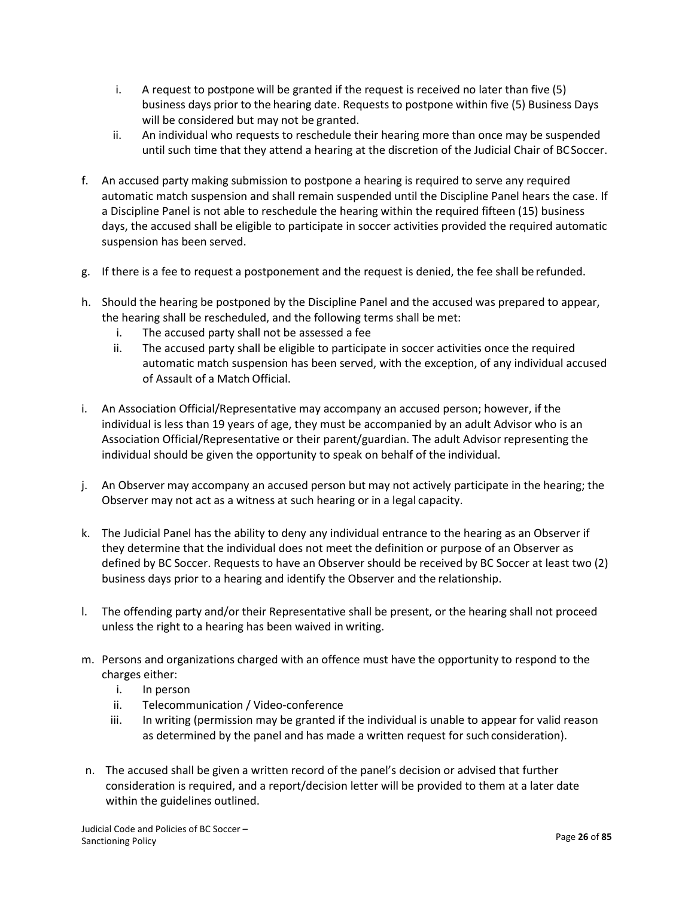i. A request to postpone will be granted if the request is received no later than five (5) business days prior to the hearing date. Requests to postpone within five (5) Business Days will be considered but may not be granted.
   ii. An individual who requests to reschedule their hearing more than once may be suspended until such time that they attend a hearing at the discretion of the Judicial Chair of BC Soccer.

f. An accused party making submission to postpone a hearing is required to serve any required automatic match suspension and shall remain suspended until the Discipline Panel hears the case. If a Discipline Panel is not able to reschedule the hearing within the required fifteen (15) business days, the accused shall be eligible to participate in soccer activities provided the required automatic suspension has been served.

g. If there is a fee to request a postponement and the request is denied, the fee shall be refunded.

h. Should the hearing be postponed by the Discipline Panel and the accused was prepared to appear, the hearing shall be rescheduled, and the following terms shall be met:
   i. The accused party shall not be assessed a fee
   ii. The accused party shall be eligible to participate in soccer activities once the required automatic match suspension has been served, with the exception, of any individual accused of Assault of a Match Official.

i. An Association Official/Representative may accompany an accused person; however, if the individual is less than 19 years of age, they must be accompanied by an adult Advisor who is an Association Official/Representative or their parent/guardian. The adult Advisor representing the individual should be given the opportunity to speak on behalf of the individual.

j. An Observer may accompany an accused person but may not actively participate in the hearing; the Observer may not act as a witness at such hearing or in a legal capacity.

k. The Judicial Panel has the ability to deny any individual entrance to the hearing as an Observer if they determine that the individual does not meet the definition or purpose of an Observer as defined by BC Soccer. Requests to have an Observer should be received by BC Soccer at least two (2) business days prior to a hearing and identify the Observer and the relationship.

l. The offending party and/or their Representative shall be present, or the hearing shall not proceed unless the right to a hearing has been waived in writing.

m. Persons and organizations charged with an offence must have the opportunity to respond to the charges either:
   i. In person
   ii. Telecommunication / Video-conference
   iii. In writing (permission may be granted if the individual is unable to appear for valid reason as determined by the panel and has made a written request for such consideration).

n. The accused shall be given a written record of the panel's decision or advised that further consideration is required, and a report/decision letter will be provided to them at a later date within the guidelines outlined.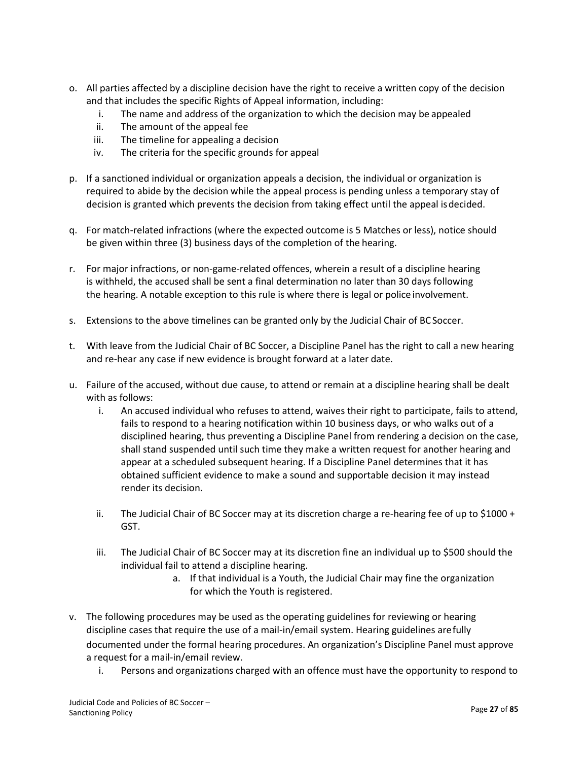o. All parties affected by a discipline decision have the right to receive a written copy of the decision and that includes the specific Rights of Appeal information, including:
   i. The name and address of the organization to which the decision may be appealed
   ii. The amount of the appeal fee
   iii. The timeline for appealing a decision
   iv. The criteria for the specific grounds for appeal

p. If a sanctioned individual or organization appeals a decision, the individual or organization is required to abide by the decision while the appeal process is pending unless a temporary stay of decision is granted which prevents the decision from taking effect until the appeal is decided.

q. For match-related infractions (where the expected outcome is 5 Matches or less), notice should be given within three (3) business days of the completion of the hearing.

r. For major infractions, or non-game-related offences, wherein a result of a discipline hearing is withheld, the accused shall be sent a final determination no later than 30 days following the hearing. A notable exception to this rule is where there is legal or police involvement.

s. Extensions to the above timelines can be granted only by the Judicial Chair of BC Soccer.

t. With leave from the Judicial Chair of BC Soccer, a Discipline Panel has the right to call a new hearing and re-hear any case if new evidence is brought forward at a later date.

u. Failure of the accused, without due cause, to attend or remain at a discipline hearing shall be dealt with as follows:
   i. An accused individual who refuses to attend, waives their right to participate, fails to attend, fails to respond to a hearing notification within 10 business days, or who walks out of a disciplined hearing, thus preventing a Discipline Panel from rendering a decision on the case, shall stand suspended until such time they make a written request for another hearing and appear at a scheduled subsequent hearing. If a Discipline Panel determines that it has obtained sufficient evidence to make a sound and supportable decision it may instead render its decision.

   ii. The Judicial Chair of BC Soccer may at its discretion charge a re-hearing fee of up to $1000 + GST.

   iii. The Judicial Chair of BC Soccer may at its discretion fine an individual up to $500 should the individual fail to attend a discipline hearing.
      a. If that individual is a Youth, the Judicial Chair may fine the organization for which the Youth is registered.

v. The following procedures may be used as the operating guidelines for reviewing or hearing discipline cases that require the use of a mail-in/email system. Hearing guidelines are fully documented under the formal hearing procedures. An organization's Discipline Panel must approve a request for a mail-in/email review.
   i. Persons and organizations charged with an offence must have the opportunity to respond to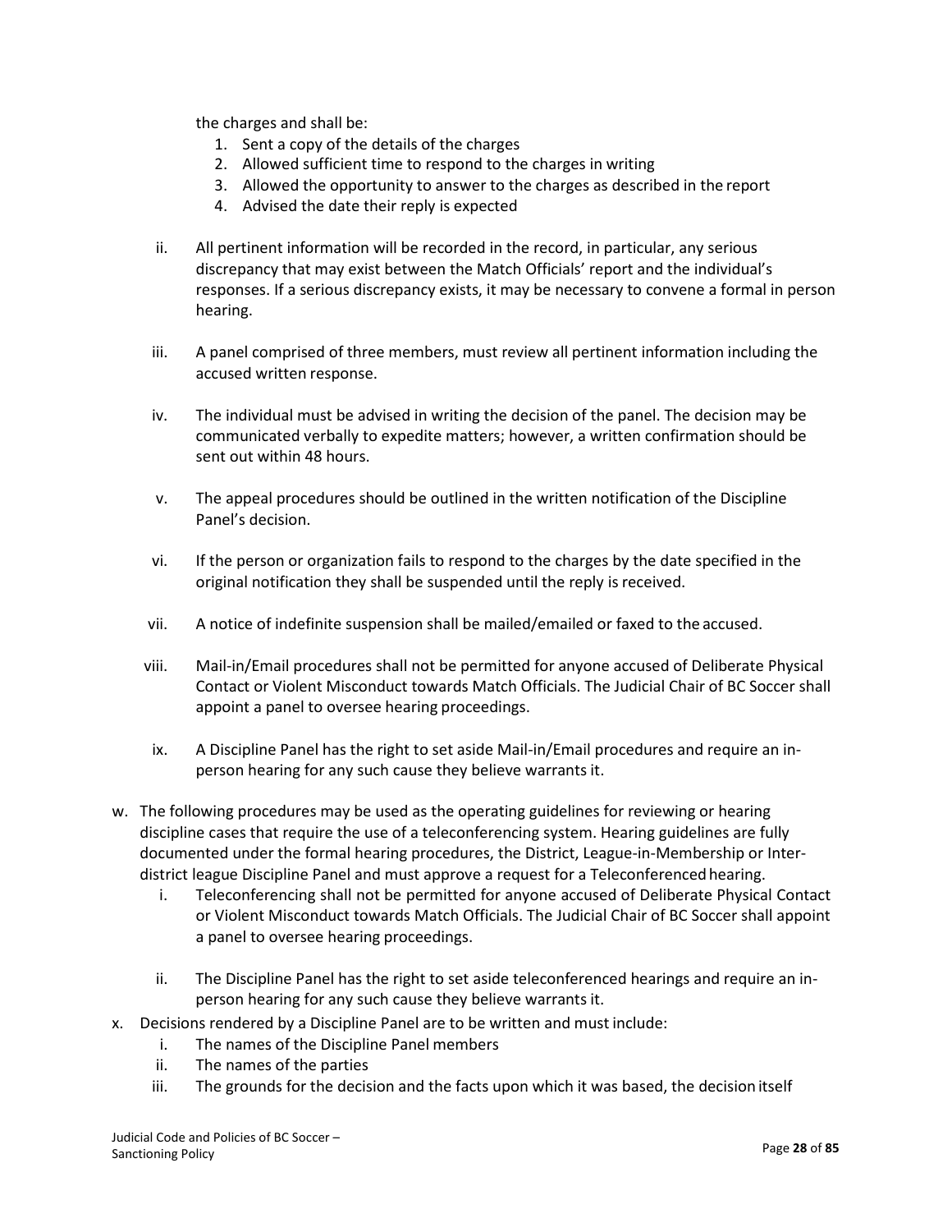the charges and shall be:

1. Sent a copy of the details of the charges
2. Allowed sufficient time to respond to the charges in writing
3. Allowed the opportunity to answer to the charges as described in the report
4. Advised the date their reply is expected

ii. All pertinent information will be recorded in the record, in particular, any serious discrepancy that may exist between the Match Officials' report and the individual's responses. If a serious discrepancy exists, it may be necessary to convene a formal in person hearing.

iii. A panel comprised of three members, must review all pertinent information including the accused written response.

iv. The individual must be advised in writing the decision of the panel. The decision may be communicated verbally to expedite matters; however, a written confirmation should be sent out within 48 hours.

v. The appeal procedures should be outlined in the written notification of the Discipline Panel's decision.

vi. If the person or organization fails to respond to the charges by the date specified in the original notification they shall be suspended until the reply is received.

vii. A notice of indefinite suspension shall be mailed/emailed or faxed to the accused.

viii. Mail-in/Email procedures shall not be permitted for anyone accused of Deliberate Physical Contact or Violent Misconduct towards Match Officials. The Judicial Chair of BC Soccer shall appoint a panel to oversee hearing proceedings.

ix. A Discipline Panel has the right to set aside Mail-in/Email procedures and require an in-person hearing for any such cause they believe warrants it.

w. The following procedures may be used as the operating guidelines for reviewing or hearing discipline cases that require the use of a teleconferencing system. Hearing guidelines are fully documented under the formal hearing procedures, the District, League-in-Membership or Inter-district league Discipline Panel and must approve a request for a Teleconferenced hearing.

   i. Teleconferencing shall not be permitted for anyone accused of Deliberate Physical Contact or Violent Misconduct towards Match Officials. The Judicial Chair of BC Soccer shall appoint a panel to oversee hearing proceedings.

   ii. The Discipline Panel has the right to set aside teleconferenced hearings and require an in-person hearing for any such cause they believe warrants it.

x. Decisions rendered by a Discipline Panel are to be written and must include:

   i. The names of the Discipline Panel members
   ii. The names of the parties
   iii. The grounds for the decision and the facts upon which it was based, the decision itself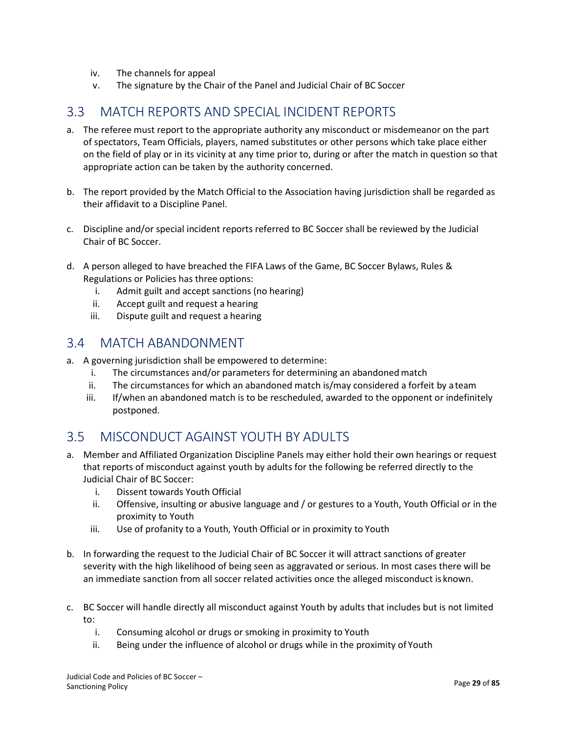iv. The channels for appeal
v. The signature by the Chair of the Panel and Judicial Chair of BC Soccer

## 3.3 MATCH REPORTS AND SPECIAL INCIDENT REPORTS

a. The referee must report to the appropriate authority any misconduct or misdemeanor on the part of spectators, Team Officials, players, named substitutes or other persons which take place either on the field of play or in its vicinity at any time prior to, during or after the match in question so that appropriate action can be taken by the authority concerned.

b. The report provided by the Match Official to the Association having jurisdiction shall be regarded as their affidavit to a Discipline Panel.

c. Discipline and/or special incident reports referred to BC Soccer shall be reviewed by the Judicial Chair of BC Soccer.

d. A person alleged to have breached the FIFA Laws of the Game, BC Soccer Bylaws, Rules & Regulations or Policies has three options:
   i. Admit guilt and accept sanctions (no hearing)
   ii. Accept guilt and request a hearing
   iii. Dispute guilt and request a hearing

## 3.4 MATCH ABANDONMENT

a. A governing jurisdiction shall be empowered to determine:
   i. The circumstances and/or parameters for determining an abandoned match
   ii. The circumstances for which an abandoned match is/may considered a forfeit by a team
   iii. If/when an abandoned match is to be rescheduled, awarded to the opponent or indefinitely postponed.

## 3.5 MISCONDUCT AGAINST YOUTH BY ADULTS

a. Member and Affiliated Organization Discipline Panels may either hold their own hearings or request that reports of misconduct against youth by adults for the following be referred directly to the Judicial Chair of BC Soccer:
   i. Dissent towards Youth Official
   ii. Offensive, insulting or abusive language and / or gestures to a Youth, Youth Official or in the proximity to Youth
   iii. Use of profanity to a Youth, Youth Official or in proximity to Youth

b. In forwarding the request to the Judicial Chair of BC Soccer it will attract sanctions of greater severity with the high likelihood of being seen as aggravated or serious. In most cases there will be an immediate sanction from all soccer related activities once the alleged misconduct is known.

c. BC Soccer will handle directly all misconduct against Youth by adults that includes but is not limited to:
   i. Consuming alcohol or drugs or smoking in proximity to Youth
   ii. Being under the influence of alcohol or drugs while in the proximity of Youth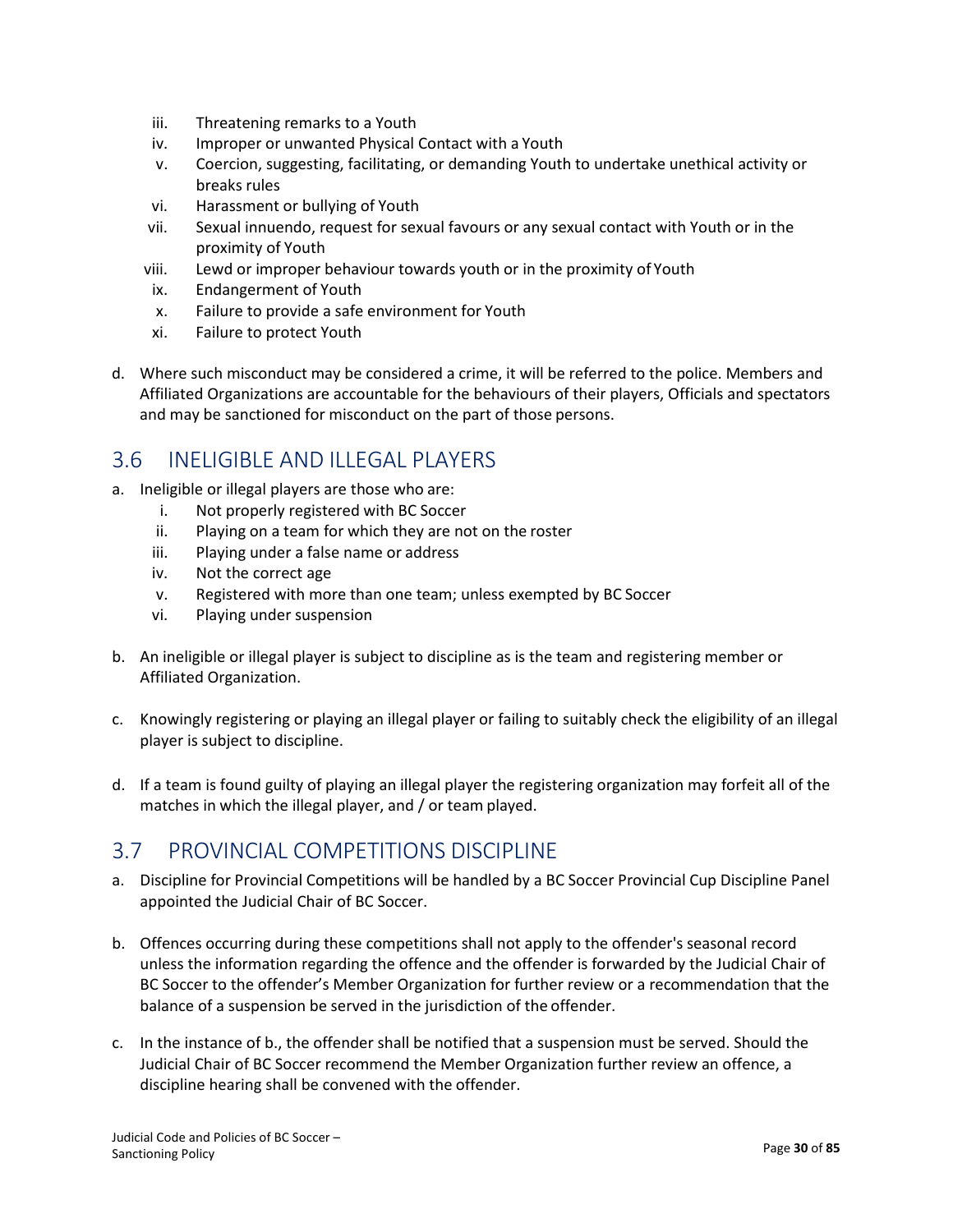iii. Threatening remarks to a Youth
iv. Improper or unwanted Physical Contact with a Youth
v. Coercion, suggesting, facilitating, or demanding Youth to undertake unethical activity or breaks rules
vi. Harassment or bullying of Youth
vii. Sexual innuendo, request for sexual favours or any sexual contact with Youth or in the proximity of Youth
viii. Lewd or improper behaviour towards youth or in the proximity of Youth
ix. Endangerment of Youth
x. Failure to provide a safe environment for Youth
xi. Failure to protect Youth

d. Where such misconduct may be considered a crime, it will be referred to the police. Members and Affiliated Organizations are accountable for the behaviours of their players, Officials and spectators and may be sanctioned for misconduct on the part of those persons.

## 3.6 INELIGIBLE AND ILLEGAL PLAYERS

a. Ineligible or illegal players are those who are:
   i. Not properly registered with BC Soccer
   ii. Playing on a team for which they are not on the roster
   iii. Playing under a false name or address
   iv. Not the correct age
   v. Registered with more than one team; unless exempted by BC Soccer
   vi. Playing under suspension

b. An ineligible or illegal player is subject to discipline as is the team and registering member or Affiliated Organization.

c. Knowingly registering or playing an illegal player or failing to suitably check the eligibility of an illegal player is subject to discipline.

d. If a team is found guilty of playing an illegal player the registering organization may forfeit all of the matches in which the illegal player, and / or team played.

## 3.7 PROVINCIAL COMPETITIONS DISCIPLINE

a. Discipline for Provincial Competitions will be handled by a BC Soccer Provincial Cup Discipline Panel appointed the Judicial Chair of BC Soccer.

b. Offences occurring during these competitions shall not apply to the offender's seasonal record unless the information regarding the offence and the offender is forwarded by the Judicial Chair of BC Soccer to the offender's Member Organization for further review or a recommendation that the balance of a suspension be served in the jurisdiction of the offender.

c. In the instance of b., the offender shall be notified that a suspension must be served. Should the Judicial Chair of BC Soccer recommend the Member Organization further review an offence, a discipline hearing shall be convened with the offender.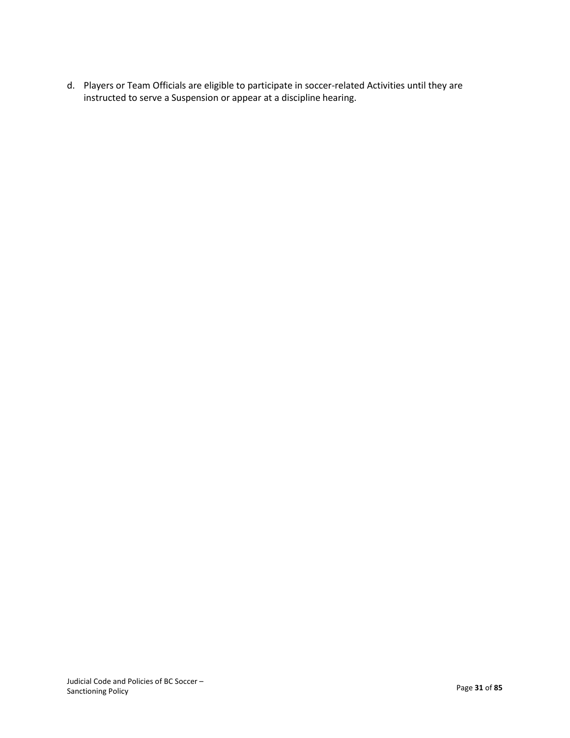d. Players or Team Officials are eligible to participate in soccer-related Activities until they are instructed to serve a Suspension or appear at a discipline hearing.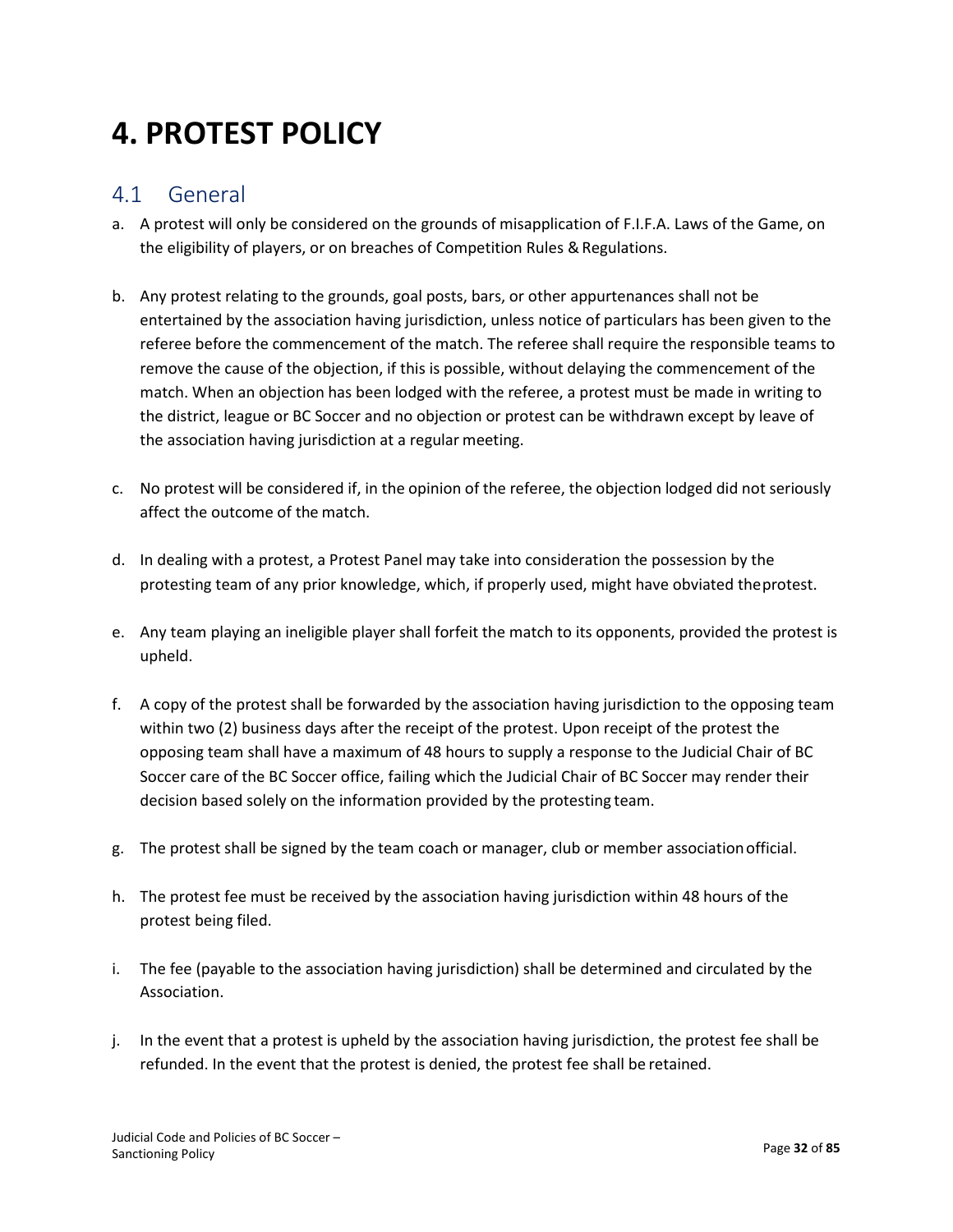# 4. PROTEST POLICY

## 4.1 General

a. A protest will only be considered on the grounds of misapplication of F.I.F.A. Laws of the Game, on the eligibility of players, or on breaches of Competition Rules & Regulations.

b. Any protest relating to the grounds, goal posts, bars, or other appurtenances shall not be entertained by the association having jurisdiction, unless notice of particulars has been given to the referee before the commencement of the match. The referee shall require the responsible teams to remove the cause of the objection, if this is possible, without delaying the commencement of the match. When an objection has been lodged with the referee, a protest must be made in writing to the district, league or BC Soccer and no objection or protest can be withdrawn except by leave of the association having jurisdiction at a regular meeting.

c. No protest will be considered if, in the opinion of the referee, the objection lodged did not seriously affect the outcome of the match.

d. In dealing with a protest, a Protest Panel may take into consideration the possession by the protesting team of any prior knowledge, which, if properly used, might have obviated the protest.

e. Any team playing an ineligible player shall forfeit the match to its opponents, provided the protest is upheld.

f. A copy of the protest shall be forwarded by the association having jurisdiction to the opposing team within two (2) business days after the receipt of the protest. Upon receipt of the protest the opposing team shall have a maximum of 48 hours to supply a response to the Judicial Chair of BC Soccer care of the BC Soccer office, failing which the Judicial Chair of BC Soccer may render their decision based solely on the information provided by the protesting team.

g. The protest shall be signed by the team coach or manager, club or member association official.

h. The protest fee must be received by the association having jurisdiction within 48 hours of the protest being filed.

i. The fee (payable to the association having jurisdiction) shall be determined and circulated by the Association.

j. In the event that a protest is upheld by the association having jurisdiction, the protest fee shall be refunded. In the event that the protest is denied, the protest fee shall be retained.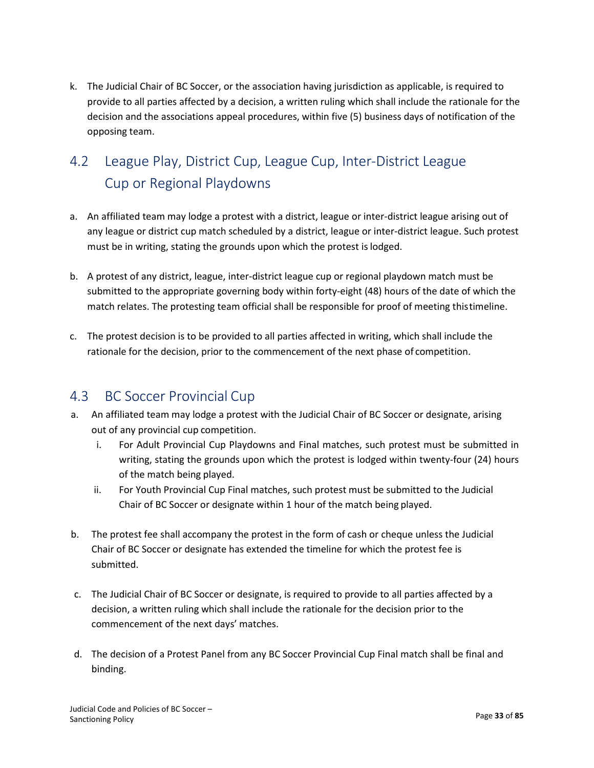k. The Judicial Chair of BC Soccer, or the association having jurisdiction as applicable, is required to provide to all parties affected by a decision, a written ruling which shall include the rationale for the decision and the associations appeal procedures, within five (5) business days of notification of the opposing team.

## 4.2 League Play, District Cup, League Cup, Inter-District League Cup or Regional Playdowns

a. An affiliated team may lodge a protest with a district, league or inter-district league arising out of any league or district cup match scheduled by a district, league or inter-district league. Such protest must be in writing, stating the grounds upon which the protest is lodged.

b. A protest of any district, league, inter-district league cup or regional playdown match must be submitted to the appropriate governing body within forty-eight (48) hours of the date of which the match relates. The protesting team official shall be responsible for proof of meeting this timeline.

c. The protest decision is to be provided to all parties affected in writing, which shall include the rationale for the decision, prior to the commencement of the next phase of competition.

## 4.3 BC Soccer Provincial Cup

a. An affiliated team may lodge a protest with the Judicial Chair of BC Soccer or designate, arising out of any provincial cup competition.
   i. For Adult Provincial Cup Playdowns and Final matches, such protest must be submitted in writing, stating the grounds upon which the protest is lodged within twenty-four (24) hours of the match being played.
   ii. For Youth Provincial Cup Final matches, such protest must be submitted to the Judicial Chair of BC Soccer or designate within 1 hour of the match being played.

b. The protest fee shall accompany the protest in the form of cash or cheque unless the Judicial Chair of BC Soccer or designate has extended the timeline for which the protest fee is submitted.

c. The Judicial Chair of BC Soccer or designate, is required to provide to all parties affected by a decision, a written ruling which shall include the rationale for the decision prior to the commencement of the next days' matches.

d. The decision of a Protest Panel from any BC Soccer Provincial Cup Final match shall be final and binding.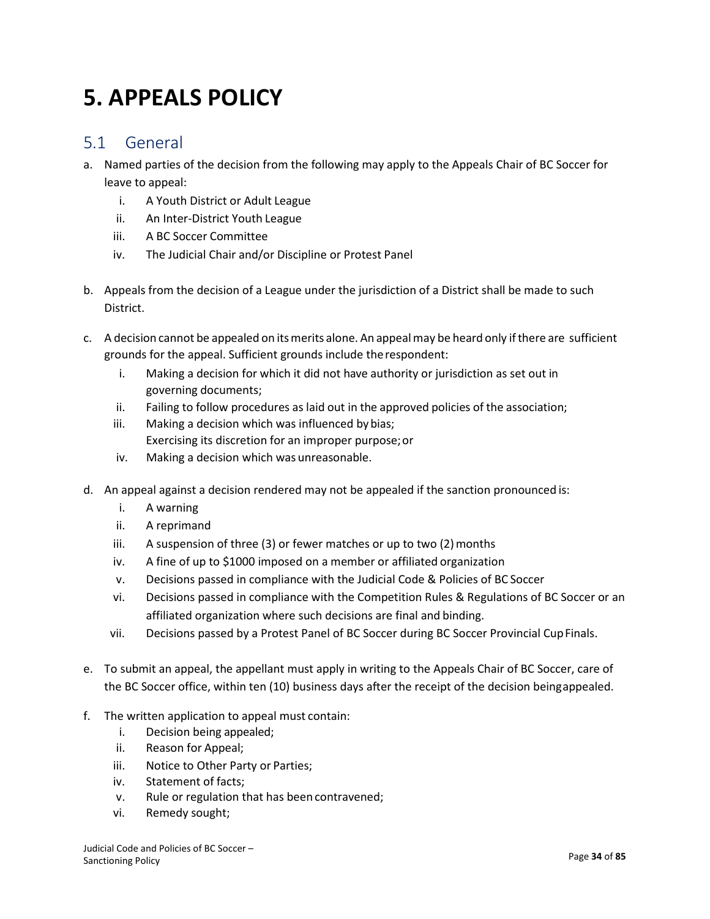# 5. APPEALS POLICY

## 5.1 General

a. Named parties of the decision from the following may apply to the Appeals Chair of BC Soccer for leave to appeal:
   i. A Youth District or Adult League
   ii. An Inter-District Youth League
   iii. A BC Soccer Committee
   iv. The Judicial Chair and/or Discipline or Protest Panel

b. Appeals from the decision of a League under the jurisdiction of a District shall be made to such District.

c. A decision cannot be appealed on its merits alone. An appeal may be heard only if there are sufficient grounds for the appeal. Sufficient grounds include the respondent:
   i. Making a decision for which it did not have authority or jurisdiction as set out in governing documents;
   ii. Failing to follow procedures as laid out in the approved policies of the association;
   iii. Making a decision which was influenced by bias;
   Exercising its discretion for an improper purpose; or
   iv. Making a decision which was unreasonable.

d. An appeal against a decision rendered may not be appealed if the sanction pronounced is:
   i. A warning
   ii. A reprimand
   iii. A suspension of three (3) or fewer matches or up to two (2) months
   iv. A fine of up to $1000 imposed on a member or affiliated organization
   v. Decisions passed in compliance with the Judicial Code & Policies of BC Soccer
   vi. Decisions passed in compliance with the Competition Rules & Regulations of BC Soccer or an affiliated organization where such decisions are final and binding.
   vii. Decisions passed by a Protest Panel of BC Soccer during BC Soccer Provincial Cup Finals.

e. To submit an appeal, the appellant must apply in writing to the Appeals Chair of BC Soccer, care of the BC Soccer office, within ten (10) business days after the receipt of the decision being appealed.

f. The written application to appeal must contain:
   i. Decision being appealed;
   ii. Reason for Appeal;
   iii. Notice to Other Party or Parties;
   iv. Statement of facts;
   v. Rule or regulation that has been contravened;
   vi. Remedy sought;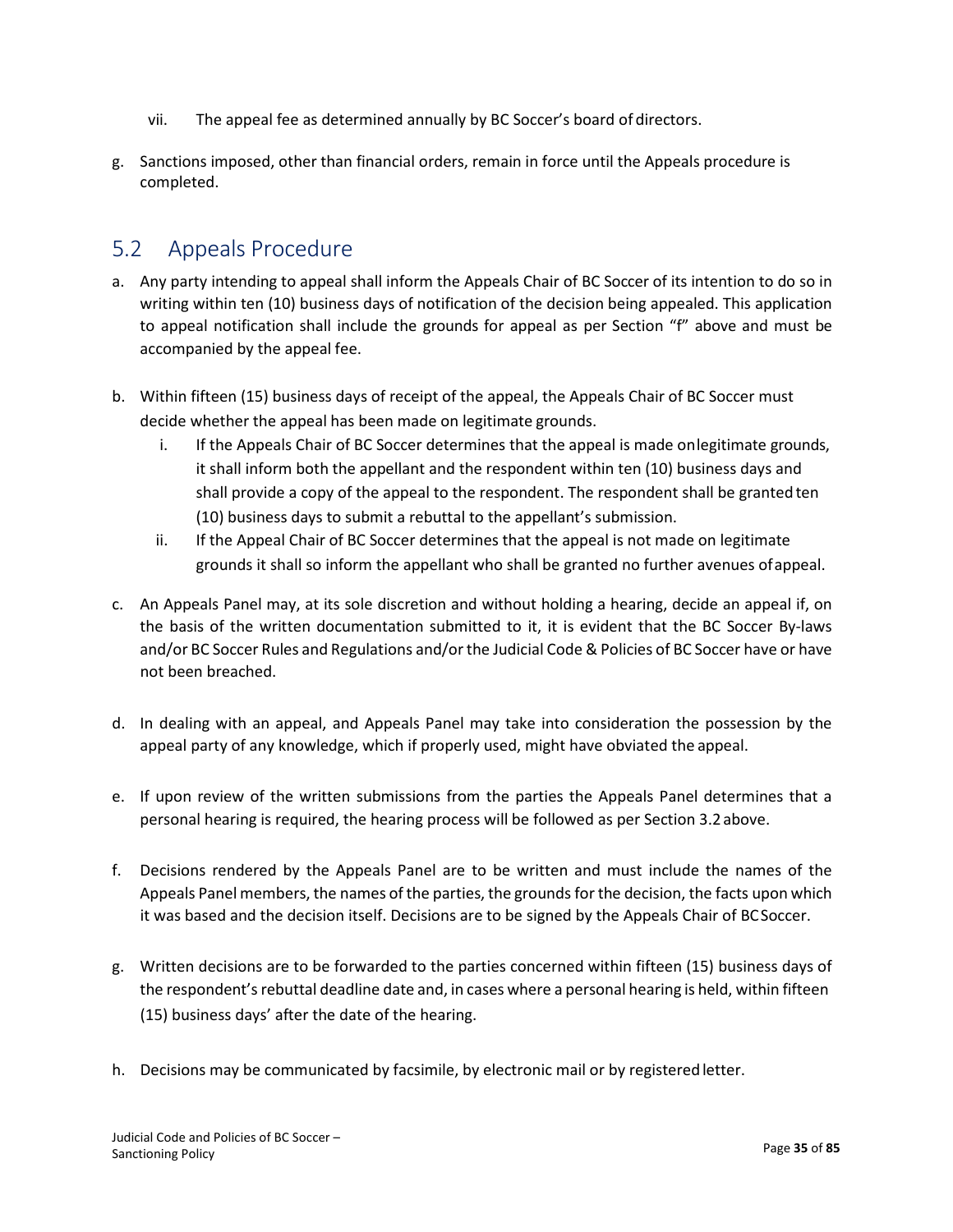vii. The appeal fee as determined annually by BC Soccer's board of directors.

g. Sanctions imposed, other than financial orders, remain in force until the Appeals procedure is completed.

## 5.2 Appeals Procedure

a. Any party intending to appeal shall inform the Appeals Chair of BC Soccer of its intention to do so in writing within ten (10) business days of notification of the decision being appealed. This application to appeal notification shall include the grounds for appeal as per Section "f" above and must be accompanied by the appeal fee.

b. Within fifteen (15) business days of receipt of the appeal, the Appeals Chair of BC Soccer must decide whether the appeal has been made on legitimate grounds.
   i. If the Appeals Chair of BC Soccer determines that the appeal is made on legitimate grounds, it shall inform both the appellant and the respondent within ten (10) business days and shall provide a copy of the appeal to the respondent. The respondent shall be granted ten (10) business days to submit a rebuttal to the appellant's submission.
   ii. If the Appeal Chair of BC Soccer determines that the appeal is not made on legitimate grounds it shall so inform the appellant who shall be granted no further avenues of appeal.

c. An Appeals Panel may, at its sole discretion and without holding a hearing, decide an appeal if, on the basis of the written documentation submitted to it, it is evident that the BC Soccer By-laws and/or BC Soccer Rules and Regulations and/or the Judicial Code & Policies of BC Soccer have or have not been breached.

d. In dealing with an appeal, and Appeals Panel may take into consideration the possession by the appeal party of any knowledge, which if properly used, might have obviated the appeal.

e. If upon review of the written submissions from the parties the Appeals Panel determines that a personal hearing is required, the hearing process will be followed as per Section 3.2 above.

f. Decisions rendered by the Appeals Panel are to be written and must include the names of the Appeals Panel members, the names of the parties, the grounds for the decision, the facts upon which it was based and the decision itself. Decisions are to be signed by the Appeals Chair of BC Soccer.

g. Written decisions are to be forwarded to the parties concerned within fifteen (15) business days of the respondent's rebuttal deadline date and, in cases where a personal hearing is held, within fifteen (15) business days' after the date of the hearing.

h. Decisions may be communicated by facsimile, by electronic mail or by registered letter.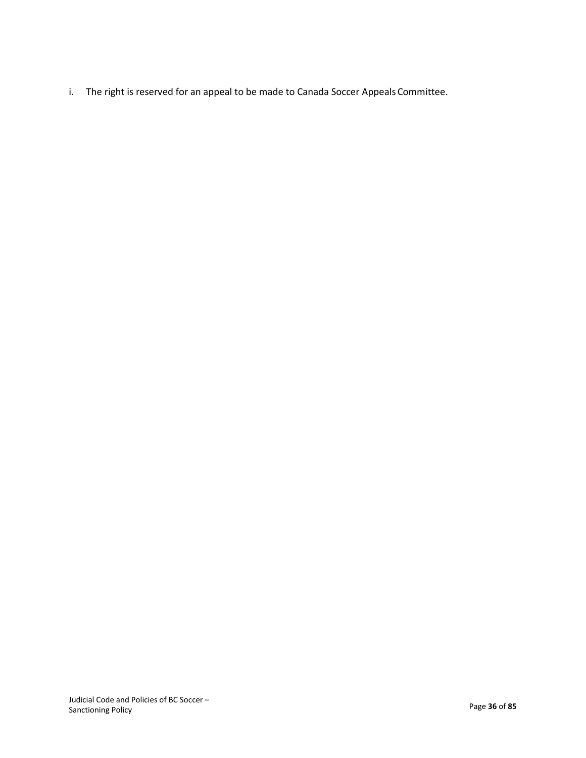i. The right is reserved for an appeal to be made to Canada Soccer Appeals Committee.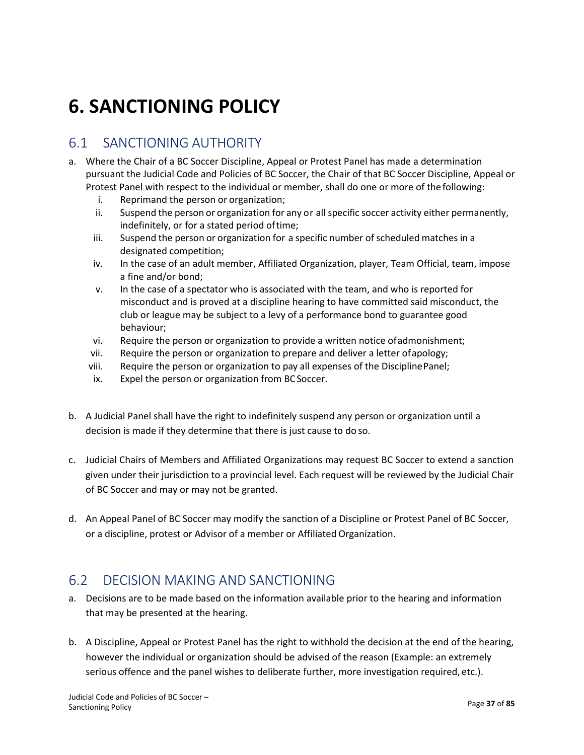# 6. SANCTIONING POLICY

## 6.1 SANCTIONING AUTHORITY

a. Where the Chair of a BC Soccer Discipline, Appeal or Protest Panel has made a determination pursuant the Judicial Code and Policies of BC Soccer, the Chair of that BC Soccer Discipline, Appeal or Protest Panel with respect to the individual or member, shall do one or more of the following:
   i. Reprimand the person or organization;
   ii. Suspend the person or organization for any or all specific soccer activity either permanently, indefinitely, or for a stated period of time;
   iii. Suspend the person or organization for a specific number of scheduled matches in a designated competition;
   iv. In the case of an adult member, Affiliated Organization, player, Team Official, team, impose a fine and/or bond;
   v. In the case of a spectator who is associated with the team, and who is reported for misconduct and is proved at a discipline hearing to have committed said misconduct, the club or league may be subject to a levy of a performance bond to guarantee good behaviour;
   vi. Require the person or organization to provide a written notice of admonishment;
   vii. Require the person or organization to prepare and deliver a letter of apology;
   viii. Require the person or organization to pay all expenses of the Discipline Panel;
   ix. Expel the person or organization from BC Soccer.

b. A Judicial Panel shall have the right to indefinitely suspend any person or organization until a decision is made if they determine that there is just cause to do so.

c. Judicial Chairs of Members and Affiliated Organizations may request BC Soccer to extend a sanction given under their jurisdiction to a provincial level. Each request will be reviewed by the Judicial Chair of BC Soccer and may or may not be granted.

d. An Appeal Panel of BC Soccer may modify the sanction of a Discipline or Protest Panel of BC Soccer, or a discipline, protest or Advisor of a member or Affiliated Organization.

## 6.2 DECISION MAKING AND SANCTIONING

a. Decisions are to be made based on the information available prior to the hearing and information that may be presented at the hearing.

b. A Discipline, Appeal or Protest Panel has the right to withhold the decision at the end of the hearing, however the individual or organization should be advised of the reason (Example: an extremely serious offence and the panel wishes to deliberate further, more investigation required, etc.).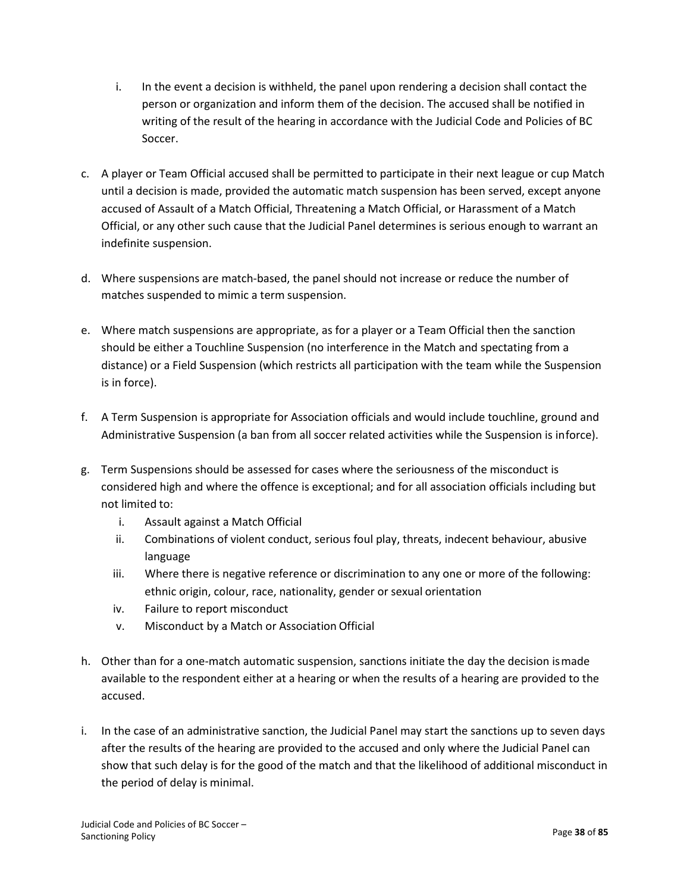i. In the event a decision is withheld, the panel upon rendering a decision shall contact the person or organization and inform them of the decision. The accused shall be notified in writing of the result of the hearing in accordance with the Judicial Code and Policies of BC Soccer.

c. A player or Team Official accused shall be permitted to participate in their next league or cup Match until a decision is made, provided the automatic match suspension has been served, except anyone accused of Assault of a Match Official, Threatening a Match Official, or Harassment of a Match Official, or any other such cause that the Judicial Panel determines is serious enough to warrant an indefinite suspension.

d. Where suspensions are match-based, the panel should not increase or reduce the number of matches suspended to mimic a term suspension.

e. Where match suspensions are appropriate, as for a player or a Team Official then the sanction should be either a Touchline Suspension (no interference in the Match and spectating from a distance) or a Field Suspension (which restricts all participation with the team while the Suspension is in force).

f. A Term Suspension is appropriate for Association officials and would include touchline, ground and Administrative Suspension (a ban from all soccer related activities while the Suspension is inforce).

g. Term Suspensions should be assessed for cases where the seriousness of the misconduct is considered high and where the offence is exceptional; and for all association officials including but not limited to:
   i. Assault against a Match Official
   ii. Combinations of violent conduct, serious foul play, threats, indecent behaviour, abusive language
   iii. Where there is negative reference or discrimination to any one or more of the following: ethnic origin, colour, race, nationality, gender or sexual orientation
   iv. Failure to report misconduct
   v. Misconduct by a Match or Association Official

h. Other than for a one-match automatic suspension, sanctions initiate the day the decision ismade available to the respondent either at a hearing or when the results of a hearing are provided to the accused.

i. In the case of an administrative sanction, the Judicial Panel may start the sanctions up to seven days after the results of the hearing are provided to the accused and only where the Judicial Panel can show that such delay is for the good of the match and that the likelihood of additional misconduct in the period of delay is minimal.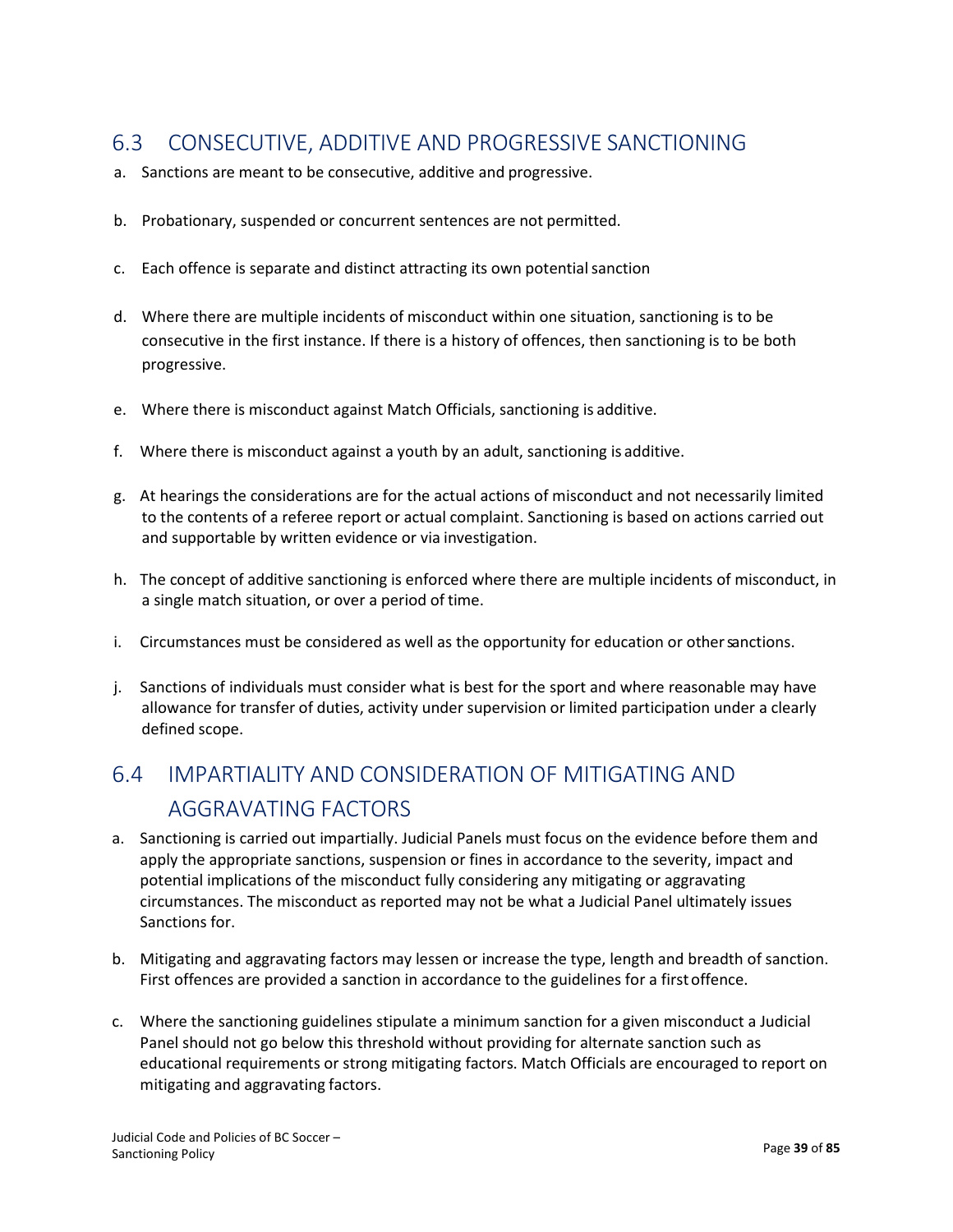## 6.3 CONSECUTIVE, ADDITIVE AND PROGRESSIVE SANCTIONING

a. Sanctions are meant to be consecutive, additive and progressive.

b. Probationary, suspended or concurrent sentences are not permitted.

c. Each offence is separate and distinct attracting its own potential sanction

d. Where there are multiple incidents of misconduct within one situation, sanctioning is to be consecutive in the first instance. If there is a history of offences, then sanctioning is to be both progressive.

e. Where there is misconduct against Match Officials, sanctioning is additive.

f. Where there is misconduct against a youth by an adult, sanctioning is additive.

g. At hearings the considerations are for the actual actions of misconduct and not necessarily limited to the contents of a referee report or actual complaint. Sanctioning is based on actions carried out and supportable by written evidence or via investigation.

h. The concept of additive sanctioning is enforced where there are multiple incidents of misconduct, in a single match situation, or over a period of time.

i. Circumstances must be considered as well as the opportunity for education or other sanctions.

j. Sanctions of individuals must consider what is best for the sport and where reasonable may have allowance for transfer of duties, activity under supervision or limited participation under a clearly defined scope.

## 6.4 IMPARTIALITY AND CONSIDERATION OF MITIGATING AND AGGRAVATING FACTORS

a. Sanctioning is carried out impartially. Judicial Panels must focus on the evidence before them and apply the appropriate sanctions, suspension or fines in accordance to the severity, impact and potential implications of the misconduct fully considering any mitigating or aggravating circumstances. The misconduct as reported may not be what a Judicial Panel ultimately issues Sanctions for.

b. Mitigating and aggravating factors may lessen or increase the type, length and breadth of sanction. First offences are provided a sanction in accordance to the guidelines for a first offence.

c. Where the sanctioning guidelines stipulate a minimum sanction for a given misconduct a Judicial Panel should not go below this threshold without providing for alternate sanction such as educational requirements or strong mitigating factors. Match Officials are encouraged to report on mitigating and aggravating factors.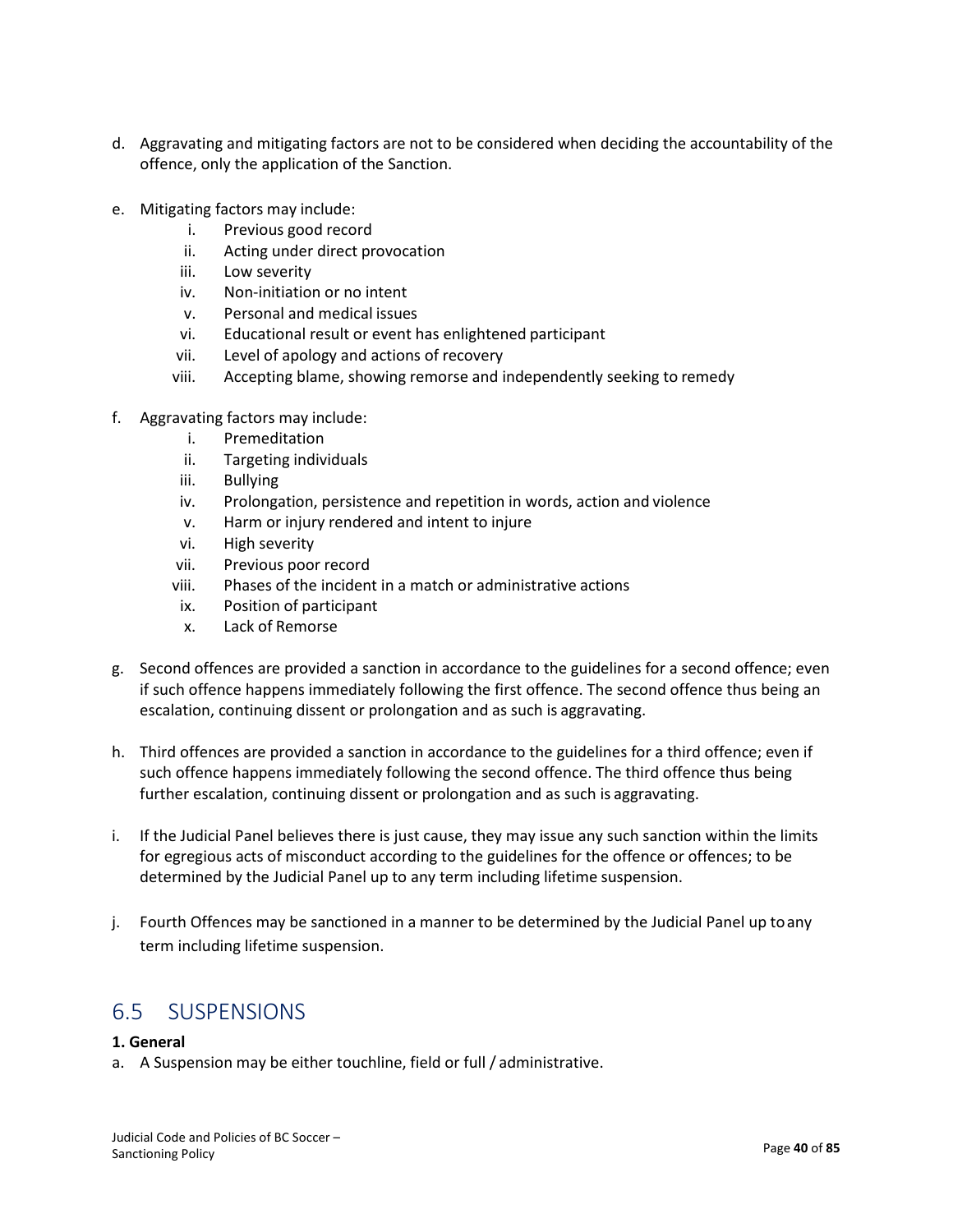d. Aggravating and mitigating factors are not to be considered when deciding the accountability of the offence, only the application of the Sanction.

e. Mitigating factors may include:
   i. Previous good record
   ii. Acting under direct provocation
   iii. Low severity
   iv. Non-initiation or no intent
   v. Personal and medical issues
   vi. Educational result or event has enlightened participant
   vii. Level of apology and actions of recovery
   viii. Accepting blame, showing remorse and independently seeking to remedy

f. Aggravating factors may include:
   i. Premeditation
   ii. Targeting individuals
   iii. Bullying
   iv. Prolongation, persistence and repetition in words, action and violence
   v. Harm or injury rendered and intent to injure
   vi. High severity
   vii. Previous poor record
   viii. Phases of the incident in a match or administrative actions
   ix. Position of participant
   x. Lack of Remorse

g. Second offences are provided a sanction in accordance to the guidelines for a second offence; even if such offence happens immediately following the first offence. The second offence thus being an escalation, continuing dissent or prolongation and as such is aggravating.

h. Third offences are provided a sanction in accordance to the guidelines for a third offence; even if such offence happens immediately following the second offence. The third offence thus being further escalation, continuing dissent or prolongation and as such is aggravating.

i. If the Judicial Panel believes there is just cause, they may issue any such sanction within the limits for egregious acts of misconduct according to the guidelines for the offence or offences; to be determined by the Judicial Panel up to any term including lifetime suspension.

j. Fourth Offences may be sanctioned in a manner to be determined by the Judicial Panel up to any term including lifetime suspension.

## 6.5 SUSPENSIONS

**1. General**

a. A Suspension may be either touchline, field or full / administrative.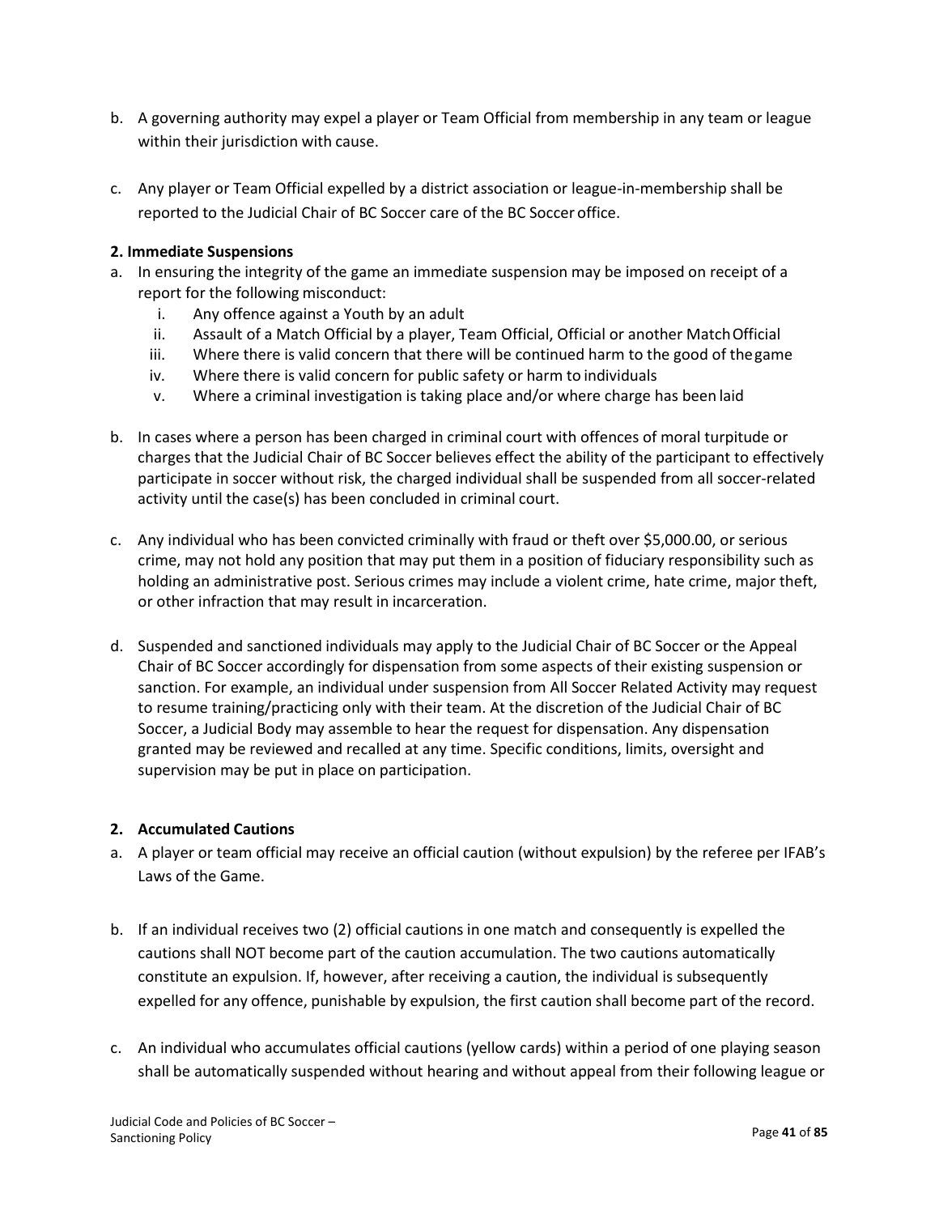b. A governing authority may expel a player or Team Official from membership in any team or league within their jurisdiction with cause.

c. Any player or Team Official expelled by a district association or league-in-membership shall be reported to the Judicial Chair of BC Soccer care of the BC Soccer office.

**2. Immediate Suspensions**

a. In ensuring the integrity of the game an immediate suspension may be imposed on receipt of a report for the following misconduct:
   i. Any offence against a Youth by an adult
   ii. Assault of a Match Official by a player, Team Official, Official or another Match Official
   iii. Where there is valid concern that there will be continued harm to the good of the game
   iv. Where there is valid concern for public safety or harm to individuals
   v. Where a criminal investigation is taking place and/or where charge has been laid

b. In cases where a person has been charged in criminal court with offences of moral turpitude or charges that the Judicial Chair of BC Soccer believes effect the ability of the participant to effectively participate in soccer without risk, the charged individual shall be suspended from all soccer-related activity until the case(s) has been concluded in criminal court.

c. Any individual who has been convicted criminally with fraud or theft over $5,000.00, or serious crime, may not hold any position that may put them in a position of fiduciary responsibility such as holding an administrative post. Serious crimes may include a violent crime, hate crime, major theft, or other infraction that may result in incarceration.

d. Suspended and sanctioned individuals may apply to the Judicial Chair of BC Soccer or the Appeal Chair of BC Soccer accordingly for dispensation from some aspects of their existing suspension or sanction. For example, an individual under suspension from All Soccer Related Activity may request to resume training/practicing only with their team. At the discretion of the Judicial Chair of BC Soccer, a Judicial Body may assemble to hear the request for dispensation. Any dispensation granted may be reviewed and recalled at any time. Specific conditions, limits, oversight and supervision may be put in place on participation.

**2. Accumulated Cautions**

a. A player or team official may receive an official caution (without expulsion) by the referee per IFAB's Laws of the Game.

b. If an individual receives two (2) official cautions in one match and consequently is expelled the cautions shall NOT become part of the caution accumulation. The two cautions automatically constitute an expulsion. If, however, after receiving a caution, the individual is subsequently expelled for any offence, punishable by expulsion, the first caution shall become part of the record.

c. An individual who accumulates official cautions (yellow cards) within a period of one playing season shall be automatically suspended without hearing and without appeal from their following league or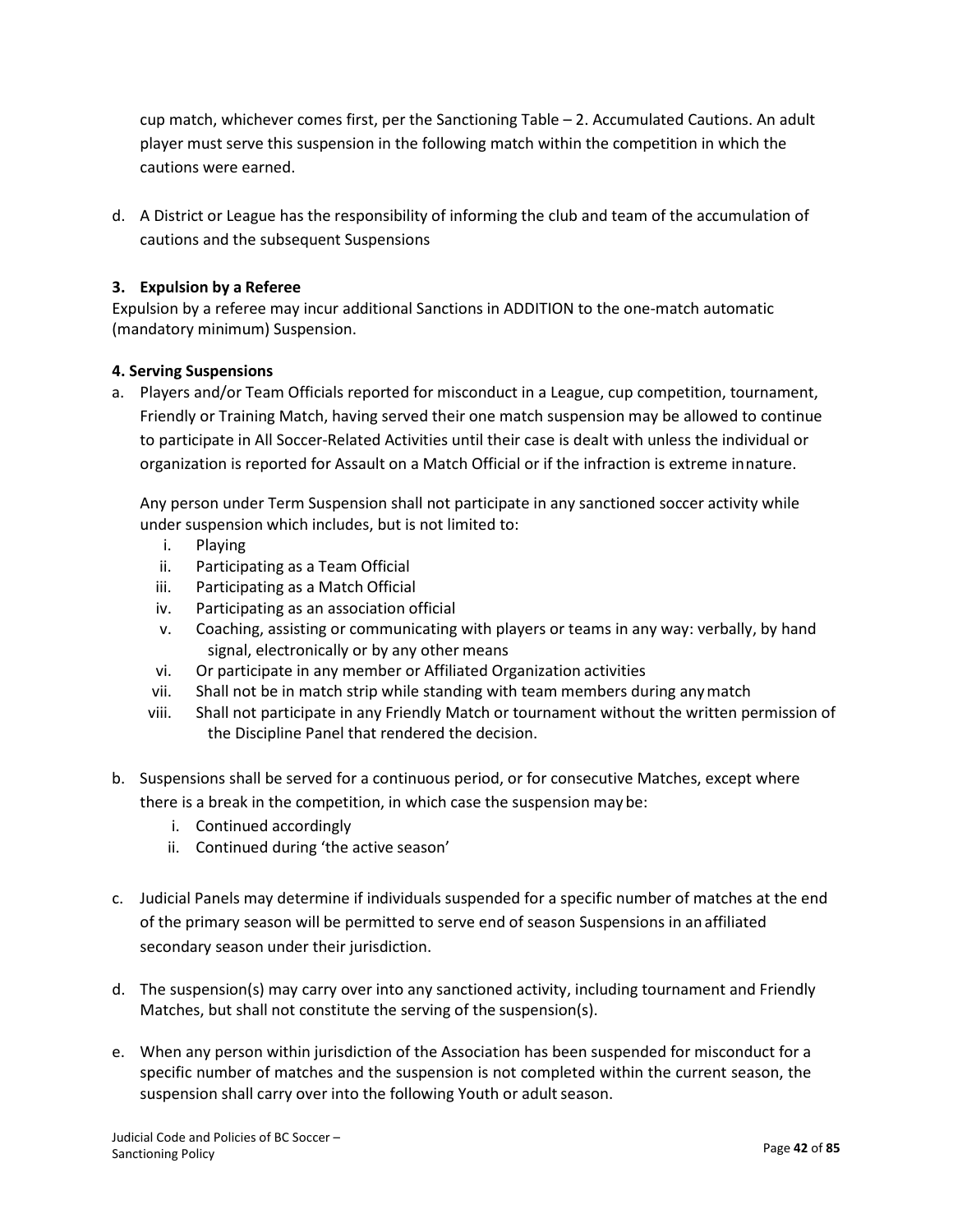cup match, whichever comes first, per the Sanctioning Table – 2. Accumulated Cautions. An adult player must serve this suspension in the following match within the competition in which the cautions were earned.

d. A District or League has the responsibility of informing the club and team of the accumulation of cautions and the subsequent Suspensions

### 3. Expulsion by a Referee

Expulsion by a referee may incur additional Sanctions in ADDITION to the one-match automatic (mandatory minimum) Suspension.

### 4. Serving Suspensions

a. Players and/or Team Officials reported for misconduct in a League, cup competition, tournament, Friendly or Training Match, having served their one match suspension may be allowed to continue to participate in All Soccer-Related Activities until their case is dealt with unless the individual or organization is reported for Assault on a Match Official or if the infraction is extreme innature.

   Any person under Term Suspension shall not participate in any sanctioned soccer activity while under suspension which includes, but is not limited to:

   i. Playing
   ii. Participating as a Team Official
   iii. Participating as a Match Official
   iv. Participating as an association official
   v. Coaching, assisting or communicating with players or teams in any way: verbally, by hand signal, electronically or by any other means
   vi. Or participate in any member or Affiliated Organization activities
   vii. Shall not be in match strip while standing with team members during anymatch
   viii. Shall not participate in any Friendly Match or tournament without the written permission of the Discipline Panel that rendered the decision.

b. Suspensions shall be served for a continuous period, or for consecutive Matches, except where there is a break in the competition, in which case the suspension may be:

   i. Continued accordingly
   ii. Continued during 'the active season'

c. Judicial Panels may determine if individuals suspended for a specific number of matches at the end of the primary season will be permitted to serve end of season Suspensions in an affiliated secondary season under their jurisdiction.

d. The suspension(s) may carry over into any sanctioned activity, including tournament and Friendly Matches, but shall not constitute the serving of the suspension(s).

e. When any person within jurisdiction of the Association has been suspended for misconduct for a specific number of matches and the suspension is not completed within the current season, the suspension shall carry over into the following Youth or adult season.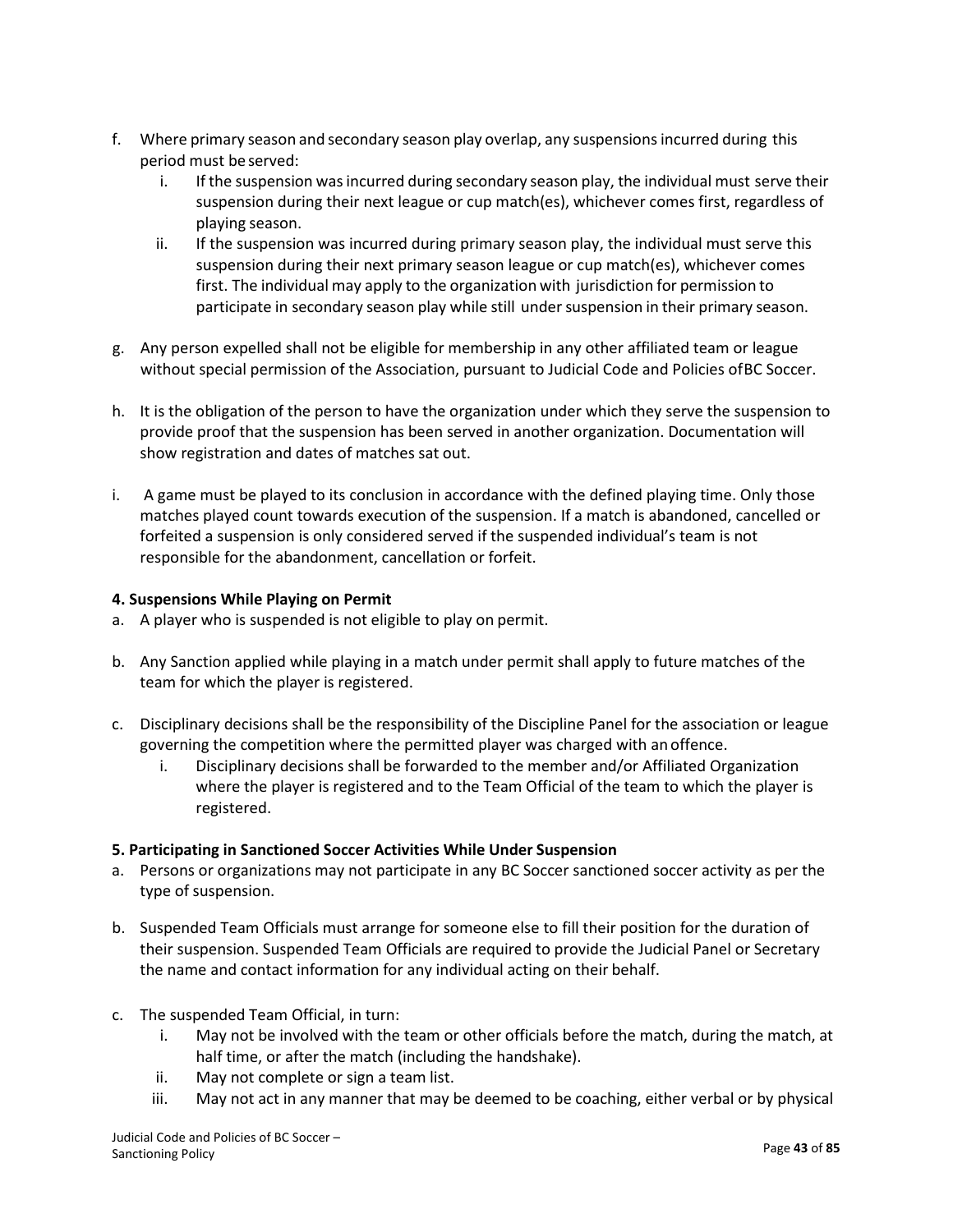f. Where primary season and secondary season play overlap, any suspensions incurred during this period must be served:
   i. If the suspension was incurred during secondary season play, the individual must serve their suspension during their next league or cup match(es), whichever comes first, regardless of playing season.
   ii. If the suspension was incurred during primary season play, the individual must serve this suspension during their next primary season league or cup match(es), whichever comes first. The individual may apply to the organization with jurisdiction for permission to participate in secondary season play while still under suspension in their primary season.

g. Any person expelled shall not be eligible for membership in any other affiliated team or league without special permission of the Association, pursuant to Judicial Code and Policies of BC Soccer.

h. It is the obligation of the person to have the organization under which they serve the suspension to provide proof that the suspension has been served in another organization. Documentation will show registration and dates of matches sat out.

i. A game must be played to its conclusion in accordance with the defined playing time. Only those matches played count towards execution of the suspension. If a match is abandoned, cancelled or forfeited a suspension is only considered served if the suspended individual's team is not responsible for the abandonment, cancellation or forfeit.

**4. Suspensions While Playing on Permit**

a. A player who is suspended is not eligible to play on permit.

b. Any Sanction applied while playing in a match under permit shall apply to future matches of the team for which the player is registered.

c. Disciplinary decisions shall be the responsibility of the Discipline Panel for the association or league governing the competition where the permitted player was charged with an offence.
   i. Disciplinary decisions shall be forwarded to the member and/or Affiliated Organization where the player is registered and to the Team Official of the team to which the player is registered.

**5. Participating in Sanctioned Soccer Activities While Under Suspension**

a. Persons or organizations may not participate in any BC Soccer sanctioned soccer activity as per the type of suspension.

b. Suspended Team Officials must arrange for someone else to fill their position for the duration of their suspension. Suspended Team Officials are required to provide the Judicial Panel or Secretary the name and contact information for any individual acting on their behalf.

c. The suspended Team Official, in turn:
   i. May not be involved with the team or other officials before the match, during the match, at half time, or after the match (including the handshake).
   ii. May not complete or sign a team list.
   iii. May not act in any manner that may be deemed to be coaching, either verbal or by physical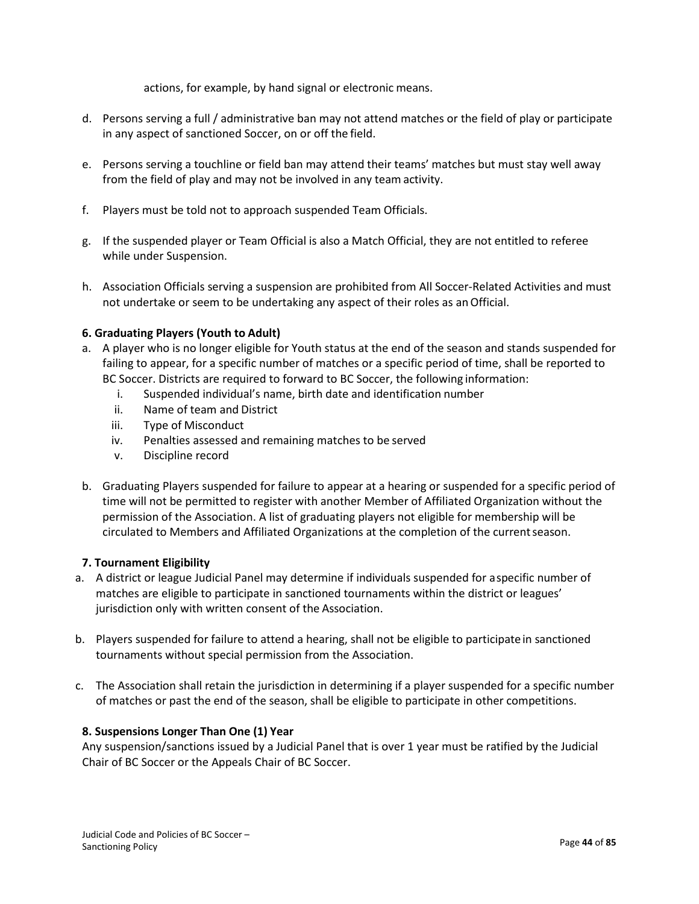actions, for example, by hand signal or electronic means.

d. Persons serving a full / administrative ban may not attend matches or the field of play or participate in any aspect of sanctioned Soccer, on or off the field.

e. Persons serving a touchline or field ban may attend their teams' matches but must stay well away from the field of play and may not be involved in any team activity.

f. Players must be told not to approach suspended Team Officials.

g. If the suspended player or Team Official is also a Match Official, they are not entitled to referee while under Suspension.

h. Association Officials serving a suspension are prohibited from All Soccer-Related Activities and must not undertake or seem to be undertaking any aspect of their roles as an Official.

**6. Graduating Players (Youth to Adult)**

a. A player who is no longer eligible for Youth status at the end of the season and stands suspended for failing to appear, for a specific number of matches or a specific period of time, shall be reported to BC Soccer. Districts are required to forward to BC Soccer, the following information:
   i. Suspended individual's name, birth date and identification number
   ii. Name of team and District
   iii. Type of Misconduct
   iv. Penalties assessed and remaining matches to be served
   v. Discipline record

b. Graduating Players suspended for failure to appear at a hearing or suspended for a specific period of time will not be permitted to register with another Member of Affiliated Organization without the permission of the Association. A list of graduating players not eligible for membership will be circulated to Members and Affiliated Organizations at the completion of the current season.

**7. Tournament Eligibility**

a. A district or league Judicial Panel may determine if individuals suspended for a specific number of matches are eligible to participate in sanctioned tournaments within the district or leagues' jurisdiction only with written consent of the Association.

b. Players suspended for failure to attend a hearing, shall not be eligible to participate in sanctioned tournaments without special permission from the Association.

c. The Association shall retain the jurisdiction in determining if a player suspended for a specific number of matches or past the end of the season, shall be eligible to participate in other competitions.

**8. Suspensions Longer Than One (1) Year**

Any suspension/sanctions issued by a Judicial Panel that is over 1 year must be ratified by the Judicial Chair of BC Soccer or the Appeals Chair of BC Soccer.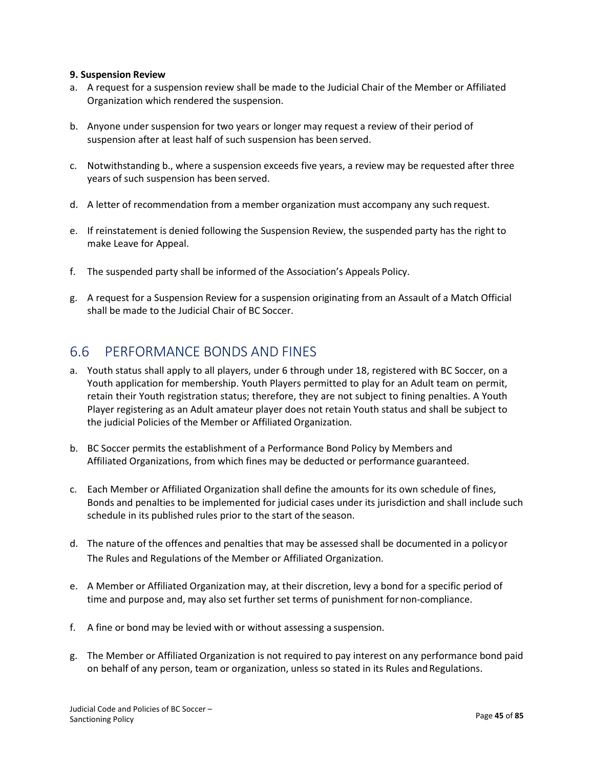**9. Suspension Review**

a. A request for a suspension review shall be made to the Judicial Chair of the Member or Affiliated Organization which rendered the suspension.

b. Anyone under suspension for two years or longer may request a review of their period of suspension after at least half of such suspension has been served.

c. Notwithstanding b., where a suspension exceeds five years, a review may be requested after three years of such suspension has been served.

d. A letter of recommendation from a member organization must accompany any such request.

e. If reinstatement is denied following the Suspension Review, the suspended party has the right to make Leave for Appeal.

f. The suspended party shall be informed of the Association's Appeals Policy.

g. A request for a Suspension Review for a suspension originating from an Assault of a Match Official shall be made to the Judicial Chair of BC Soccer.

## 6.6 PERFORMANCE BONDS AND FINES

a. Youth status shall apply to all players, under 6 through under 18, registered with BC Soccer, on a Youth application for membership. Youth Players permitted to play for an Adult team on permit, retain their Youth registration status; therefore, they are not subject to fining penalties. A Youth Player registering as an Adult amateur player does not retain Youth status and shall be subject to the judicial Policies of the Member or Affiliated Organization.

b. BC Soccer permits the establishment of a Performance Bond Policy by Members and Affiliated Organizations, from which fines may be deducted or performance guaranteed.

c. Each Member or Affiliated Organization shall define the amounts for its own schedule of fines, Bonds and penalties to be implemented for judicial cases under its jurisdiction and shall include such schedule in its published rules prior to the start of the season.

d. The nature of the offences and penalties that may be assessed shall be documented in a policy or The Rules and Regulations of the Member or Affiliated Organization.

e. A Member or Affiliated Organization may, at their discretion, levy a bond for a specific period of time and purpose and, may also set further set terms of punishment for non-compliance.

f. A fine or bond may be levied with or without assessing a suspension.

g. The Member or Affiliated Organization is not required to pay interest on any performance bond paid on behalf of any person, team or organization, unless so stated in its Rules and Regulations.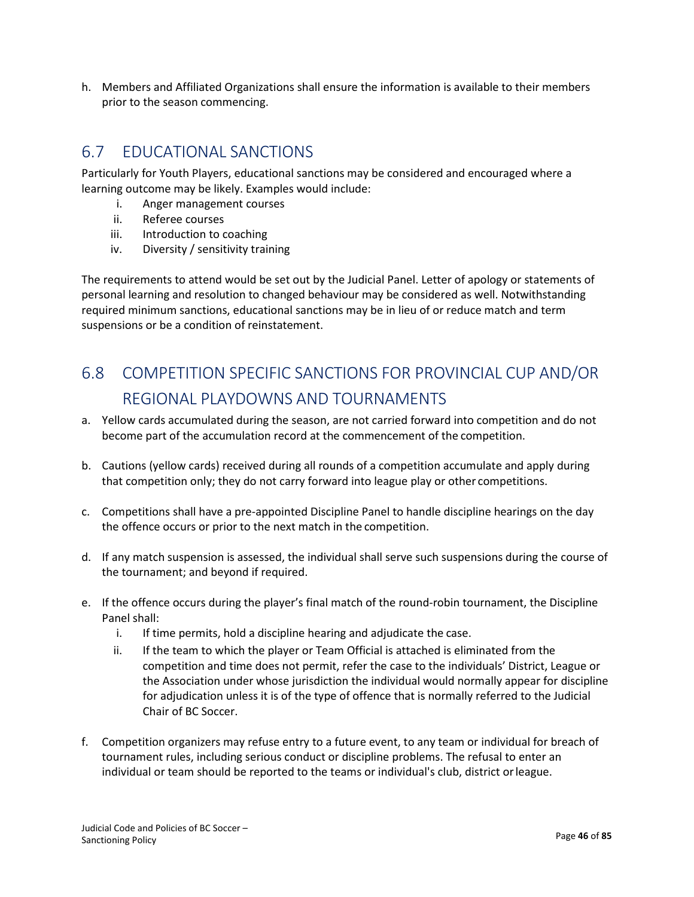h. Members and Affiliated Organizations shall ensure the information is available to their members prior to the season commencing.

## 6.7 EDUCATIONAL SANCTIONS

Particularly for Youth Players, educational sanctions may be considered and encouraged where a learning outcome may be likely. Examples would include:

i. Anger management courses
ii. Referee courses
iii. Introduction to coaching
iv. Diversity / sensitivity training

The requirements to attend would be set out by the Judicial Panel. Letter of apology or statements of personal learning and resolution to changed behaviour may be considered as well. Notwithstanding required minimum sanctions, educational sanctions may be in lieu of or reduce match and term suspensions or be a condition of reinstatement.

## 6.8 COMPETITION SPECIFIC SANCTIONS FOR PROVINCIAL CUP AND/OR REGIONAL PLAYDOWNS AND TOURNAMENTS

a. Yellow cards accumulated during the season, are not carried forward into competition and do not become part of the accumulation record at the commencement of the competition.

b. Cautions (yellow cards) received during all rounds of a competition accumulate and apply during that competition only; they do not carry forward into league play or other competitions.

c. Competitions shall have a pre-appointed Discipline Panel to handle discipline hearings on the day the offence occurs or prior to the next match in the competition.

d. If any match suspension is assessed, the individual shall serve such suspensions during the course of the tournament; and beyond if required.

e. If the offence occurs during the player's final match of the round-robin tournament, the Discipline Panel shall:
   i. If time permits, hold a discipline hearing and adjudicate the case.
   ii. If the team to which the player or Team Official is attached is eliminated from the competition and time does not permit, refer the case to the individuals' District, League or the Association under whose jurisdiction the individual would normally appear for discipline for adjudication unless it is of the type of offence that is normally referred to the Judicial Chair of BC Soccer.

f. Competition organizers may refuse entry to a future event, to any team or individual for breach of tournament rules, including serious conduct or discipline problems. The refusal to enter an individual or team should be reported to the teams or individual's club, district or league.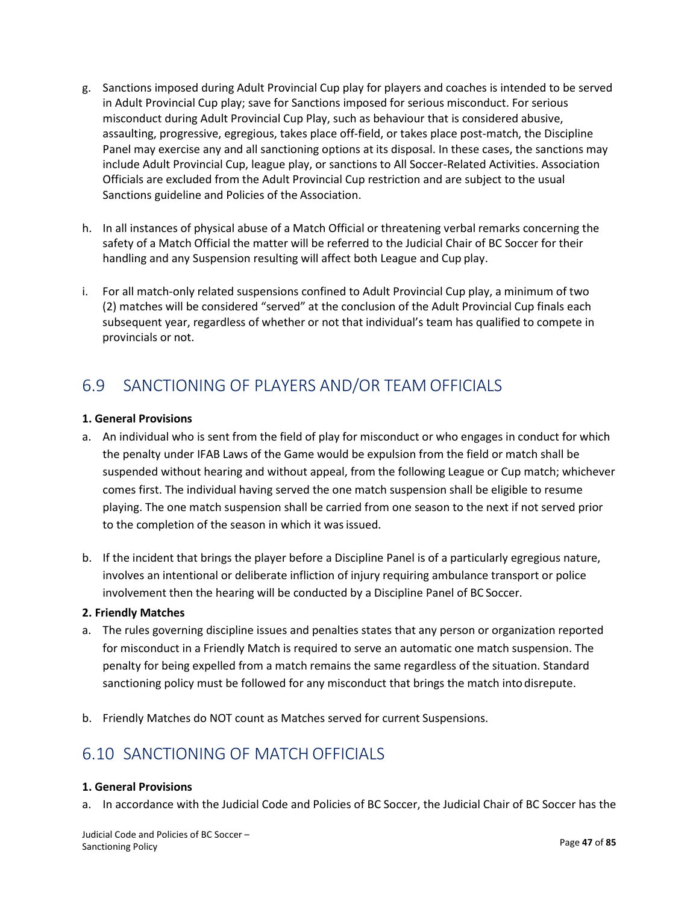g. Sanctions imposed during Adult Provincial Cup play for players and coaches is intended to be served in Adult Provincial Cup play; save for Sanctions imposed for serious misconduct. For serious misconduct during Adult Provincial Cup Play, such as behaviour that is considered abusive, assaulting, progressive, egregious, takes place off-field, or takes place post-match, the Discipline Panel may exercise any and all sanctioning options at its disposal. In these cases, the sanctions may include Adult Provincial Cup, league play, or sanctions to All Soccer-Related Activities. Association Officials are excluded from the Adult Provincial Cup restriction and are subject to the usual Sanctions guideline and Policies of the Association.

h. In all instances of physical abuse of a Match Official or threatening verbal remarks concerning the safety of a Match Official the matter will be referred to the Judicial Chair of BC Soccer for their handling and any Suspension resulting will affect both League and Cup play.

i. For all match-only related suspensions confined to Adult Provincial Cup play, a minimum of two (2) matches will be considered "served" at the conclusion of the Adult Provincial Cup finals each subsequent year, regardless of whether or not that individual's team has qualified to compete in provincials or not.

## 6.9 SANCTIONING OF PLAYERS AND/OR TEAM OFFICIALS

**1. General Provisions**

a. An individual who is sent from the field of play for misconduct or who engages in conduct for which the penalty under IFAB Laws of the Game would be expulsion from the field or match shall be suspended without hearing and without appeal, from the following League or Cup match; whichever comes first. The individual having served the one match suspension shall be eligible to resume playing. The one match suspension shall be carried from one season to the next if not served prior to the completion of the season in which it was issued.

b. If the incident that brings the player before a Discipline Panel is of a particularly egregious nature, involves an intentional or deliberate infliction of injury requiring ambulance transport or police involvement then the hearing will be conducted by a Discipline Panel of BC Soccer.

**2. Friendly Matches**

a. The rules governing discipline issues and penalties states that any person or organization reported for misconduct in a Friendly Match is required to serve an automatic one match suspension. The penalty for being expelled from a match remains the same regardless of the situation. Standard sanctioning policy must be followed for any misconduct that brings the match into disrepute.

b. Friendly Matches do NOT count as Matches served for current Suspensions.

## 6.10 SANCTIONING OF MATCH OFFICIALS

**1. General Provisions**

a. In accordance with the Judicial Code and Policies of BC Soccer, the Judicial Chair of BC Soccer has the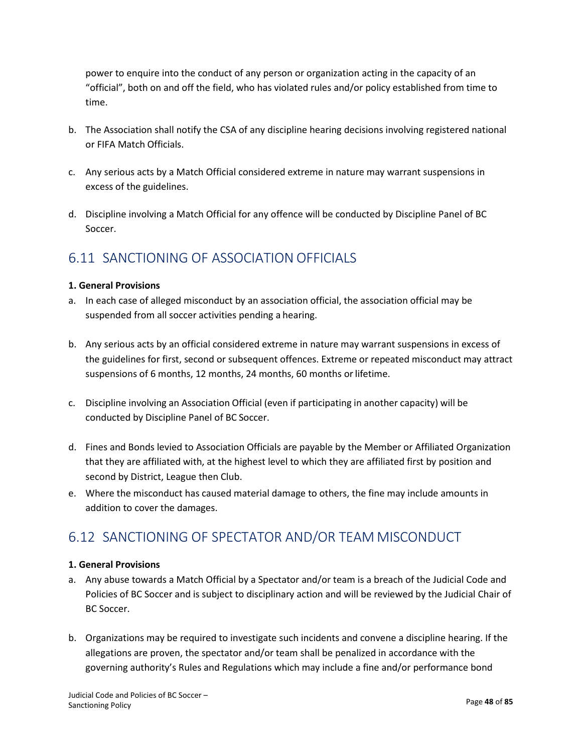power to enquire into the conduct of any person or organization acting in the capacity of an "official", both on and off the field, who has violated rules and/or policy established from time to time.

b. The Association shall notify the CSA of any discipline hearing decisions involving registered national or FIFA Match Officials.

c. Any serious acts by a Match Official considered extreme in nature may warrant suspensions in excess of the guidelines.

d. Discipline involving a Match Official for any offence will be conducted by Discipline Panel of BC Soccer.

## 6.11 SANCTIONING OF ASSOCIATION OFFICIALS

**1. General Provisions**

a. In each case of alleged misconduct by an association official, the association official may be suspended from all soccer activities pending a hearing.

b. Any serious acts by an official considered extreme in nature may warrant suspensions in excess of the guidelines for first, second or subsequent offences. Extreme or repeated misconduct may attract suspensions of 6 months, 12 months, 24 months, 60 months or lifetime.

c. Discipline involving an Association Official (even if participating in another capacity) will be conducted by Discipline Panel of BC Soccer.

d. Fines and Bonds levied to Association Officials are payable by the Member or Affiliated Organization that they are affiliated with, at the highest level to which they are affiliated first by position and second by District, League then Club.

e. Where the misconduct has caused material damage to others, the fine may include amounts in addition to cover the damages.

## 6.12 SANCTIONING OF SPECTATOR AND/OR TEAM MISCONDUCT

**1. General Provisions**

a. Any abuse towards a Match Official by a Spectator and/or team is a breach of the Judicial Code and Policies of BC Soccer and is subject to disciplinary action and will be reviewed by the Judicial Chair of BC Soccer.

b. Organizations may be required to investigate such incidents and convene a discipline hearing. If the allegations are proven, the spectator and/or team shall be penalized in accordance with the governing authority's Rules and Regulations which may include a fine and/or performance bond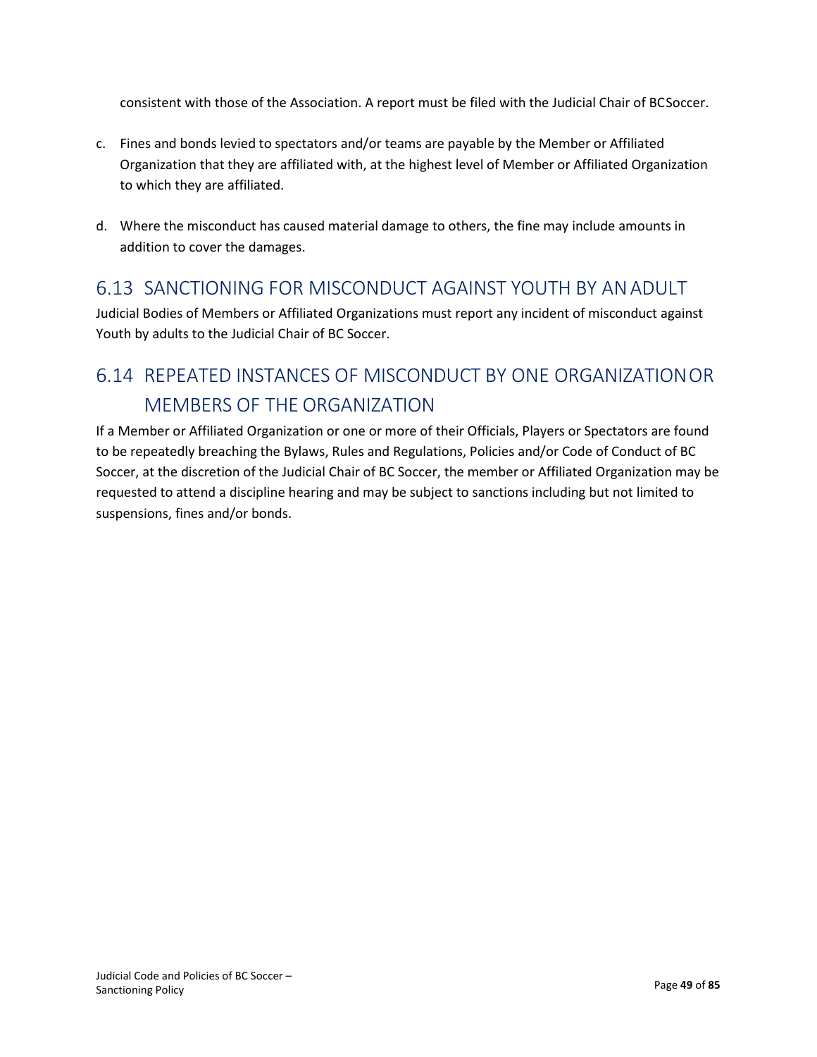consistent with those of the Association. A report must be filed with the Judicial Chair of BC Soccer.

c. Fines and bonds levied to spectators and/or teams are payable by the Member or Affiliated Organization that they are affiliated with, at the highest level of Member or Affiliated Organization to which they are affiliated.

d. Where the misconduct has caused material damage to others, the fine may include amounts in addition to cover the damages.

## 6.13 SANCTIONING FOR MISCONDUCT AGAINST YOUTH BY AN ADULT

Judicial Bodies of Members or Affiliated Organizations must report any incident of misconduct against Youth by adults to the Judicial Chair of BC Soccer.

## 6.14 REPEATED INSTANCES OF MISCONDUCT BY ONE ORGANIZATION OR MEMBERS OF THE ORGANIZATION

If a Member or Affiliated Organization or one or more of their Officials, Players or Spectators are found to be repeatedly breaching the Bylaws, Rules and Regulations, Policies and/or Code of Conduct of BC Soccer, at the discretion of the Judicial Chair of BC Soccer, the member or Affiliated Organization may be requested to attend a discipline hearing and may be subject to sanctions including but not limited to suspensions, fines and/or bonds.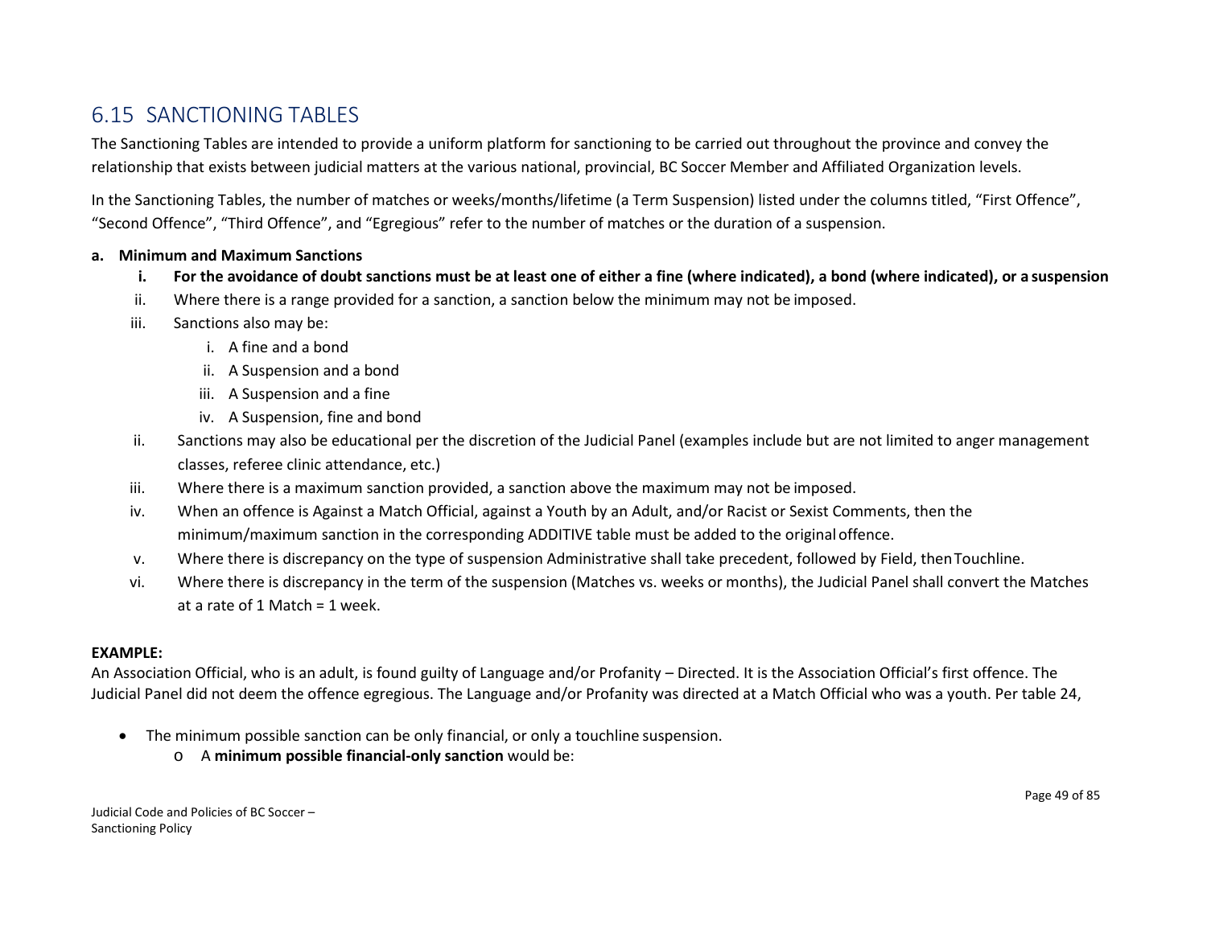## 6.15 SANCTIONING TABLES

The Sanctioning Tables are intended to provide a uniform platform for sanctioning to be carried out throughout the province and convey the relationship that exists between judicial matters at the various national, provincial, BC Soccer Member and Affiliated Organization levels.

In the Sanctioning Tables, the number of matches or weeks/months/lifetime (a Term Suspension) listed under the columns titled, “First Offence”, “Second Offence”, “Third Offence”, and “Egregious” refer to the number of matches or the duration of a suspension.

**a. Minimum and Maximum Sanctions**

i. **For the avoidance of doubt sanctions must be at least one of either a fine (where indicated), a bond (where indicated), or a suspension**

ii. Where there is a range provided for a sanction, a sanction below the minimum may not be imposed.

iii. Sanctions also may be:

   i. A fine and a bond
   ii. A Suspension and a bond
   iii. A Suspension and a fine
   iv. A Suspension, fine and bond

ii. Sanctions may also be educational per the discretion of the Judicial Panel (examples include but are not limited to anger management classes, referee clinic attendance, etc.)

iii. Where there is a maximum sanction provided, a sanction above the maximum may not be imposed.

iv. When an offence is Against a Match Official, against a Youth by an Adult, and/or Racist or Sexist Comments, then the minimum/maximum sanction in the corresponding ADDITIVE table must be added to the original offence.

v. Where there is discrepancy on the type of suspension Administrative shall take precedent, followed by Field, then Touchline.

vi. Where there is discrepancy in the term of the suspension (Matches vs. weeks or months), the Judicial Panel shall convert the Matches at a rate of 1 Match = 1 week.

**EXAMPLE:**

An Association Official, who is an adult, is found guilty of Language and/or Profanity – Directed. It is the Association Official’s first offence. The Judicial Panel did not deem the offence egregious. The Language and/or Profanity was directed at a Match Official who was a youth. Per table 24,

- The minimum possible sanction can be only financial, or only a touchline suspension.
  - A **minimum possible financial-only sanction** would be: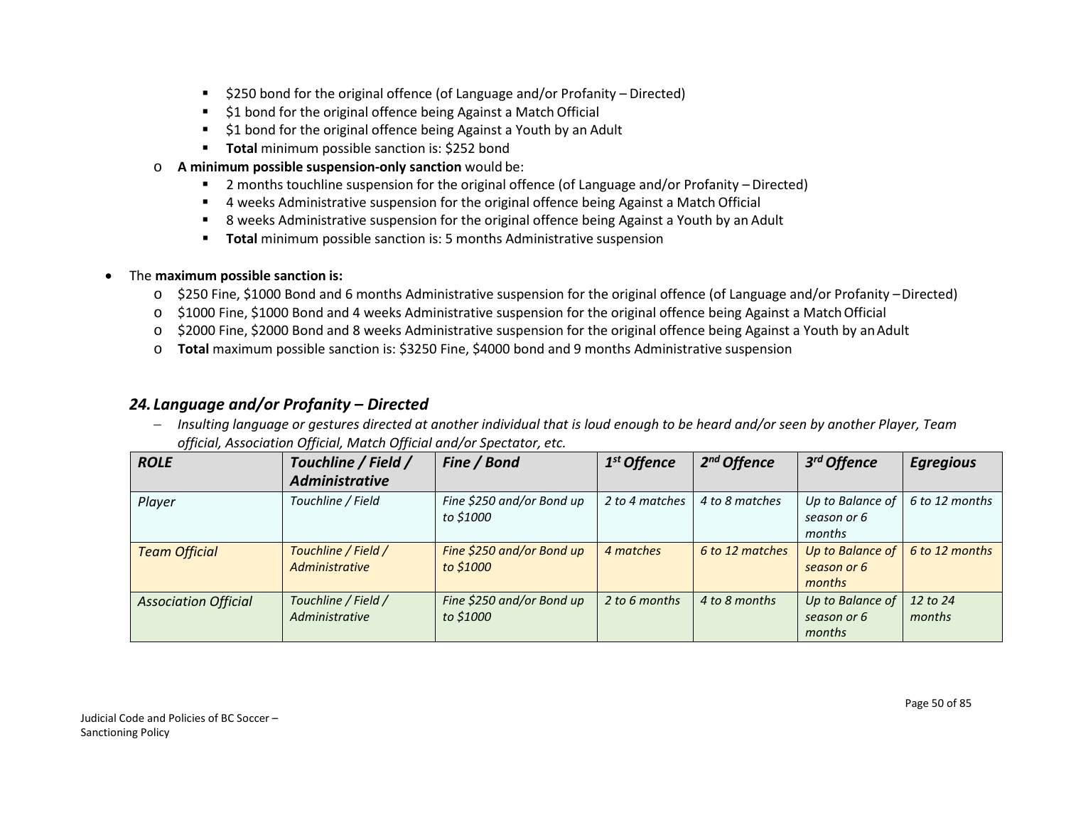- $250 bond for the original offence (of Language and/or Profanity – Directed)
   - $1 bond for the original offence being Against a Match Official
   - $1 bond for the original offence being Against a Youth by an Adult
   - **Total** minimum possible sanction is: $252 bond
  - **A minimum possible suspension-only sanction** would be:
    - 2 months touchline suspension for the original offence (of Language and/or Profanity – Directed)
    - 4 weeks Administrative suspension for the original offence being Against a Match Official
    - 8 weeks Administrative suspension for the original offence being Against a Youth by an Adult
    - **Total** minimum possible sanction is: 5 months Administrative suspension

- The **maximum possible sanction is:**
  - $250 Fine, $1000 Bond and 6 months Administrative suspension for the original offence (of Language and/or Profanity – Directed)
  - $1000 Fine, $1000 Bond and 4 weeks Administrative suspension for the original offence being Against a Match Official
  - $2000 Fine, $2000 Bond and 8 weeks Administrative suspension for the original offence being Against a Youth by an Adult
  - **Total** maximum possible sanction is: $3250 Fine, $4000 bond and 9 months Administrative suspension

## *24. Language and/or Profanity – Directed*

- *Insulting language or gestures directed at another individual that is loud enough to be heard and/or seen by another Player, Team official, Association Official, Match Official and/or Spectator, etc.*

| ***ROLE*** | ***Touchline / Field / Administrative*** | ***Fine / Bond*** | ***1st Offence*** | ***2nd Offence*** | ***3rd Offence*** | ***Egregious*** |
|---|---|---|---|---|---|---|
| *Player* | *Touchline / Field* | *Fine $250 and/or Bond up to $1000* | *2 to 4 matches* | *4 to 8 matches* | *Up to Balance of season or 6 months* | *6 to 12 months* |
| *Team Official* | *Touchline / Field / Administrative* | *Fine $250 and/or Bond up to $1000* | *4 matches* | *6 to 12 matches* | *Up to Balance of season or 6 months* | *6 to 12 months* |
| *Association Official* | *Touchline / Field / Administrative* | *Fine $250 and/or Bond up to $1000* | *2 to 6 months* | *4 to 8 months* | *Up to Balance of season or 6 months* | *12 to 24 months* |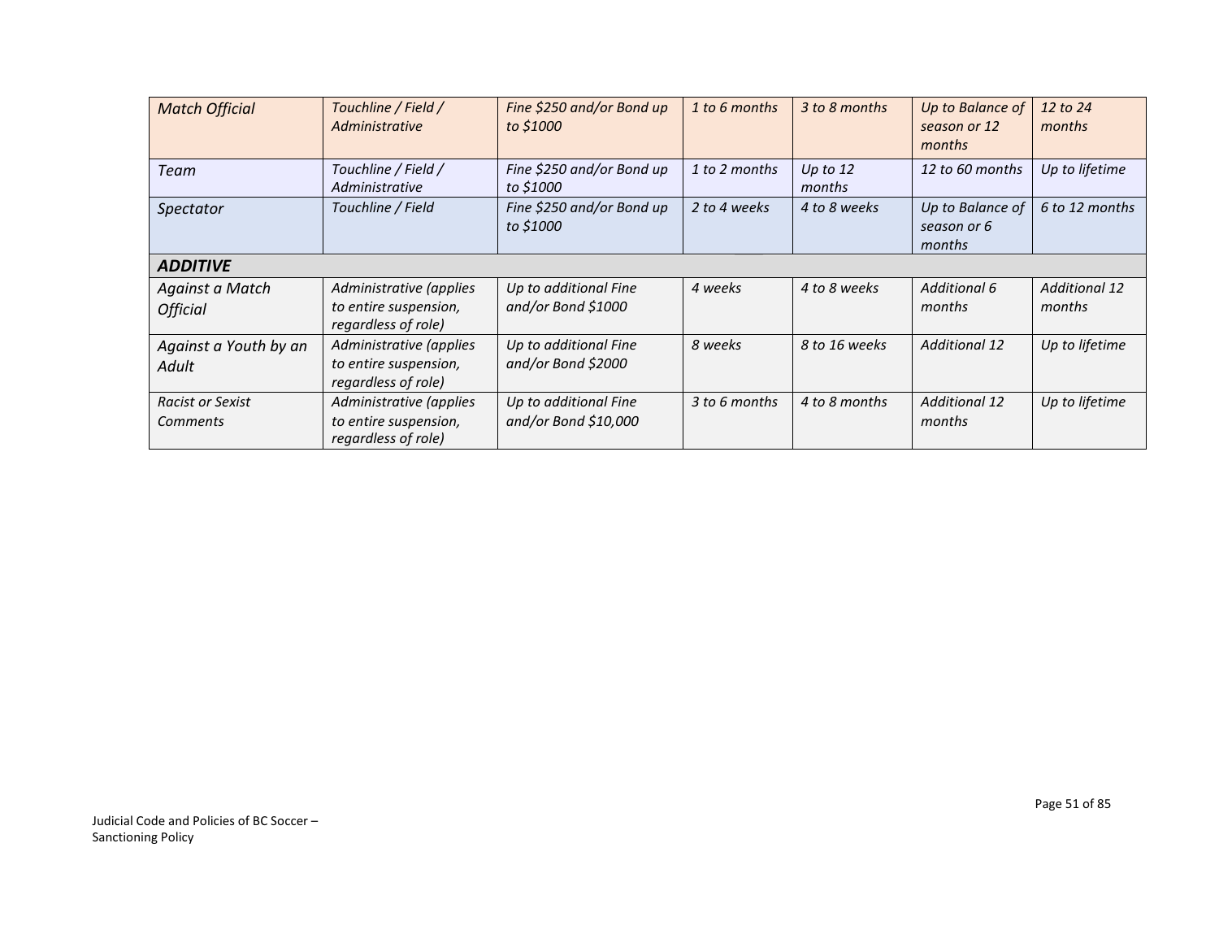| *Match Official* | *Touchline / Field / Administrative* | *Fine $250 and/or Bond up to $1000* | *1 to 6 months* | *3 to 8 months* | *Up to Balance of season or 12 months* | *12 to 24 months* |
|---|---|---|---|---|---|---|
| *Team* | *Touchline / Field / Administrative* | *Fine $250 and/or Bond up to $1000* | *1 to 2 months* | *Up to 12 months* | *12 to 60 months* | *Up to lifetime* |
| *Spectator* | *Touchline / Field* | *Fine $250 and/or Bond up to $1000* | *2 to 4 weeks* | *4 to 8 weeks* | *Up to Balance of season or 6 months* | *6 to 12 months* |
| ***ADDITIVE*** | | | | | | |
| *Against a Match Official* | *Administrative (applies to entire suspension, regardless of role)* | *Up to additional Fine and/or Bond $1000* | *4 weeks* | *4 to 8 weeks* | *Additional 6 months* | *Additional 12 months* |
| *Against a Youth by an Adult* | *Administrative (applies to entire suspension, regardless of role)* | *Up to additional Fine and/or Bond $2000* | *8 weeks* | *8 to 16 weeks* | *Additional 12* | *Up to lifetime* |
| *Racist or Sexist Comments* | *Administrative (applies to entire suspension, regardless of role)* | *Up to additional Fine and/or Bond $10,000* | *3 to 6 months* | *4 to 8 months* | *Additional 12 months* | *Up to lifetime* |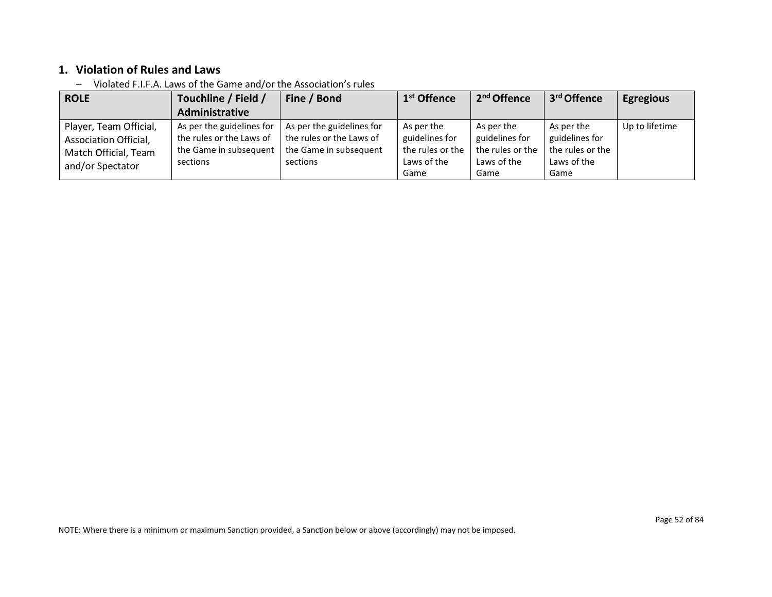## 1. Violation of Rules and Laws

- Violated F.I.F.A. Laws of the Game and/or the Association's rules

| ROLE | Touchline / Field / Administrative | Fine / Bond | 1st Offence | 2nd Offence | 3rd Offence | Egregious |
|---|---|---|---|---|---|---|
| Player, Team Official, Association Official, Match Official, Team and/or Spectator | As per the guidelines for the rules or the Laws of the Game in subsequent sections | As per the guidelines for the rules or the Laws of the Game in subsequent sections | As per the guidelines for the rules or the Laws of the Game | As per the guidelines for the rules or the Laws of the Game | As per the guidelines for the rules or the Laws of the Game | Up to lifetime |

NOTE: Where there is a minimum or maximum Sanction provided, a Sanction below or above (accordingly) may not be imposed.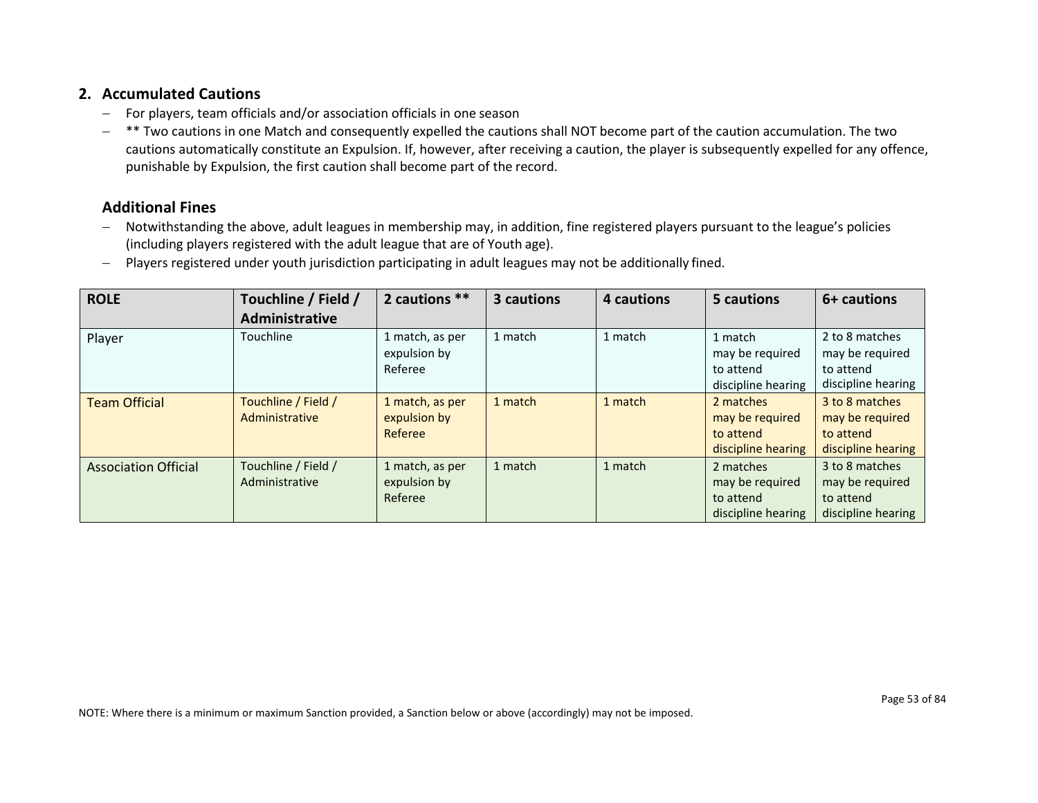## 2. Accumulated Cautions

- For players, team officials and/or association officials in one season
- ** Two cautions in one Match and consequently expelled the cautions shall NOT become part of the caution accumulation. The two cautions automatically constitute an Expulsion. If, however, after receiving a caution, the player is subsequently expelled for any offence, punishable by Expulsion, the first caution shall become part of the record.

### Additional Fines

- Notwithstanding the above, adult leagues in membership may, in addition, fine registered players pursuant to the league's policies (including players registered with the adult league that are of Youth age).
- Players registered under youth jurisdiction participating in adult leagues may not be additionally fined.

| ROLE | Touchline / Field / Administrative | 2 cautions ** | 3 cautions | 4 cautions | 5 cautions | 6+ cautions |
|---|---|---|---|---|---|---|
| Player | Touchline | 1 match, as per expulsion by Referee | 1 match | 1 match | 1 match may be required to attend discipline hearing | 2 to 8 matches may be required to attend discipline hearing |
| Team Official | Touchline / Field / Administrative | 1 match, as per expulsion by Referee | 1 match | 1 match | 2 matches may be required to attend discipline hearing | 3 to 8 matches may be required to attend discipline hearing |
| Association Official | Touchline / Field / Administrative | 1 match, as per expulsion by Referee | 1 match | 1 match | 2 matches may be required to attend discipline hearing | 3 to 8 matches may be required to attend discipline hearing |

NOTE: Where there is a minimum or maximum Sanction provided, a Sanction below or above (accordingly) may not be imposed.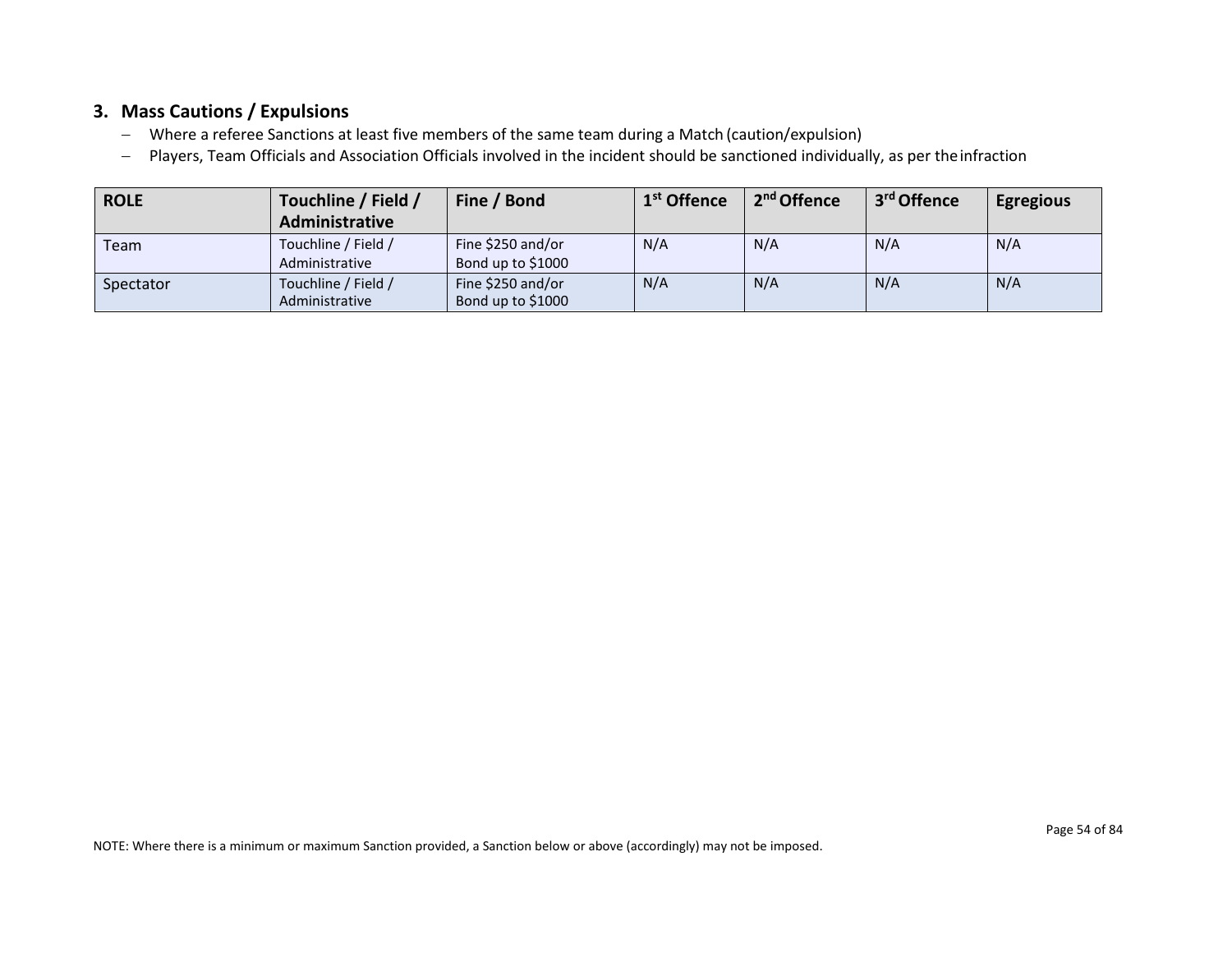### 3. Mass Cautions / Expulsions

- Where a referee Sanctions at least five members of the same team during a Match (caution/expulsion)
- Players, Team Officials and Association Officials involved in the incident should be sanctioned individually, as per the infraction

| ROLE | Touchline / Field / Administrative | Fine / Bond | 1st Offence | 2nd Offence | 3rd Offence | Egregious |
|---|---|---|---|---|---|---|
| Team | Touchline / Field / Administrative | Fine $250 and/or Bond up to $1000 | N/A | N/A | N/A | N/A |
| Spectator | Touchline / Field / Administrative | Fine $250 and/or Bond up to $1000 | N/A | N/A | N/A | N/A |

NOTE: Where there is a minimum or maximum Sanction provided, a Sanction below or above (accordingly) may not be imposed.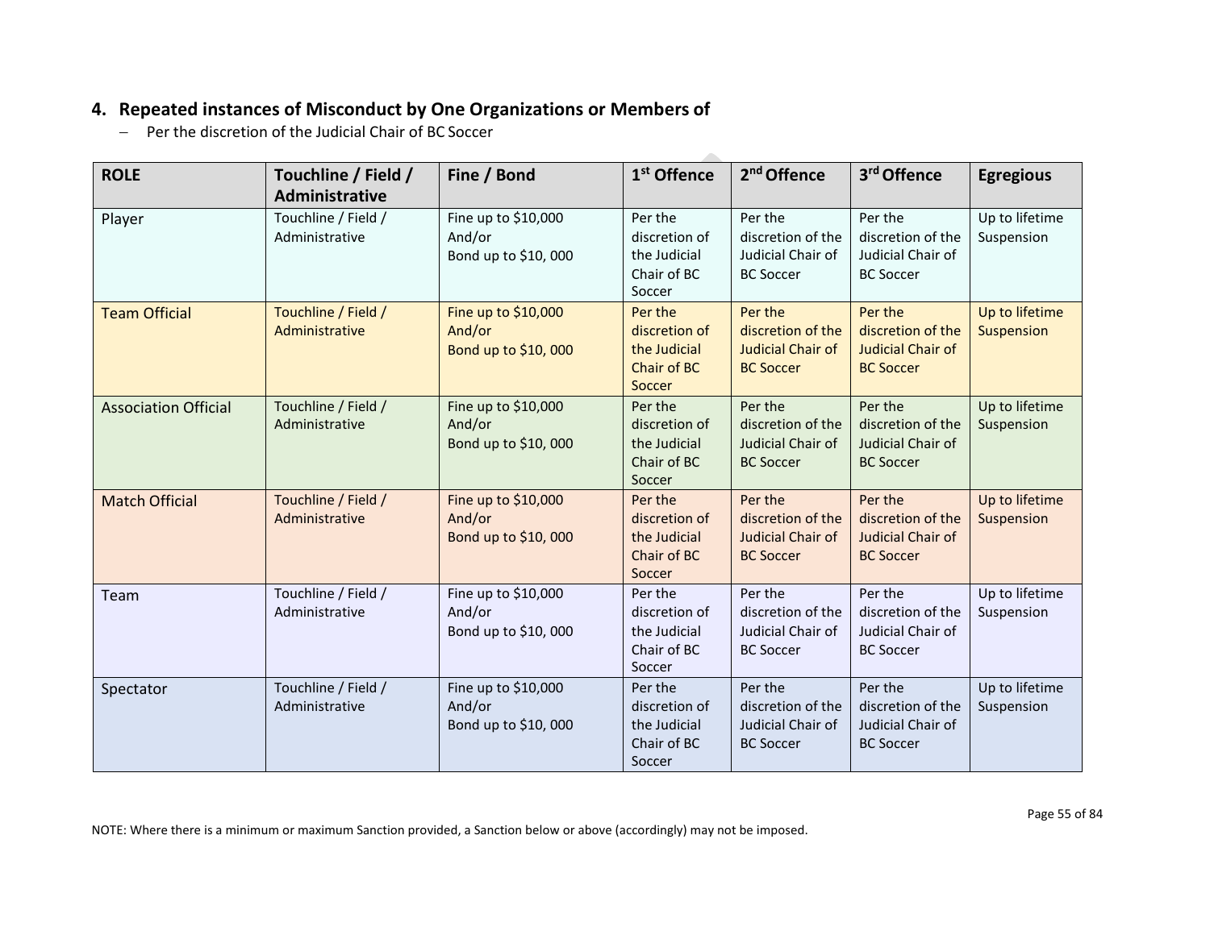## 4. Repeated instances of Misconduct by One Organizations or Members of

- Per the discretion of the Judicial Chair of BC Soccer

| ROLE | Touchline / Field / Administrative | Fine / Bond | 1st Offence | 2nd Offence | 3rd Offence | Egregious |
|---|---|---|---|---|---|---|
| Player | Touchline / Field / Administrative | Fine up to $10,000 And/or Bond up to $10, 000 | Per the discretion of the Judicial Chair of BC Soccer | Per the discretion of the Judicial Chair of BC Soccer | Per the discretion of the Judicial Chair of BC Soccer | Up to lifetime Suspension |
| Team Official | Touchline / Field / Administrative | Fine up to $10,000 And/or Bond up to $10, 000 | Per the discretion of the Judicial Chair of BC Soccer | Per the discretion of the Judicial Chair of BC Soccer | Per the discretion of the Judicial Chair of BC Soccer | Up to lifetime Suspension |
| Association Official | Touchline / Field / Administrative | Fine up to $10,000 And/or Bond up to $10, 000 | Per the discretion of the Judicial Chair of BC Soccer | Per the discretion of the Judicial Chair of BC Soccer | Per the discretion of the Judicial Chair of BC Soccer | Up to lifetime Suspension |
| Match Official | Touchline / Field / Administrative | Fine up to $10,000 And/or Bond up to $10, 000 | Per the discretion of the Judicial Chair of BC Soccer | Per the discretion of the Judicial Chair of BC Soccer | Per the discretion of the Judicial Chair of BC Soccer | Up to lifetime Suspension |
| Team | Touchline / Field / Administrative | Fine up to $10,000 And/or Bond up to $10, 000 | Per the discretion of the Judicial Chair of BC Soccer | Per the discretion of the Judicial Chair of BC Soccer | Per the discretion of the Judicial Chair of BC Soccer | Up to lifetime Suspension |
| Spectator | Touchline / Field / Administrative | Fine up to $10,000 And/or Bond up to $10, 000 | Per the discretion of the Judicial Chair of BC Soccer | Per the discretion of the Judicial Chair of BC Soccer | Per the discretion of the Judicial Chair of BC Soccer | Up to lifetime Suspension |

NOTE: Where there is a minimum or maximum Sanction provided, a Sanction below or above (accordingly) may not be imposed.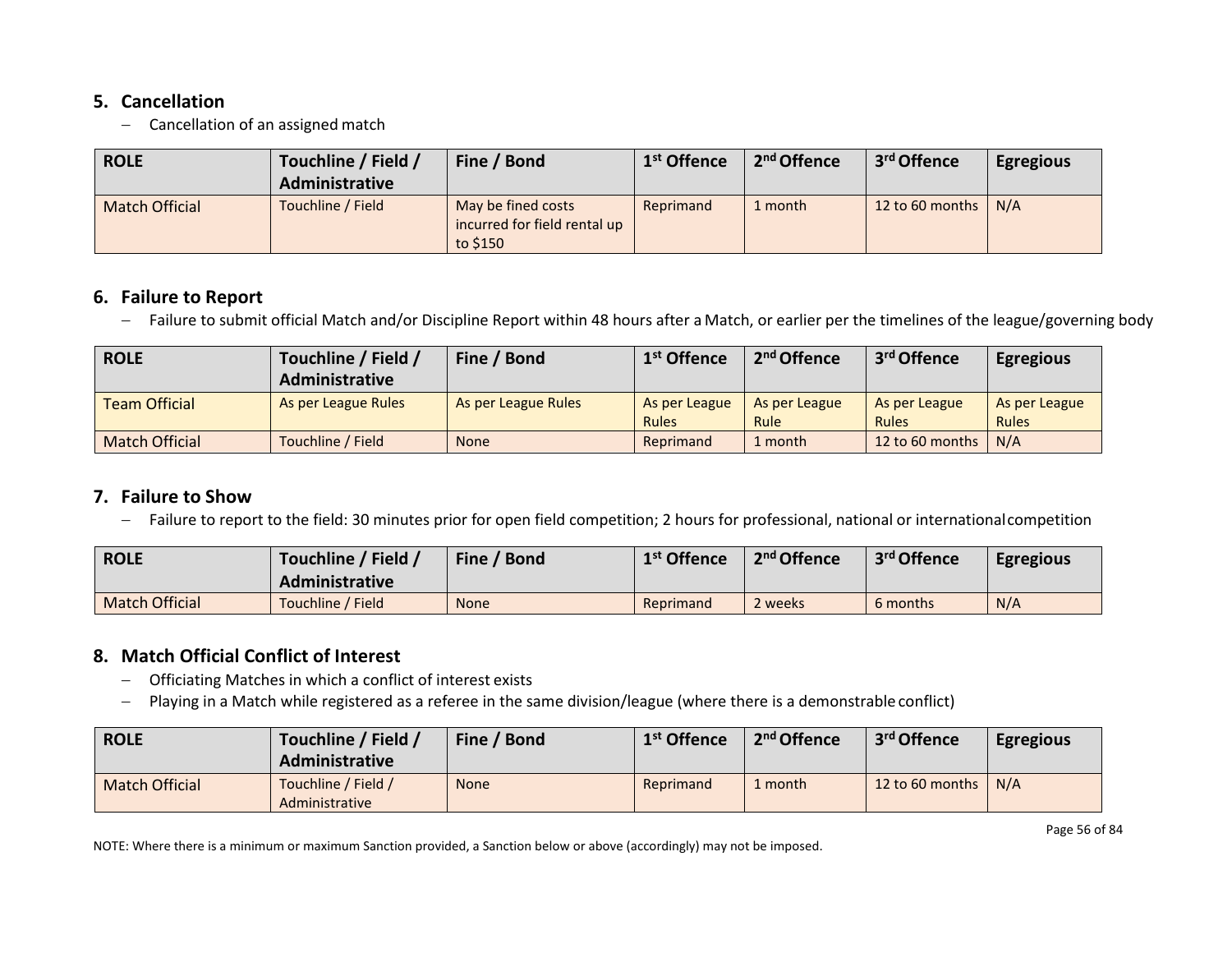## 5. Cancellation

- Cancellation of an assigned match

| ROLE | Touchline / Field / Administrative | Fine / Bond | 1st Offence | 2nd Offence | 3rd Offence | Egregious |
|---|---|---|---|---|---|---|
| Match Official | Touchline / Field | May be fined costs incurred for field rental up to $150 | Reprimand | 1 month | 12 to 60 months | N/A |

## 6. Failure to Report

- Failure to submit official Match and/or Discipline Report within 48 hours after a Match, or earlier per the timelines of the league/governing body

| ROLE | Touchline / Field / Administrative | Fine / Bond | 1st Offence | 2nd Offence | 3rd Offence | Egregious |
|---|---|---|---|---|---|---|
| Team Official | As per League Rules | As per League Rules | As per League Rules | As per League Rule | As per League Rules | As per League Rules |
| Match Official | Touchline / Field | None | Reprimand | 1 month | 12 to 60 months | N/A |

## 7. Failure to Show

- Failure to report to the field: 30 minutes prior for open field competition; 2 hours for professional, national or international competition

| ROLE | Touchline / Field / Administrative | Fine / Bond | 1st Offence | 2nd Offence | 3rd Offence | Egregious |
|---|---|---|---|---|---|---|
| Match Official | Touchline / Field | None | Reprimand | 2 weeks | 6 months | N/A |

## 8. Match Official Conflict of Interest

- Officiating Matches in which a conflict of interest exists
- Playing in a Match while registered as a referee in the same division/league (where there is a demonstrable conflict)

| ROLE | Touchline / Field / Administrative | Fine / Bond | 1st Offence | 2nd Offence | 3rd Offence | Egregious |
|---|---|---|---|---|---|---|
| Match Official | Touchline / Field / Administrative | None | Reprimand | 1 month | 12 to 60 months | N/A |

NOTE: Where there is a minimum or maximum Sanction provided, a Sanction below or above (accordingly) may not be imposed.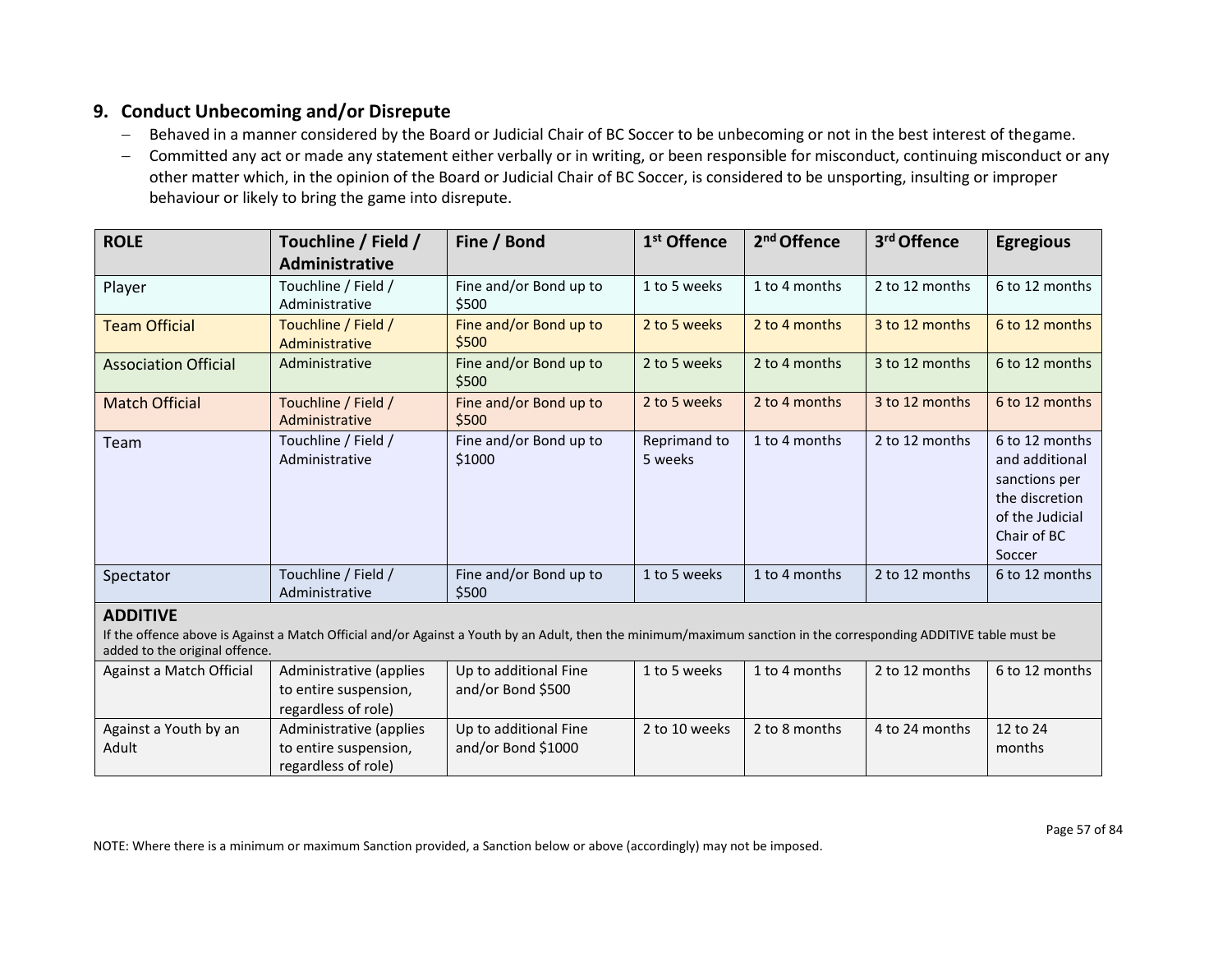## 9. Conduct Unbecoming and/or Disrepute

- Behaved in a manner considered by the Board or Judicial Chair of BC Soccer to be unbecoming or not in the best interest of thegame.
- Committed any act or made any statement either verbally or in writing, or been responsible for misconduct, continuing misconduct or any other matter which, in the opinion of the Board or Judicial Chair of BC Soccer, is considered to be unsporting, insulting or improper behaviour or likely to bring the game into disrepute.

| ROLE | Touchline / Field / Administrative | Fine / Bond | 1st Offence | 2nd Offence | 3rd Offence | Egregious |
|---|---|---|---|---|---|---|
| Player | Touchline / Field / Administrative | Fine and/or Bond up to $500 | 1 to 5 weeks | 1 to 4 months | 2 to 12 months | 6 to 12 months |
| Team Official | Touchline / Field / Administrative | Fine and/or Bond up to $500 | 2 to 5 weeks | 2 to 4 months | 3 to 12 months | 6 to 12 months |
| Association Official | Administrative | Fine and/or Bond up to $500 | 2 to 5 weeks | 2 to 4 months | 3 to 12 months | 6 to 12 months |
| Match Official | Touchline / Field / Administrative | Fine and/or Bond up to $500 | 2 to 5 weeks | 2 to 4 months | 3 to 12 months | 6 to 12 months |
| Team | Touchline / Field / Administrative | Fine and/or Bond up to $1000 | Reprimand to 5 weeks | 1 to 4 months | 2 to 12 months | 6 to 12 months and additional sanctions per the discretion of the Judicial Chair of BC Soccer |
| Spectator | Touchline / Field / Administrative | Fine and/or Bond up to $500 | 1 to 5 weeks | 1 to 4 months | 2 to 12 months | 6 to 12 months |
| **ADDITIVE** If the offence above is Against a Match Official and/or Against a Youth by an Adult, then the minimum/maximum sanction in the corresponding ADDITIVE table must be added to the original offence. | | | | | | |
| Against a Match Official | Administrative (applies to entire suspension, regardless of role) | Up to additional Fine and/or Bond $500 | 1 to 5 weeks | 1 to 4 months | 2 to 12 months | 6 to 12 months |
| Against a Youth by an Adult | Administrative (applies to entire suspension, regardless of role) | Up to additional Fine and/or Bond $1000 | 2 to 10 weeks | 2 to 8 months | 4 to 24 months | 12 to 24 months |

NOTE: Where there is a minimum or maximum Sanction provided, a Sanction below or above (accordingly) may not be imposed.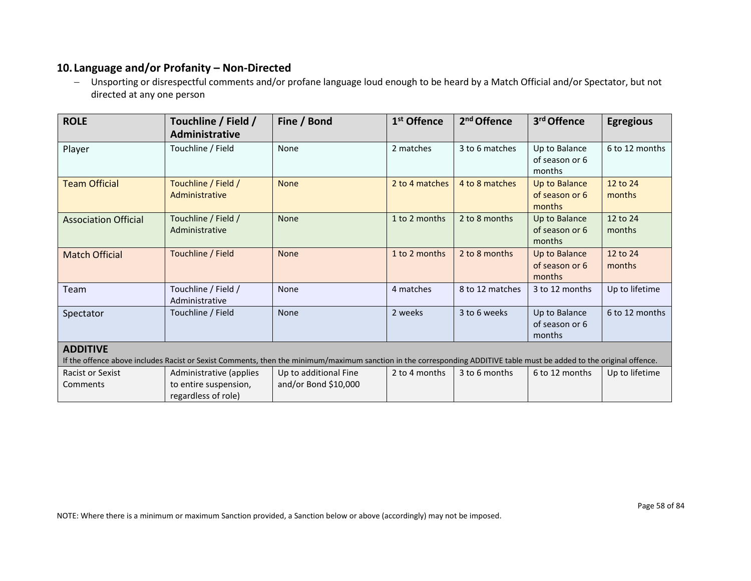## 10. Language and/or Profanity – Non-Directed

- Unsporting or disrespectful comments and/or profane language loud enough to be heard by a Match Official and/or Spectator, but not directed at any one person

| ROLE | Touchline / Field / Administrative | Fine / Bond | 1st Offence | 2nd Offence | 3rd Offence | Egregious |
|---|---|---|---|---|---|---|
| Player | Touchline / Field | None | 2 matches | 3 to 6 matches | Up to Balance of season or 6 months | 6 to 12 months |
| Team Official | Touchline / Field / Administrative | None | 2 to 4 matches | 4 to 8 matches | Up to Balance of season or 6 months | 12 to 24 months |
| Association Official | Touchline / Field / Administrative | None | 1 to 2 months | 2 to 8 months | Up to Balance of season or 6 months | 12 to 24 months |
| Match Official | Touchline / Field | None | 1 to 2 months | 2 to 8 months | Up to Balance of season or 6 months | 12 to 24 months |
| Team | Touchline / Field / Administrative | None | 4 matches | 8 to 12 matches | 3 to 12 months | Up to lifetime |
| Spectator | Touchline / Field | None | 2 weeks | 3 to 6 weeks | Up to Balance of season or 6 months | 6 to 12 months |
| **ADDITIVE** If the offence above includes Racist or Sexist Comments, then the minimum/maximum sanction in the corresponding ADDITIVE table must be added to the original offence. | | | | | | |
| Racist or Sexist Comments | Administrative (applies to entire suspension, regardless of role) | Up to additional Fine and/or Bond $10,000 | 2 to 4 months | 3 to 6 months | 6 to 12 months | Up to lifetime |

NOTE: Where there is a minimum or maximum Sanction provided, a Sanction below or above (accordingly) may not be imposed.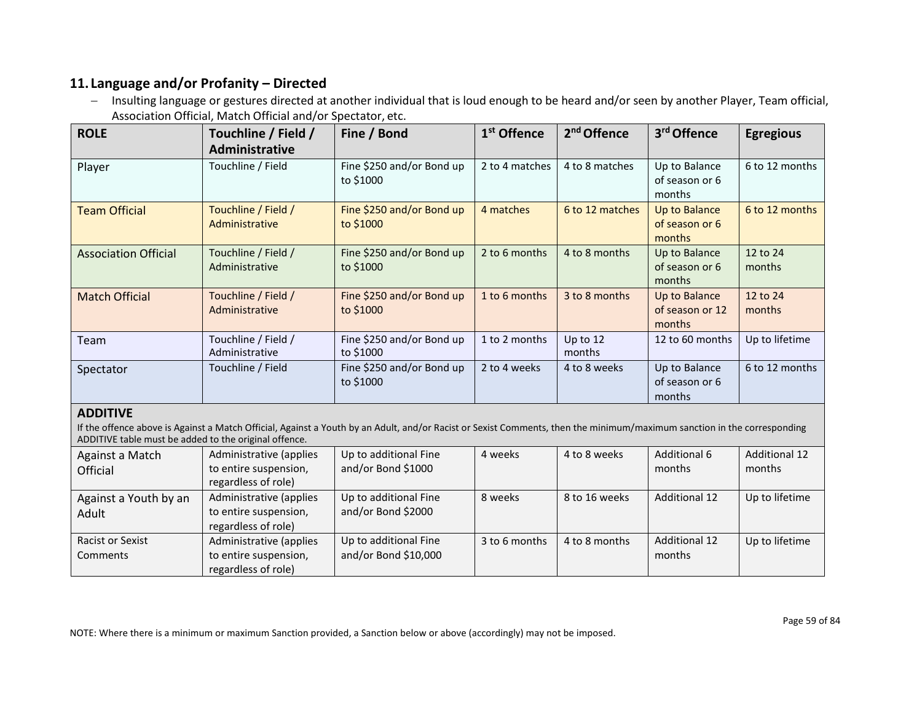## 11. Language and/or Profanity – Directed

- Insulting language or gestures directed at another individual that is loud enough to be heard and/or seen by another Player, Team official, Association Official, Match Official and/or Spectator, etc.

| ROLE | Touchline / Field / Administrative | Fine / Bond | 1st Offence | 2nd Offence | 3rd Offence | Egregious |
|---|---|---|---|---|---|---|
| Player | Touchline / Field | Fine $250 and/or Bond up to $1000 | 2 to 4 matches | 4 to 8 matches | Up to Balance of season or 6 months | 6 to 12 months |
| Team Official | Touchline / Field / Administrative | Fine $250 and/or Bond up to $1000 | 4 matches | 6 to 12 matches | Up to Balance of season or 6 months | 6 to 12 months |
| Association Official | Touchline / Field / Administrative | Fine $250 and/or Bond up to $1000 | 2 to 6 months | 4 to 8 months | Up to Balance of season or 6 months | 12 to 24 months |
| Match Official | Touchline / Field / Administrative | Fine $250 and/or Bond up to $1000 | 1 to 6 months | 3 to 8 months | Up to Balance of season or 12 months | 12 to 24 months |
| Team | Touchline / Field / Administrative | Fine $250 and/or Bond up to $1000 | 1 to 2 months | Up to 12 months | 12 to 60 months | Up to lifetime |
| Spectator | Touchline / Field | Fine $250 and/or Bond up to $1000 | 2 to 4 weeks | 4 to 8 weeks | Up to Balance of season or 6 months | 6 to 12 months |
| **ADDITIVE** If the offence above is Against a Match Official, Against a Youth by an Adult, and/or Racist or Sexist Comments, then the minimum/maximum sanction in the corresponding ADDITIVE table must be added to the original offence. | | | | | | |
| Against a Match Official | Administrative (applies to entire suspension, regardless of role) | Up to additional Fine and/or Bond $1000 | 4 weeks | 4 to 8 weeks | Additional 6 months | Additional 12 months |
| Against a Youth by an Adult | Administrative (applies to entire suspension, regardless of role) | Up to additional Fine and/or Bond $2000 | 8 weeks | 8 to 16 weeks | Additional 12 | Up to lifetime |
| Racist or Sexist Comments | Administrative (applies to entire suspension, regardless of role) | Up to additional Fine and/or Bond $10,000 | 3 to 6 months | 4 to 8 months | Additional 12 months | Up to lifetime |

NOTE: Where there is a minimum or maximum Sanction provided, a Sanction below or above (accordingly) may not be imposed.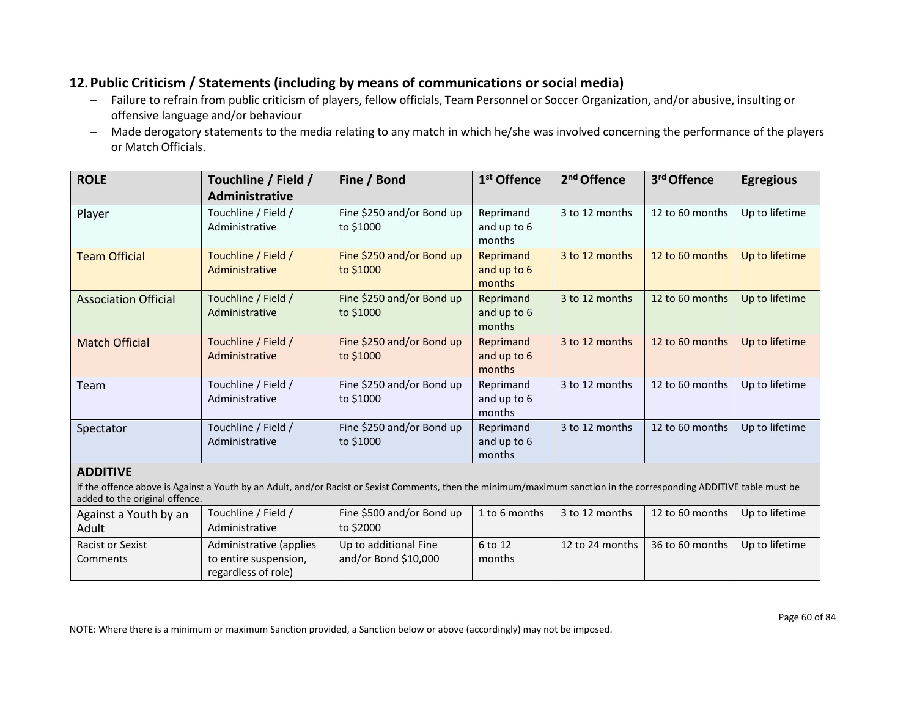## 12. Public Criticism / Statements (including by means of communications or social media)

- Failure to refrain from public criticism of players, fellow officials, Team Personnel or Soccer Organization, and/or abusive, insulting or offensive language and/or behaviour
- Made derogatory statements to the media relating to any match in which he/she was involved concerning the performance of the players or Match Officials.

| ROLE | Touchline / Field / Administrative | Fine / Bond | 1st Offence | 2nd Offence | 3rd Offence | Egregious |
|---|---|---|---|---|---|---|
| Player | Touchline / Field / Administrative | Fine $250 and/or Bond up to $1000 | Reprimand and up to 6 months | 3 to 12 months | 12 to 60 months | Up to lifetime |
| Team Official | Touchline / Field / Administrative | Fine $250 and/or Bond up to $1000 | Reprimand and up to 6 months | 3 to 12 months | 12 to 60 months | Up to lifetime |
| Association Official | Touchline / Field / Administrative | Fine $250 and/or Bond up to $1000 | Reprimand and up to 6 months | 3 to 12 months | 12 to 60 months | Up to lifetime |
| Match Official | Touchline / Field / Administrative | Fine $250 and/or Bond up to $1000 | Reprimand and up to 6 months | 3 to 12 months | 12 to 60 months | Up to lifetime |
| Team | Touchline / Field / Administrative | Fine $250 and/or Bond up to $1000 | Reprimand and up to 6 months | 3 to 12 months | 12 to 60 months | Up to lifetime |
| Spectator | Touchline / Field / Administrative | Fine $250 and/or Bond up to $1000 | Reprimand and up to 6 months | 3 to 12 months | 12 to 60 months | Up to lifetime |
| **ADDITIVE** If the offence above is Against a Youth by an Adult, and/or Racist or Sexist Comments, then the minimum/maximum sanction in the corresponding ADDITIVE table must be added to the original offence. | | | | | | |
| Against a Youth by an Adult | Touchline / Field / Administrative | Fine $500 and/or Bond up to $2000 | 1 to 6 months | 3 to 12 months | 12 to 60 months | Up to lifetime |
| Racist or Sexist Comments | Administrative (applies to entire suspension, regardless of role) | Up to additional Fine and/or Bond $10,000 | 6 to 12 months | 12 to 24 months | 36 to 60 months | Up to lifetime |

NOTE: Where there is a minimum or maximum Sanction provided, a Sanction below or above (accordingly) may not be imposed.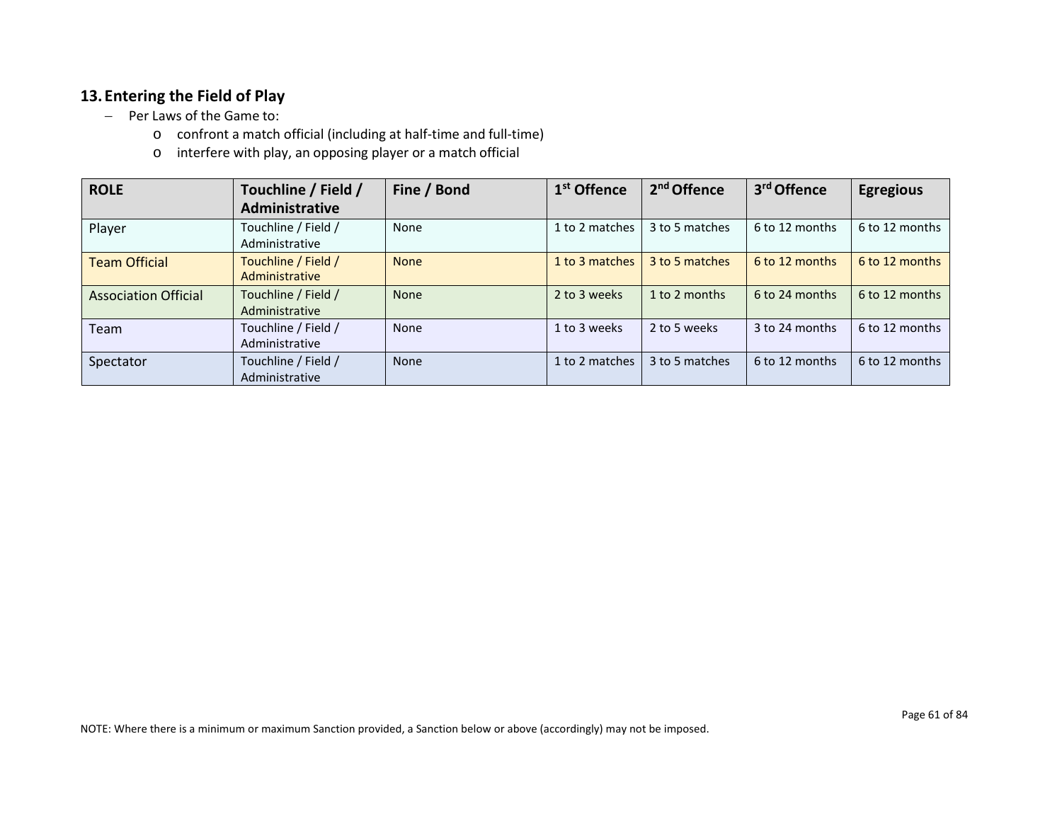## 13. Entering the Field of Play

- Per Laws of the Game to:
  - o confront a match official (including at half-time and full-time)
  - o interfere with play, an opposing player or a match official

| ROLE | Touchline / Field / Administrative | Fine / Bond | 1st Offence | 2nd Offence | 3rd Offence | Egregious |
|---|---|---|---|---|---|---|
| Player | Touchline / Field / Administrative | None | 1 to 2 matches | 3 to 5 matches | 6 to 12 months | 6 to 12 months |
| Team Official | Touchline / Field / Administrative | None | 1 to 3 matches | 3 to 5 matches | 6 to 12 months | 6 to 12 months |
| Association Official | Touchline / Field / Administrative | None | 2 to 3 weeks | 1 to 2 months | 6 to 24 months | 6 to 12 months |
| Team | Touchline / Field / Administrative | None | 1 to 3 weeks | 2 to 5 weeks | 3 to 24 months | 6 to 12 months |
| Spectator | Touchline / Field / Administrative | None | 1 to 2 matches | 3 to 5 matches | 6 to 12 months | 6 to 12 months |

NOTE: Where there is a minimum or maximum Sanction provided, a Sanction below or above (accordingly) may not be imposed.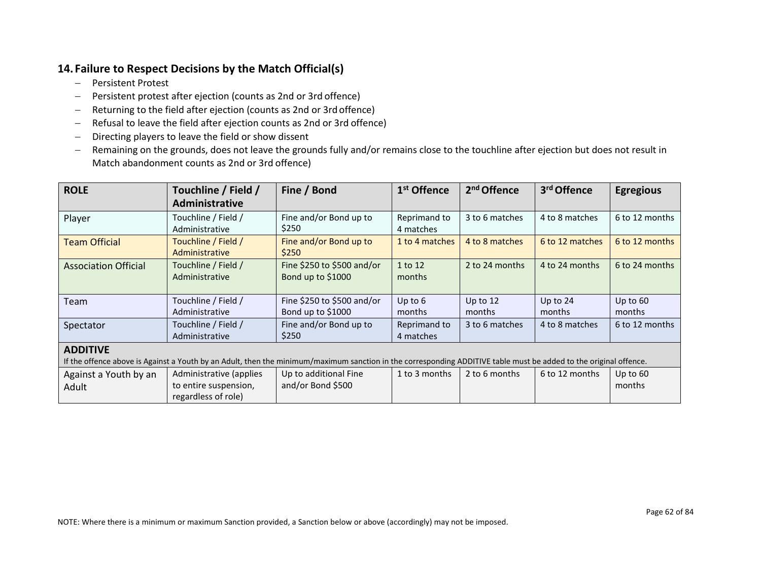## 14. Failure to Respect Decisions by the Match Official(s)

- Persistent Protest
- Persistent protest after ejection (counts as 2nd or 3rd offence)
- Returning to the field after ejection (counts as 2nd or 3rd offence)
- Refusal to leave the field after ejection counts as 2nd or 3rd offence)
- Directing players to leave the field or show dissent
- Remaining on the grounds, does not leave the grounds fully and/or remains close to the touchline after ejection but does not result in Match abandonment counts as 2nd or 3rd offence)

| ROLE | Touchline / Field / Administrative | Fine / Bond | 1st Offence | 2nd Offence | 3rd Offence | Egregious |
|---|---|---|---|---|---|---|
| Player | Touchline / Field / Administrative | Fine and/or Bond up to $250 | Reprimand to 4 matches | 3 to 6 matches | 4 to 8 matches | 6 to 12 months |
| Team Official | Touchline / Field / Administrative | Fine and/or Bond up to $250 | 1 to 4 matches | 4 to 8 matches | 6 to 12 matches | 6 to 12 months |
| Association Official | Touchline / Field / Administrative | Fine $250 to $500 and/or Bond up to $1000 | 1 to 12 months | 2 to 24 months | 4 to 24 months | 6 to 24 months |
| Team | Touchline / Field / Administrative | Fine $250 to $500 and/or Bond up to $1000 | Up to 6 months | Up to 12 months | Up to 24 months | Up to 60 months |
| Spectator | Touchline / Field / Administrative | Fine and/or Bond up to $250 | Reprimand to 4 matches | 3 to 6 matches | 4 to 8 matches | 6 to 12 months |
| **ADDITIVE** If the offence above is Against a Youth by an Adult, then the minimum/maximum sanction in the corresponding ADDITIVE table must be added to the original offence. | | | | | | |
| Against a Youth by an Adult | Administrative (applies to entire suspension, regardless of role) | Up to additional Fine and/or Bond $500 | 1 to 3 months | 2 to 6 months | 6 to 12 months | Up to 60 months |

NOTE: Where there is a minimum or maximum Sanction provided, a Sanction below or above (accordingly) may not be imposed.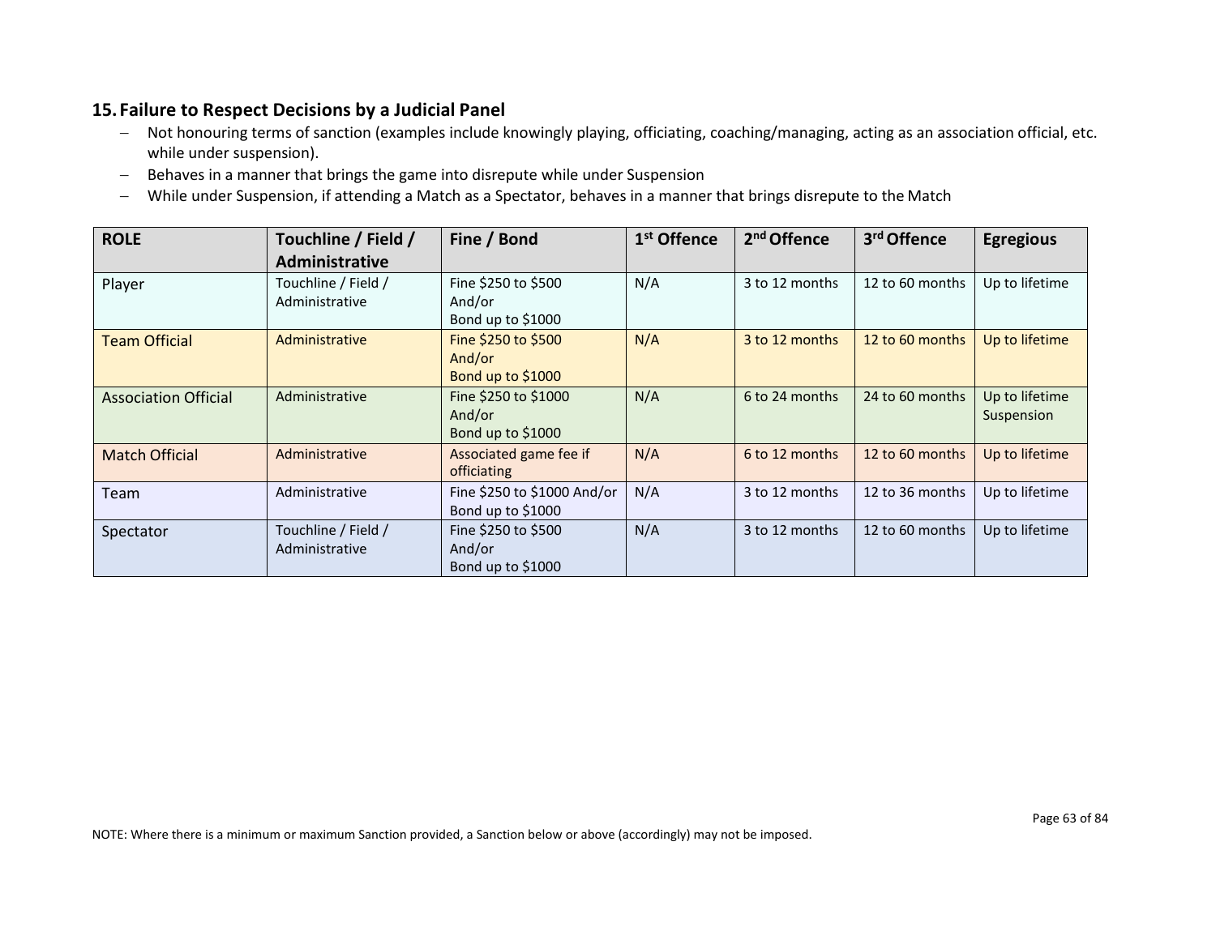## 15. Failure to Respect Decisions by a Judicial Panel

- Not honouring terms of sanction (examples include knowingly playing, officiating, coaching/managing, acting as an association official, etc. while under suspension).
- Behaves in a manner that brings the game into disrepute while under Suspension
- While under Suspension, if attending a Match as a Spectator, behaves in a manner that brings disrepute to the Match

| ROLE | Touchline / Field / Administrative | Fine / Bond | 1st Offence | 2nd Offence | 3rd Offence | Egregious |
|---|---|---|---|---|---|---|
| Player | Touchline / Field / Administrative | Fine $250 to $500 And/or Bond up to $1000 | N/A | 3 to 12 months | 12 to 60 months | Up to lifetime |
| Team Official | Administrative | Fine $250 to $500 And/or Bond up to $1000 | N/A | 3 to 12 months | 12 to 60 months | Up to lifetime |
| Association Official | Administrative | Fine $250 to $1000 And/or Bond up to $1000 | N/A | 6 to 24 months | 24 to 60 months | Up to lifetime Suspension |
| Match Official | Administrative | Associated game fee if officiating | N/A | 6 to 12 months | 12 to 60 months | Up to lifetime |
| Team | Administrative | Fine $250 to $1000 And/or Bond up to $1000 | N/A | 3 to 12 months | 12 to 36 months | Up to lifetime |
| Spectator | Touchline / Field / Administrative | Fine $250 to $500 And/or Bond up to $1000 | N/A | 3 to 12 months | 12 to 60 months | Up to lifetime |

NOTE: Where there is a minimum or maximum Sanction provided, a Sanction below or above (accordingly) may not be imposed.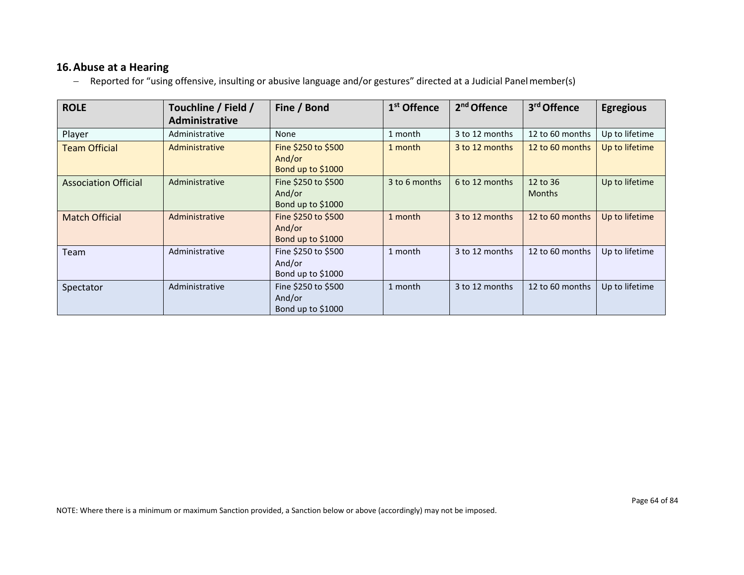## 16. Abuse at a Hearing

- Reported for "using offensive, insulting or abusive language and/or gestures" directed at a Judicial Panel member(s)

| ROLE | Touchline / Field / Administrative | Fine / Bond | 1st Offence | 2nd Offence | 3rd Offence | Egregious |
|---|---|---|---|---|---|---|
| Player | Administrative | None | 1 month | 3 to 12 months | 12 to 60 months | Up to lifetime |
| Team Official | Administrative | Fine $250 to $500 And/or Bond up to $1000 | 1 month | 3 to 12 months | 12 to 60 months | Up to lifetime |
| Association Official | Administrative | Fine $250 to $500 And/or Bond up to $1000 | 3 to 6 months | 6 to 12 months | 12 to 36 Months | Up to lifetime |
| Match Official | Administrative | Fine $250 to $500 And/or Bond up to $1000 | 1 month | 3 to 12 months | 12 to 60 months | Up to lifetime |
| Team | Administrative | Fine $250 to $500 And/or Bond up to $1000 | 1 month | 3 to 12 months | 12 to 60 months | Up to lifetime |
| Spectator | Administrative | Fine $250 to $500 And/or Bond up to $1000 | 1 month | 3 to 12 months | 12 to 60 months | Up to lifetime |

NOTE: Where there is a minimum or maximum Sanction provided, a Sanction below or above (accordingly) may not be imposed.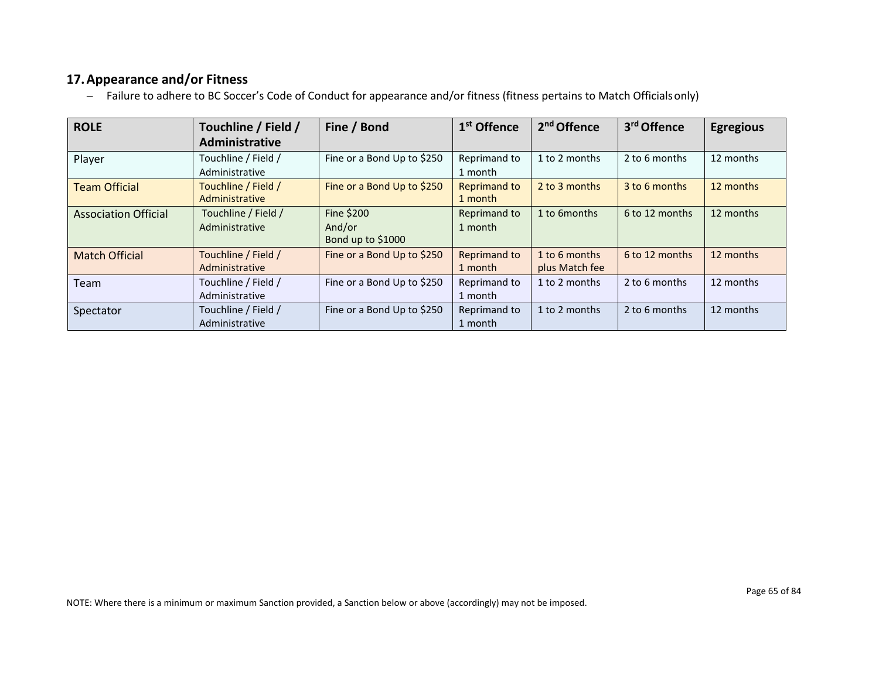## 17. Appearance and/or Fitness

- Failure to adhere to BC Soccer's Code of Conduct for appearance and/or fitness (fitness pertains to Match Officials only)

| ROLE | Touchline / Field / Administrative | Fine / Bond | 1st Offence | 2nd Offence | 3rd Offence | Egregious |
|---|---|---|---|---|---|---|
| Player | Touchline / Field / Administrative | Fine or a Bond Up to $250 | Reprimand to 1 month | 1 to 2 months | 2 to 6 months | 12 months |
| Team Official | Touchline / Field / Administrative | Fine or a Bond Up to $250 | Reprimand to 1 month | 2 to 3 months | 3 to 6 months | 12 months |
| Association Official | Touchline / Field / Administrative | Fine $200 And/or Bond up to $1000 | Reprimand to 1 month | 1 to 6months | 6 to 12 months | 12 months |
| Match Official | Touchline / Field / Administrative | Fine or a Bond Up to $250 | Reprimand to 1 month | 1 to 6 months plus Match fee | 6 to 12 months | 12 months |
| Team | Touchline / Field / Administrative | Fine or a Bond Up to $250 | Reprimand to 1 month | 1 to 2 months | 2 to 6 months | 12 months |
| Spectator | Touchline / Field / Administrative | Fine or a Bond Up to $250 | Reprimand to 1 month | 1 to 2 months | 2 to 6 months | 12 months |

NOTE: Where there is a minimum or maximum Sanction provided, a Sanction below or above (accordingly) may not be imposed.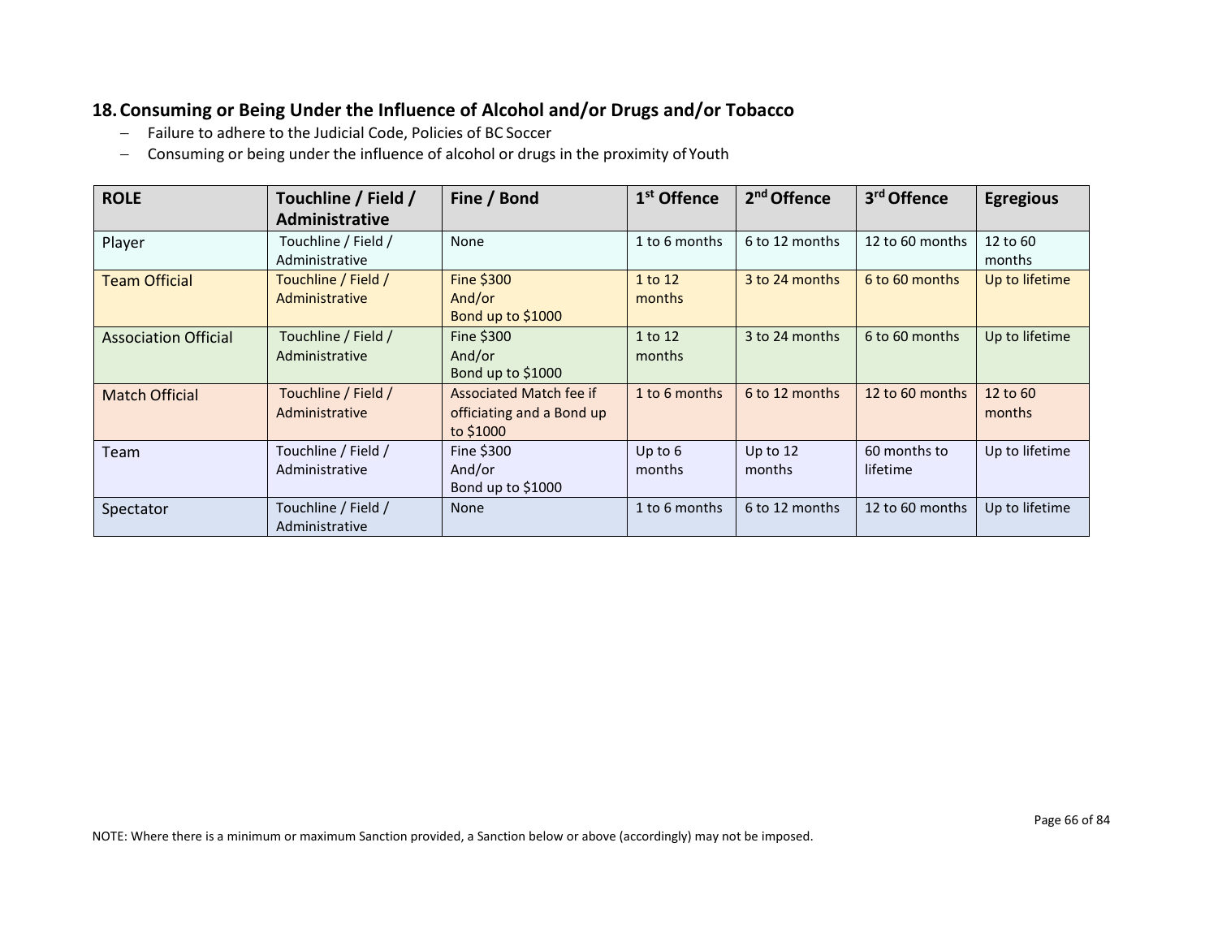## 18. Consuming or Being Under the Influence of Alcohol and/or Drugs and/or Tobacco

- Failure to adhere to the Judicial Code, Policies of BC Soccer
- Consuming or being under the influence of alcohol or drugs in the proximity of Youth

| ROLE | Touchline / Field / Administrative | Fine / Bond | 1st Offence | 2nd Offence | 3rd Offence | Egregious |
|---|---|---|---|---|---|---|
| Player | Touchline / Field / Administrative | None | 1 to 6 months | 6 to 12 months | 12 to 60 months | 12 to 60 months |
| Team Official | Touchline / Field / Administrative | Fine $300 And/or Bond up to $1000 | 1 to 12 months | 3 to 24 months | 6 to 60 months | Up to lifetime |
| Association Official | Touchline / Field / Administrative | Fine $300 And/or Bond up to $1000 | 1 to 12 months | 3 to 24 months | 6 to 60 months | Up to lifetime |
| Match Official | Touchline / Field / Administrative | Associated Match fee if officiating and a Bond up to $1000 | 1 to 6 months | 6 to 12 months | 12 to 60 months | 12 to 60 months |
| Team | Touchline / Field / Administrative | Fine $300 And/or Bond up to $1000 | Up to 6 months | Up to 12 months | 60 months to lifetime | Up to lifetime |
| Spectator | Touchline / Field / Administrative | None | 1 to 6 months | 6 to 12 months | 12 to 60 months | Up to lifetime |

NOTE: Where there is a minimum or maximum Sanction provided, a Sanction below or above (accordingly) may not be imposed.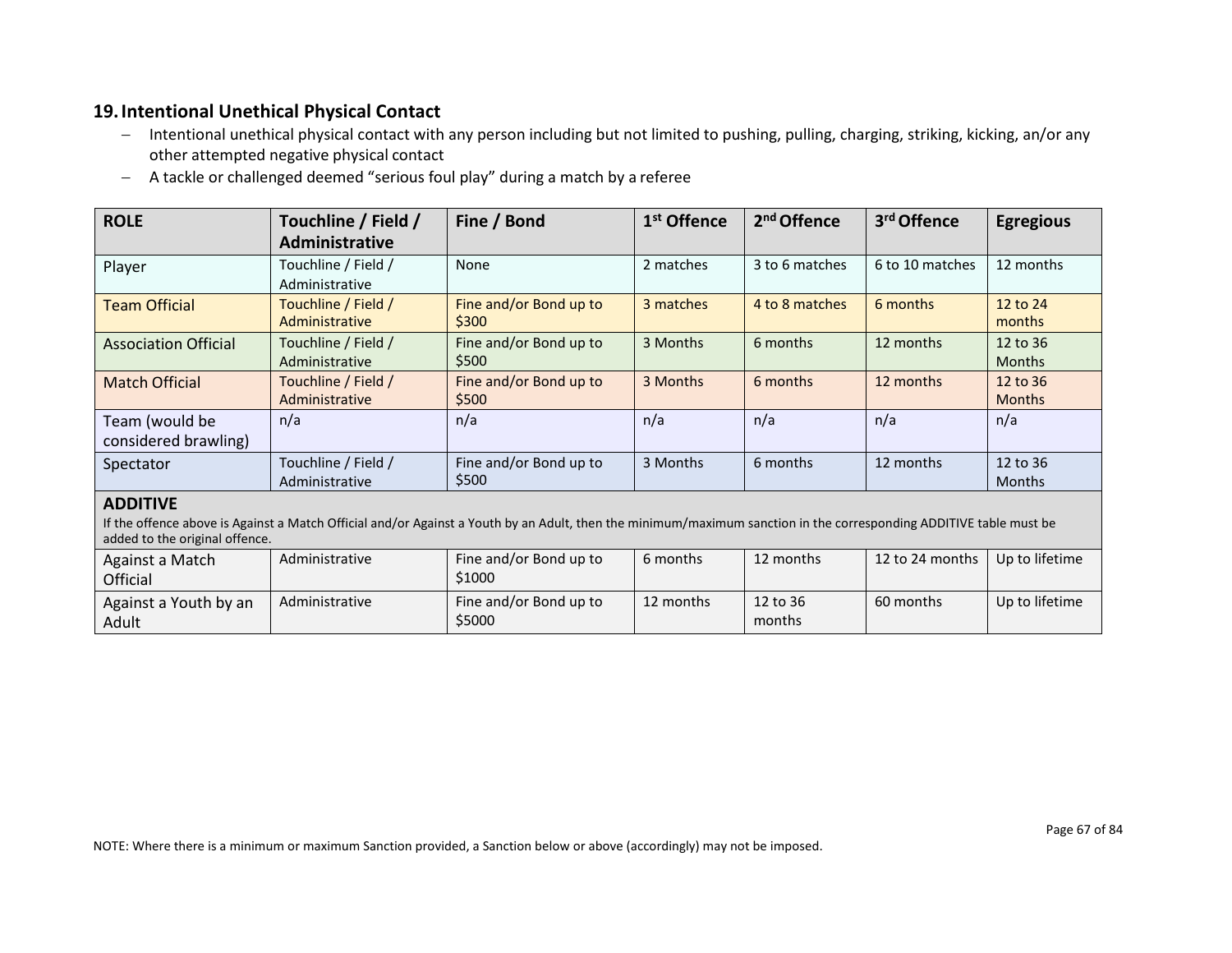## 19. Intentional Unethical Physical Contact

- Intentional unethical physical contact with any person including but not limited to pushing, pulling, charging, striking, kicking, an/or any other attempted negative physical contact
- A tackle or challenged deemed "serious foul play" during a match by a referee

| ROLE | Touchline / Field / Administrative | Fine / Bond | 1st Offence | 2nd Offence | 3rd Offence | Egregious |
|---|---|---|---|---|---|---|
| Player | Touchline / Field / Administrative | None | 2 matches | 3 to 6 matches | 6 to 10 matches | 12 months |
| Team Official | Touchline / Field / Administrative | Fine and/or Bond up to $300 | 3 matches | 4 to 8 matches | 6 months | 12 to 24 months |
| Association Official | Touchline / Field / Administrative | Fine and/or Bond up to $500 | 3 Months | 6 months | 12 months | 12 to 36 Months |
| Match Official | Touchline / Field / Administrative | Fine and/or Bond up to $500 | 3 Months | 6 months | 12 months | 12 to 36 Months |
| Team (would be considered brawling) | n/a | n/a | n/a | n/a | n/a | n/a |
| Spectator | Touchline / Field / Administrative | Fine and/or Bond up to $500 | 3 Months | 6 months | 12 months | 12 to 36 Months |
| **ADDITIVE** If the offence above is Against a Match Official and/or Against a Youth by an Adult, then the minimum/maximum sanction in the corresponding ADDITIVE table must be added to the original offence. | | | | | | |
| Against a Match Official | Administrative | Fine and/or Bond up to $1000 | 6 months | 12 months | 12 to 24 months | Up to lifetime |
| Against a Youth by an Adult | Administrative | Fine and/or Bond up to $5000 | 12 months | 12 to 36 months | 60 months | Up to lifetime |

NOTE: Where there is a minimum or maximum Sanction provided, a Sanction below or above (accordingly) may not be imposed.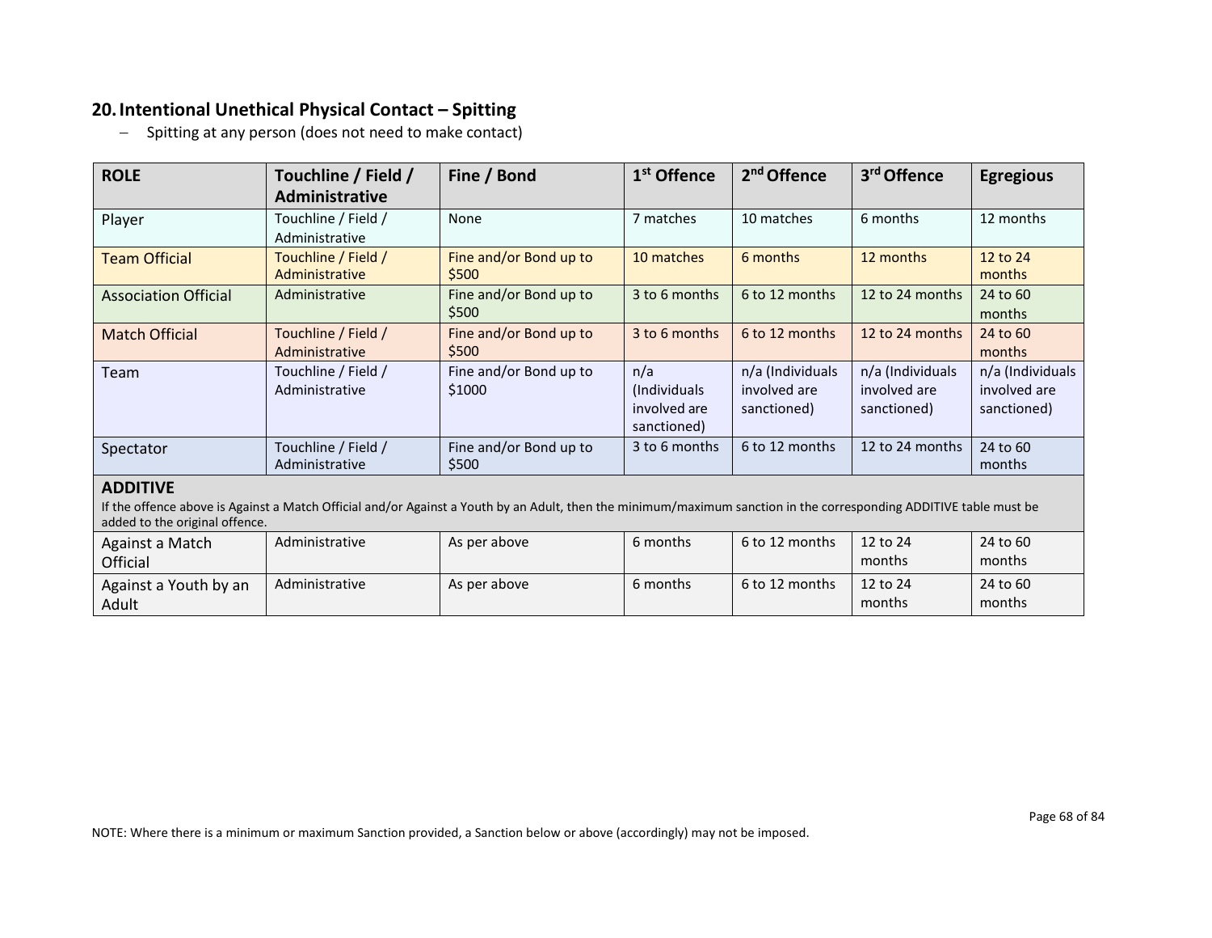## 20. Intentional Unethical Physical Contact – Spitting

- Spitting at any person (does not need to make contact)

| ROLE | Touchline / Field / Administrative | Fine / Bond | 1st Offence | 2nd Offence | 3rd Offence | Egregious |
|---|---|---|---|---|---|---|
| Player | Touchline / Field / Administrative | None | 7 matches | 10 matches | 6 months | 12 months |
| Team Official | Touchline / Field / Administrative | Fine and/or Bond up to $500 | 10 matches | 6 months | 12 months | 12 to 24 months |
| Association Official | Administrative | Fine and/or Bond up to $500 | 3 to 6 months | 6 to 12 months | 12 to 24 months | 24 to 60 months |
| Match Official | Touchline / Field / Administrative | Fine and/or Bond up to $500 | 3 to 6 months | 6 to 12 months | 12 to 24 months | 24 to 60 months |
| Team | Touchline / Field / Administrative | Fine and/or Bond up to $1000 | n/a (Individuals involved are sanctioned) | n/a (Individuals involved are sanctioned) | n/a (Individuals involved are sanctioned) | n/a (Individuals involved are sanctioned) |
| Spectator | Touchline / Field / Administrative | Fine and/or Bond up to $500 | 3 to 6 months | 6 to 12 months | 12 to 24 months | 24 to 60 months |
| **ADDITIVE** If the offence above is Against a Match Official and/or Against a Youth by an Adult, then the minimum/maximum sanction in the corresponding ADDITIVE table must be added to the original offence. | | | | | | |
| Against a Match Official | Administrative | As per above | 6 months | 6 to 12 months | 12 to 24 months | 24 to 60 months |
| Against a Youth by an Adult | Administrative | As per above | 6 months | 6 to 12 months | 12 to 24 months | 24 to 60 months |

NOTE: Where there is a minimum or maximum Sanction provided, a Sanction below or above (accordingly) may not be imposed.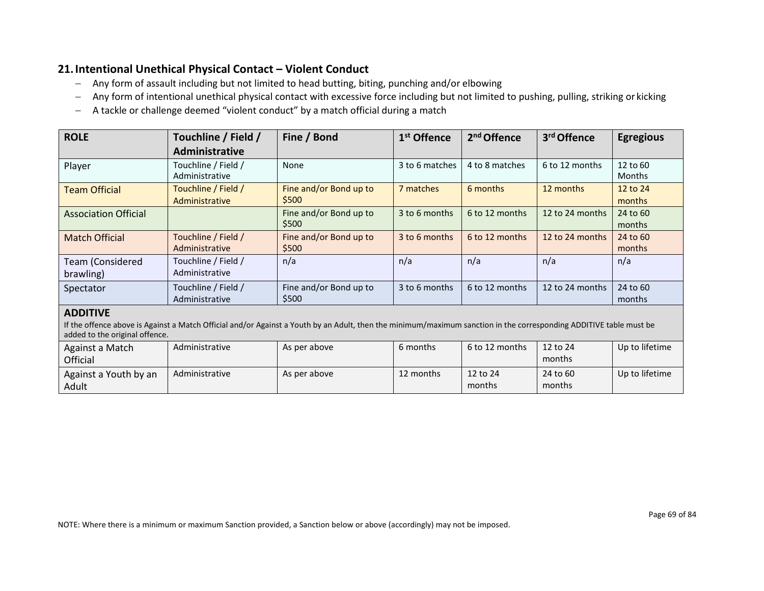## 21. Intentional Unethical Physical Contact – Violent Conduct

- Any form of assault including but not limited to head butting, biting, punching and/or elbowing
- Any form of intentional unethical physical contact with excessive force including but not limited to pushing, pulling, striking or kicking
- A tackle or challenge deemed "violent conduct" by a match official during a match

| ROLE | Touchline / Field / Administrative | Fine / Bond | 1st Offence | 2nd Offence | 3rd Offence | Egregious |
|---|---|---|---|---|---|---|
| Player | Touchline / Field / Administrative | None | 3 to 6 matches | 4 to 8 matches | 6 to 12 months | 12 to 60 Months |
| Team Official | Touchline / Field / Administrative | Fine and/or Bond up to $500 | 7 matches | 6 months | 12 months | 12 to 24 months |
| Association Official | | Fine and/or Bond up to $500 | 3 to 6 months | 6 to 12 months | 12 to 24 months | 24 to 60 months |
| Match Official | Touchline / Field / Administrative | Fine and/or Bond up to $500 | 3 to 6 months | 6 to 12 months | 12 to 24 months | 24 to 60 months |
| Team (Considered brawling) | Touchline / Field / Administrative | n/a | n/a | n/a | n/a | n/a |
| Spectator | Touchline / Field / Administrative | Fine and/or Bond up to $500 | 3 to 6 months | 6 to 12 months | 12 to 24 months | 24 to 60 months |
| **ADDITIVE** If the offence above is Against a Match Official and/or Against a Youth by an Adult, then the minimum/maximum sanction in the corresponding ADDITIVE table must be added to the original offence. | | | | | | |
| Against a Match Official | Administrative | As per above | 6 months | 6 to 12 months | 12 to 24 months | Up to lifetime |
| Against a Youth by an Adult | Administrative | As per above | 12 months | 12 to 24 months | 24 to 60 months | Up to lifetime |

NOTE: Where there is a minimum or maximum Sanction provided, a Sanction below or above (accordingly) may not be imposed.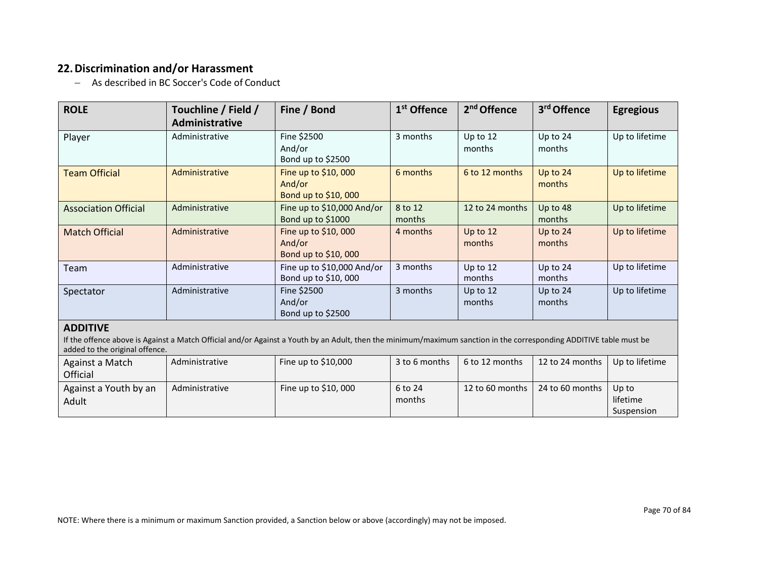## 22. Discrimination and/or Harassment

- As described in BC Soccer's Code of Conduct

| ROLE | Touchline / Field / Administrative | Fine / Bond | 1st Offence | 2nd Offence | 3rd Offence | Egregious |
|---|---|---|---|---|---|---|
| Player | Administrative | Fine $2500 And/or Bond up to $2500 | 3 months | Up to 12 months | Up to 24 months | Up to lifetime |
| Team Official | Administrative | Fine up to $10, 000 And/or Bond up to $10, 000 | 6 months | 6 to 12 months | Up to 24 months | Up to lifetime |
| Association Official | Administrative | Fine up to $10,000 And/or Bond up to $1000 | 8 to 12 months | 12 to 24 months | Up to 48 months | Up to lifetime |
| Match Official | Administrative | Fine up to $10, 000 And/or Bond up to $10, 000 | 4 months | Up to 12 months | Up to 24 months | Up to lifetime |
| Team | Administrative | Fine up to $10,000 And/or Bond up to $10, 000 | 3 months | Up to 12 months | Up to 24 months | Up to lifetime |
| Spectator | Administrative | Fine $2500 And/or Bond up to $2500 | 3 months | Up to 12 months | Up to 24 months | Up to lifetime |
| **ADDITIVE** If the offence above is Against a Match Official and/or Against a Youth by an Adult, then the minimum/maximum sanction in the corresponding ADDITIVE table must be added to the original offence. | | | | | | |
| Against a Match Official | Administrative | Fine up to $10,000 | 3 to 6 months | 6 to 12 months | 12 to 24 months | Up to lifetime |
| Against a Youth by an Adult | Administrative | Fine up to $10, 000 | 6 to 24 months | 12 to 60 months | 24 to 60 months | Up to lifetime Suspension |

NOTE: Where there is a minimum or maximum Sanction provided, a Sanction below or above (accordingly) may not be imposed.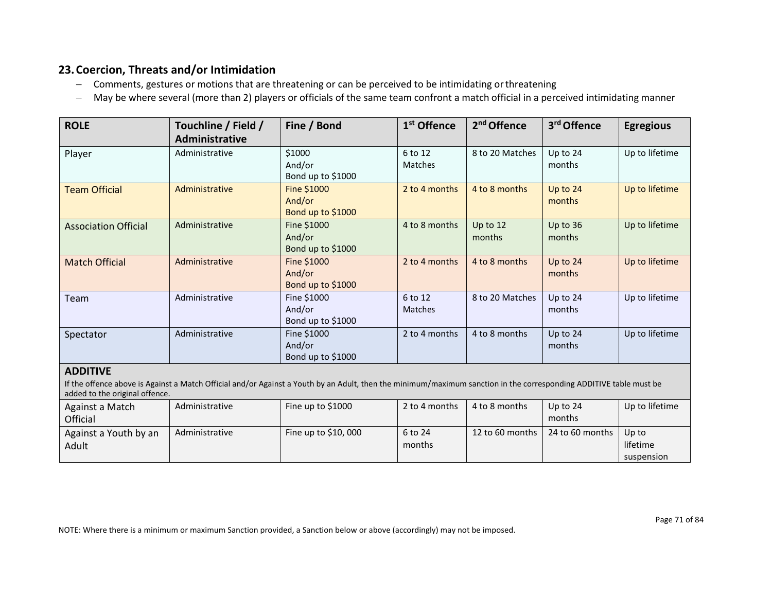## 23. Coercion, Threats and/or Intimidation

- Comments, gestures or motions that are threatening or can be perceived to be intimidating or threatening
- May be where several (more than 2) players or officials of the same team confront a match official in a perceived intimidating manner

| ROLE | Touchline / Field / Administrative | Fine / Bond | 1st Offence | 2nd Offence | 3rd Offence | Egregious |
|---|---|---|---|---|---|---|
| Player | Administrative | $1000 And/or Bond up to $1000 | 6 to 12 Matches | 8 to 20 Matches | Up to 24 months | Up to lifetime |
| Team Official | Administrative | Fine $1000 And/or Bond up to $1000 | 2 to 4 months | 4 to 8 months | Up to 24 months | Up to lifetime |
| Association Official | Administrative | Fine $1000 And/or Bond up to $1000 | 4 to 8 months | Up to 12 months | Up to 36 months | Up to lifetime |
| Match Official | Administrative | Fine $1000 And/or Bond up to $1000 | 2 to 4 months | 4 to 8 months | Up to 24 months | Up to lifetime |
| Team | Administrative | Fine $1000 And/or Bond up to $1000 | 6 to 12 Matches | 8 to 20 Matches | Up to 24 months | Up to lifetime |
| Spectator | Administrative | Fine $1000 And/or Bond up to $1000 | 2 to 4 months | 4 to 8 months | Up to 24 months | Up to lifetime |
| **ADDITIVE** If the offence above is Against a Match Official and/or Against a Youth by an Adult, then the minimum/maximum sanction in the corresponding ADDITIVE table must be added to the original offence. | | | | | | |
| Against a Match Official | Administrative | Fine up to $1000 | 2 to 4 months | 4 to 8 months | Up to 24 months | Up to lifetime |
| Against a Youth by an Adult | Administrative | Fine up to $10, 000 | 6 to 24 months | 12 to 60 months | 24 to 60 months | Up to lifetime suspension |

NOTE: Where there is a minimum or maximum Sanction provided, a Sanction below or above (accordingly) may not be imposed.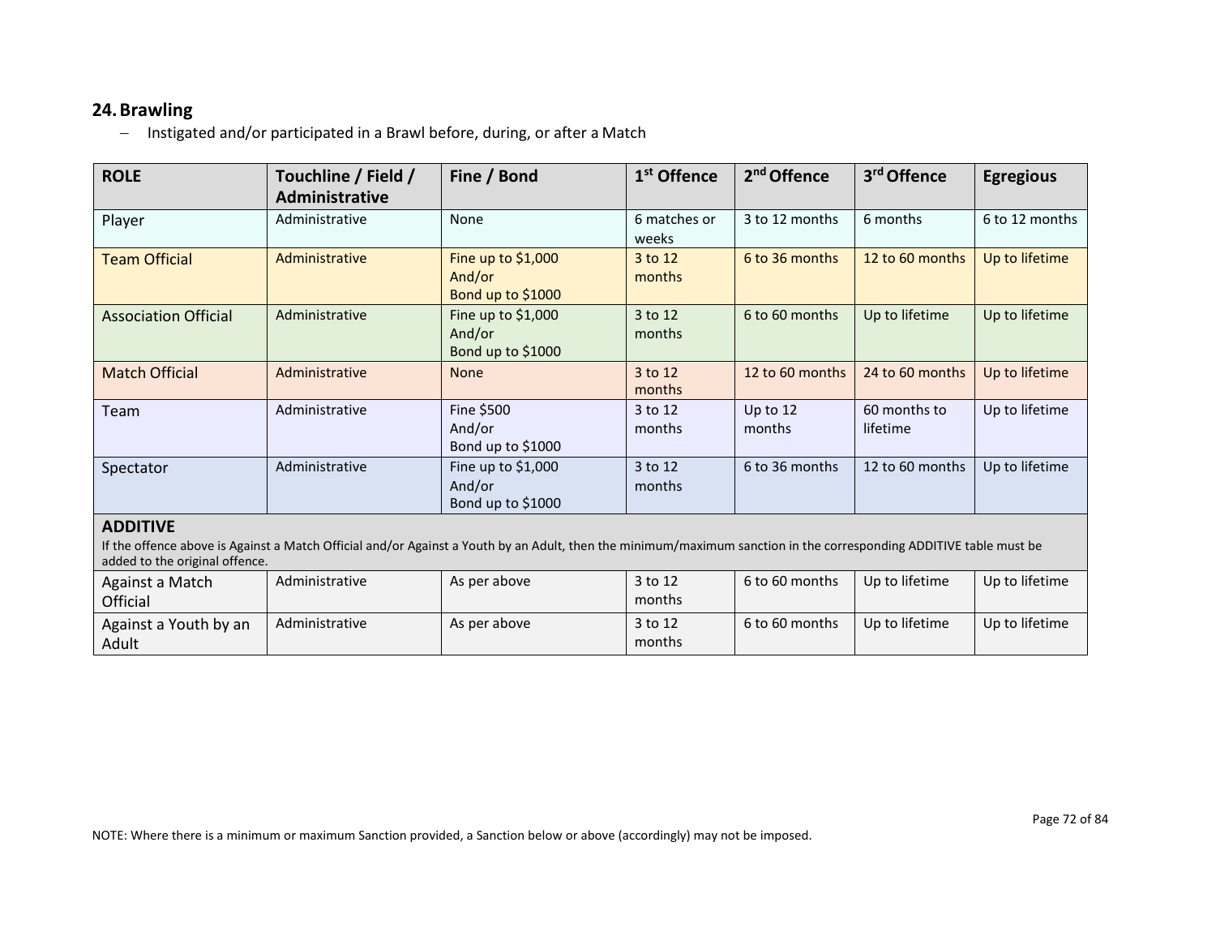## 24. Brawling

- Instigated and/or participated in a Brawl before, during, or after a Match

| ROLE | Touchline / Field / Administrative | Fine / Bond | 1st Offence | 2nd Offence | 3rd Offence | Egregious |
|---|---|---|---|---|---|---|
| Player | Administrative | None | 6 matches or weeks | 3 to 12 months | 6 months | 6 to 12 months |
| Team Official | Administrative | Fine up to $1,000 And/or Bond up to $1000 | 3 to 12 months | 6 to 36 months | 12 to 60 months | Up to lifetime |
| Association Official | Administrative | Fine up to $1,000 And/or Bond up to $1000 | 3 to 12 months | 6 to 60 months | Up to lifetime | Up to lifetime |
| Match Official | Administrative | None | 3 to 12 months | 12 to 60 months | 24 to 60 months | Up to lifetime |
| Team | Administrative | Fine $500 And/or Bond up to $1000 | 3 to 12 months | Up to 12 months | 60 months to lifetime | Up to lifetime |
| Spectator | Administrative | Fine up to $1,000 And/or Bond up to $1000 | 3 to 12 months | 6 to 36 months | 12 to 60 months | Up to lifetime |
| **ADDITIVE** If the offence above is Against a Match Official and/or Against a Youth by an Adult, then the minimum/maximum sanction in the corresponding ADDITIVE table must be added to the original offence. | | | | | | |
| Against a Match Official | Administrative | As per above | 3 to 12 months | 6 to 60 months | Up to lifetime | Up to lifetime |
| Against a Youth by an Adult | Administrative | As per above | 3 to 12 months | 6 to 60 months | Up to lifetime | Up to lifetime |

NOTE: Where there is a minimum or maximum Sanction provided, a Sanction below or above (accordingly) may not be imposed.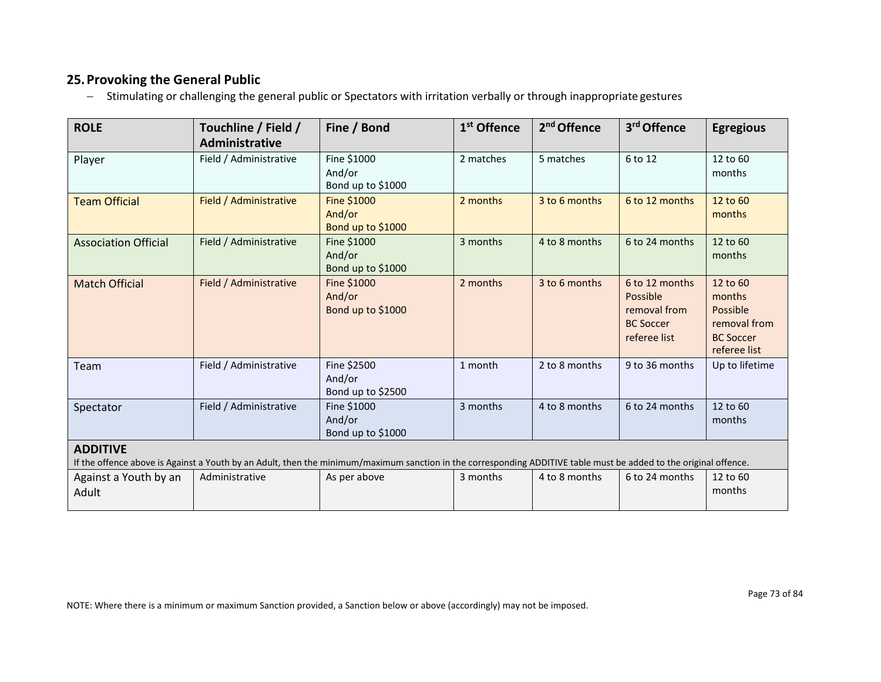## 25. Provoking the General Public

- Stimulating or challenging the general public or Spectators with irritation verbally or through inappropriate gestures

| ROLE | Touchline / Field / Administrative | Fine / Bond | 1st Offence | 2nd Offence | 3rd Offence | Egregious |
|---|---|---|---|---|---|---|
| Player | Field / Administrative | Fine $1000 And/or Bond up to $1000 | 2 matches | 5 matches | 6 to 12 | 12 to 60 months |
| Team Official | Field / Administrative | Fine $1000 And/or Bond up to $1000 | 2 months | 3 to 6 months | 6 to 12 months | 12 to 60 months |
| Association Official | Field / Administrative | Fine $1000 And/or Bond up to $1000 | 3 months | 4 to 8 months | 6 to 24 months | 12 to 60 months |
| Match Official | Field / Administrative | Fine $1000 And/or Bond up to $1000 | 2 months | 3 to 6 months | 6 to 12 months Possible removal from BC Soccer referee list | 12 to 60 months Possible removal from BC Soccer referee list |
| Team | Field / Administrative | Fine $2500 And/or Bond up to $2500 | 1 month | 2 to 8 months | 9 to 36 months | Up to lifetime |
| Spectator | Field / Administrative | Fine $1000 And/or Bond up to $1000 | 3 months | 4 to 8 months | 6 to 24 months | 12 to 60 months |
| **ADDITIVE** If the offence above is Against a Youth by an Adult, then the minimum/maximum sanction in the corresponding ADDITIVE table must be added to the original offence. | | | | | | |
| Against a Youth by an Adult | Administrative | As per above | 3 months | 4 to 8 months | 6 to 24 months | 12 to 60 months |

NOTE: Where there is a minimum or maximum Sanction provided, a Sanction below or above (accordingly) may not be imposed.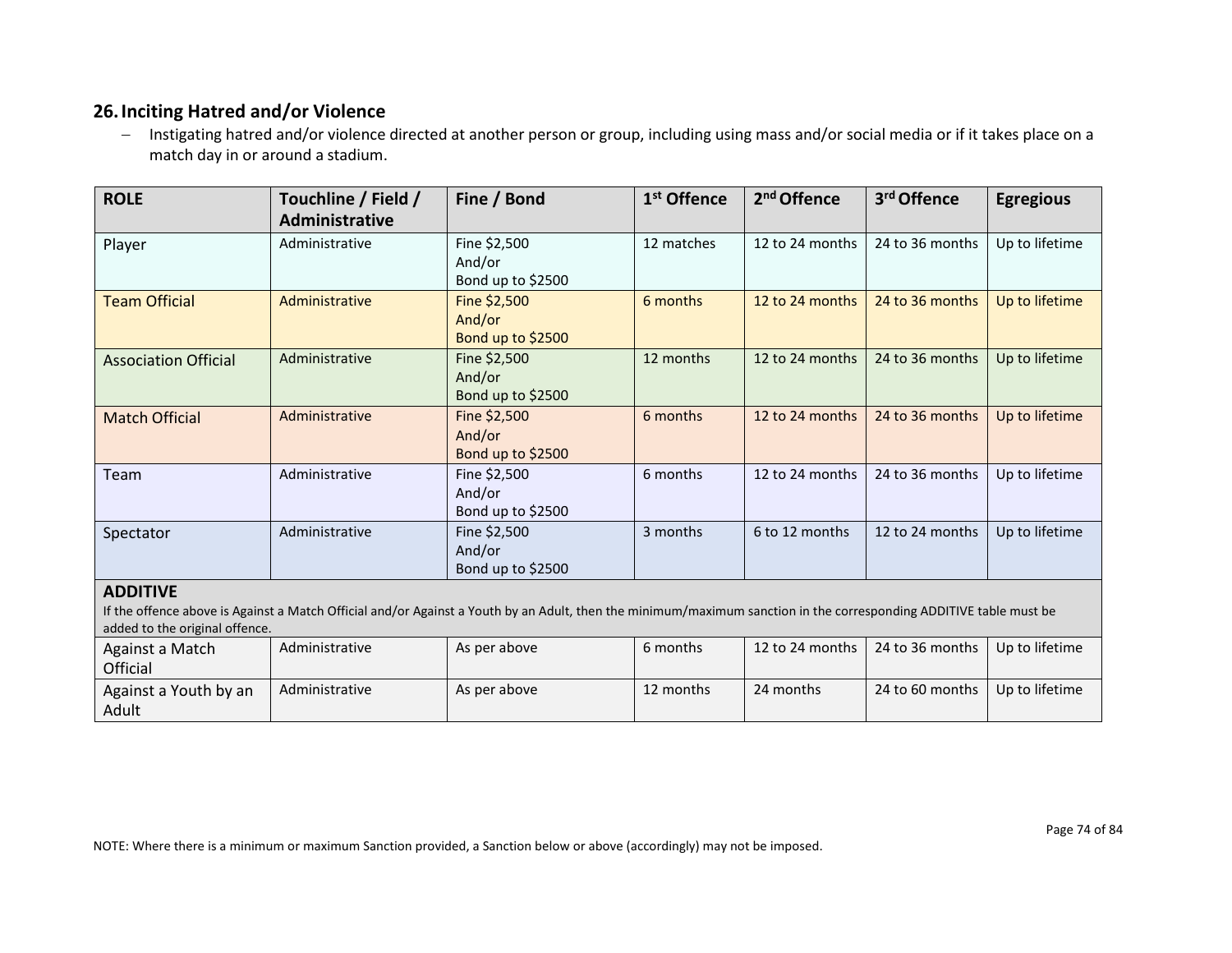## 26. Inciting Hatred and/or Violence

- Instigating hatred and/or violence directed at another person or group, including using mass and/or social media or if it takes place on a match day in or around a stadium.

| ROLE | Touchline / Field / Administrative | Fine / Bond | 1st Offence | 2nd Offence | 3rd Offence | Egregious |
|---|---|---|---|---|---|---|
| Player | Administrative | Fine $2,500 And/or Bond up to $2500 | 12 matches | 12 to 24 months | 24 to 36 months | Up to lifetime |
| Team Official | Administrative | Fine $2,500 And/or Bond up to $2500 | 6 months | 12 to 24 months | 24 to 36 months | Up to lifetime |
| Association Official | Administrative | Fine $2,500 And/or Bond up to $2500 | 12 months | 12 to 24 months | 24 to 36 months | Up to lifetime |
| Match Official | Administrative | Fine $2,500 And/or Bond up to $2500 | 6 months | 12 to 24 months | 24 to 36 months | Up to lifetime |
| Team | Administrative | Fine $2,500 And/or Bond up to $2500 | 6 months | 12 to 24 months | 24 to 36 months | Up to lifetime |
| Spectator | Administrative | Fine $2,500 And/or Bond up to $2500 | 3 months | 6 to 12 months | 12 to 24 months | Up to lifetime |
| **ADDITIVE** If the offence above is Against a Match Official and/or Against a Youth by an Adult, then the minimum/maximum sanction in the corresponding ADDITIVE table must be added to the original offence. | | | | | | |
| Against a Match Official | Administrative | As per above | 6 months | 12 to 24 months | 24 to 36 months | Up to lifetime |
| Against a Youth by an Adult | Administrative | As per above | 12 months | 24 months | 24 to 60 months | Up to lifetime |

NOTE: Where there is a minimum or maximum Sanction provided, a Sanction below or above (accordingly) may not be imposed.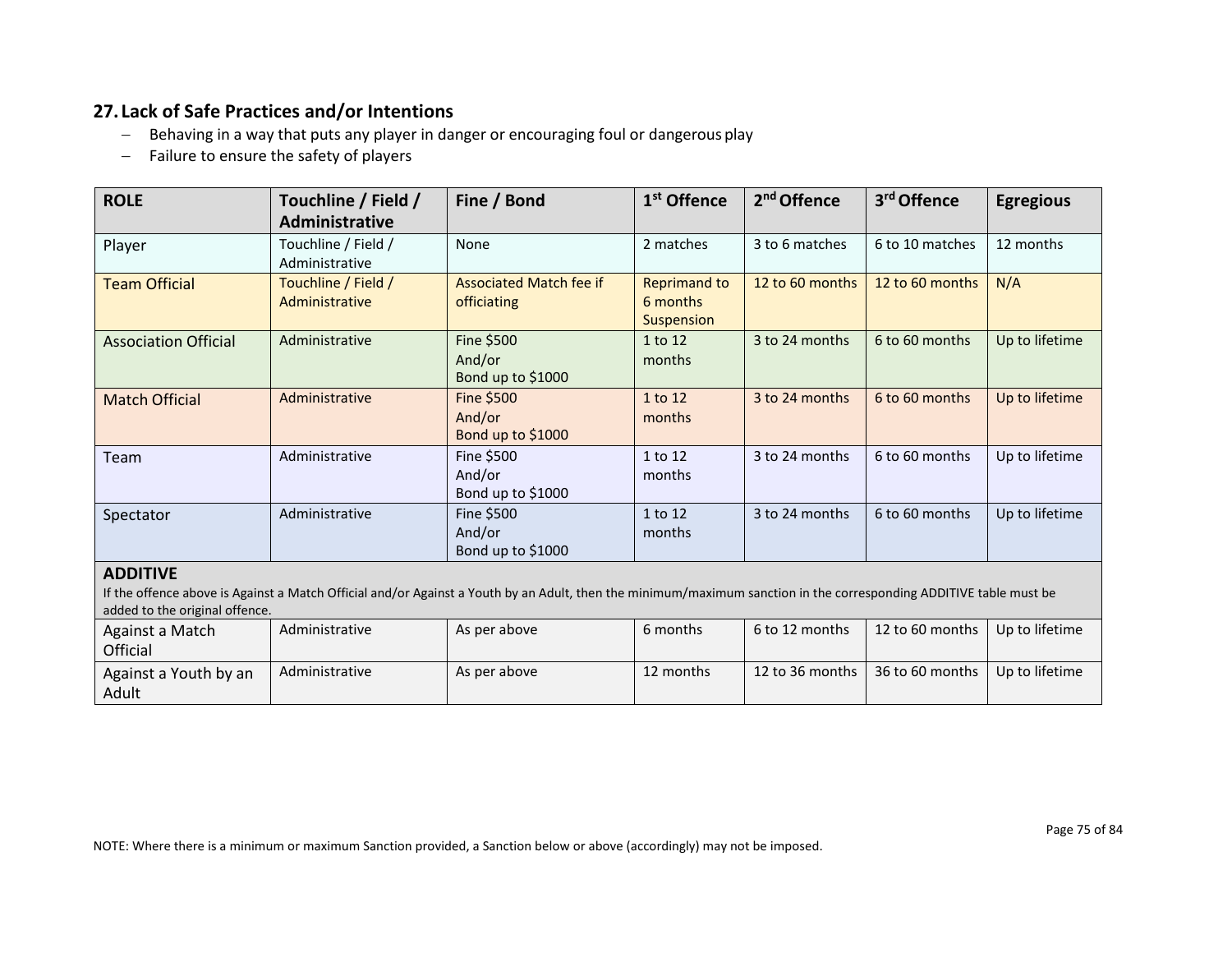## 27. Lack of Safe Practices and/or Intentions

- Behaving in a way that puts any player in danger or encouraging foul or dangerous play
- Failure to ensure the safety of players

| ROLE | Touchline / Field / Administrative | Fine / Bond | 1st Offence | 2nd Offence | 3rd Offence | Egregious |
|---|---|---|---|---|---|---|
| Player | Touchline / Field / Administrative | None | 2 matches | 3 to 6 matches | 6 to 10 matches | 12 months |
| Team Official | Touchline / Field / Administrative | Associated Match fee if officiating | Reprimand to 6 months Suspension | 12 to 60 months | 12 to 60 months | N/A |
| Association Official | Administrative | Fine $500 And/or Bond up to $1000 | 1 to 12 months | 3 to 24 months | 6 to 60 months | Up to lifetime |
| Match Official | Administrative | Fine $500 And/or Bond up to $1000 | 1 to 12 months | 3 to 24 months | 6 to 60 months | Up to lifetime |
| Team | Administrative | Fine $500 And/or Bond up to $1000 | 1 to 12 months | 3 to 24 months | 6 to 60 months | Up to lifetime |
| Spectator | Administrative | Fine $500 And/or Bond up to $1000 | 1 to 12 months | 3 to 24 months | 6 to 60 months | Up to lifetime |
| **ADDITIVE** If the offence above is Against a Match Official and/or Against a Youth by an Adult, then the minimum/maximum sanction in the corresponding ADDITIVE table must be added to the original offence. | | | | | | |
| Against a Match Official | Administrative | As per above | 6 months | 6 to 12 months | 12 to 60 months | Up to lifetime |
| Against a Youth by an Adult | Administrative | As per above | 12 months | 12 to 36 months | 36 to 60 months | Up to lifetime |

NOTE: Where there is a minimum or maximum Sanction provided, a Sanction below or above (accordingly) may not be imposed.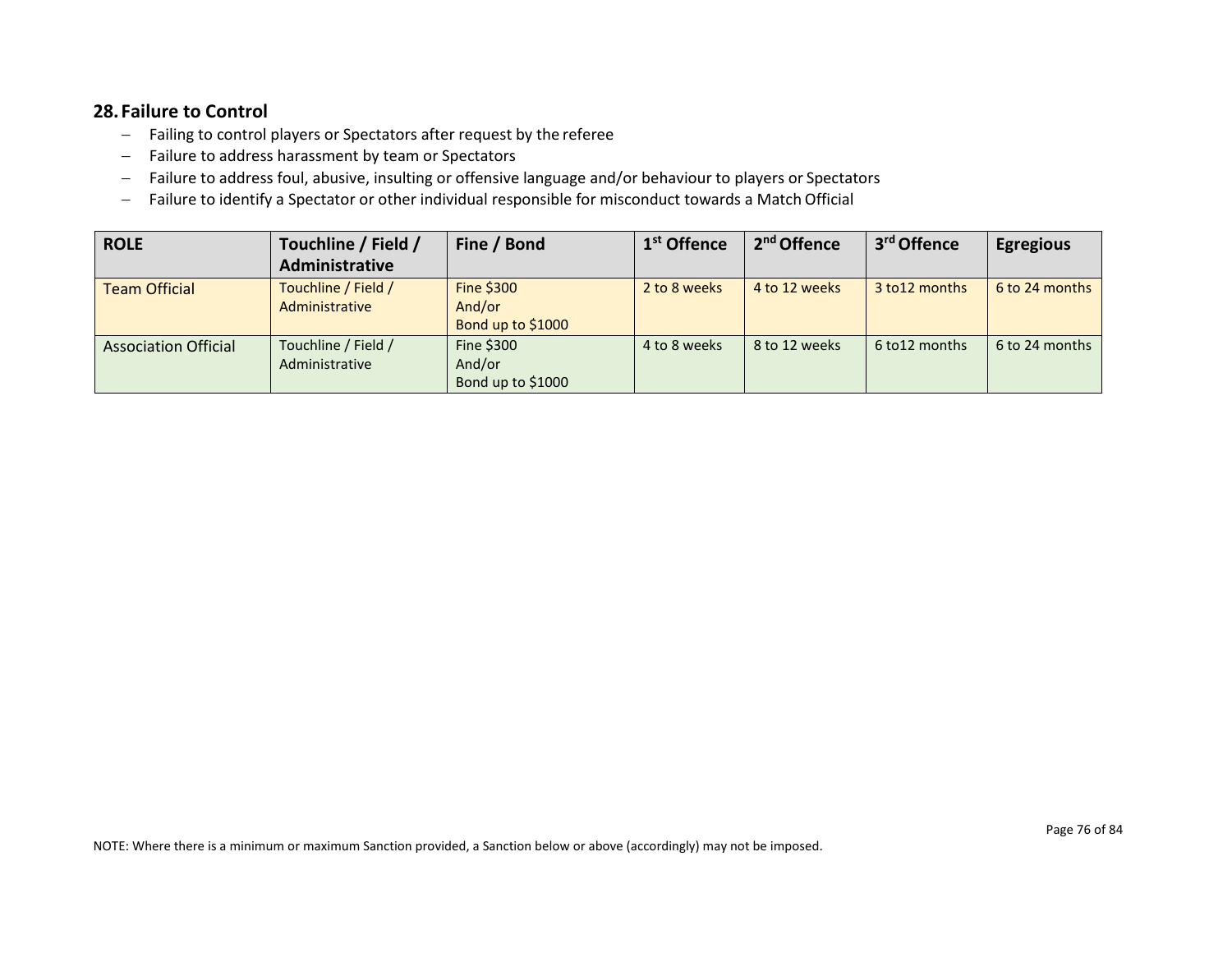## 28. Failure to Control

- Failing to control players or Spectators after request by the referee
- Failure to address harassment by team or Spectators
- Failure to address foul, abusive, insulting or offensive language and/or behaviour to players or Spectators
- Failure to identify a Spectator or other individual responsible for misconduct towards a Match Official

| ROLE | Touchline / Field / Administrative | Fine / Bond | 1st Offence | 2nd Offence | 3rd Offence | Egregious |
|---|---|---|---|---|---|---|
| Team Official | Touchline / Field / Administrative | Fine $300 And/or Bond up to $1000 | 2 to 8 weeks | 4 to 12 weeks | 3 to12 months | 6 to 24 months |
| Association Official | Touchline / Field / Administrative | Fine $300 And/or Bond up to $1000 | 4 to 8 weeks | 8 to 12 weeks | 6 to12 months | 6 to 24 months |

NOTE: Where there is a minimum or maximum Sanction provided, a Sanction below or above (accordingly) may not be imposed.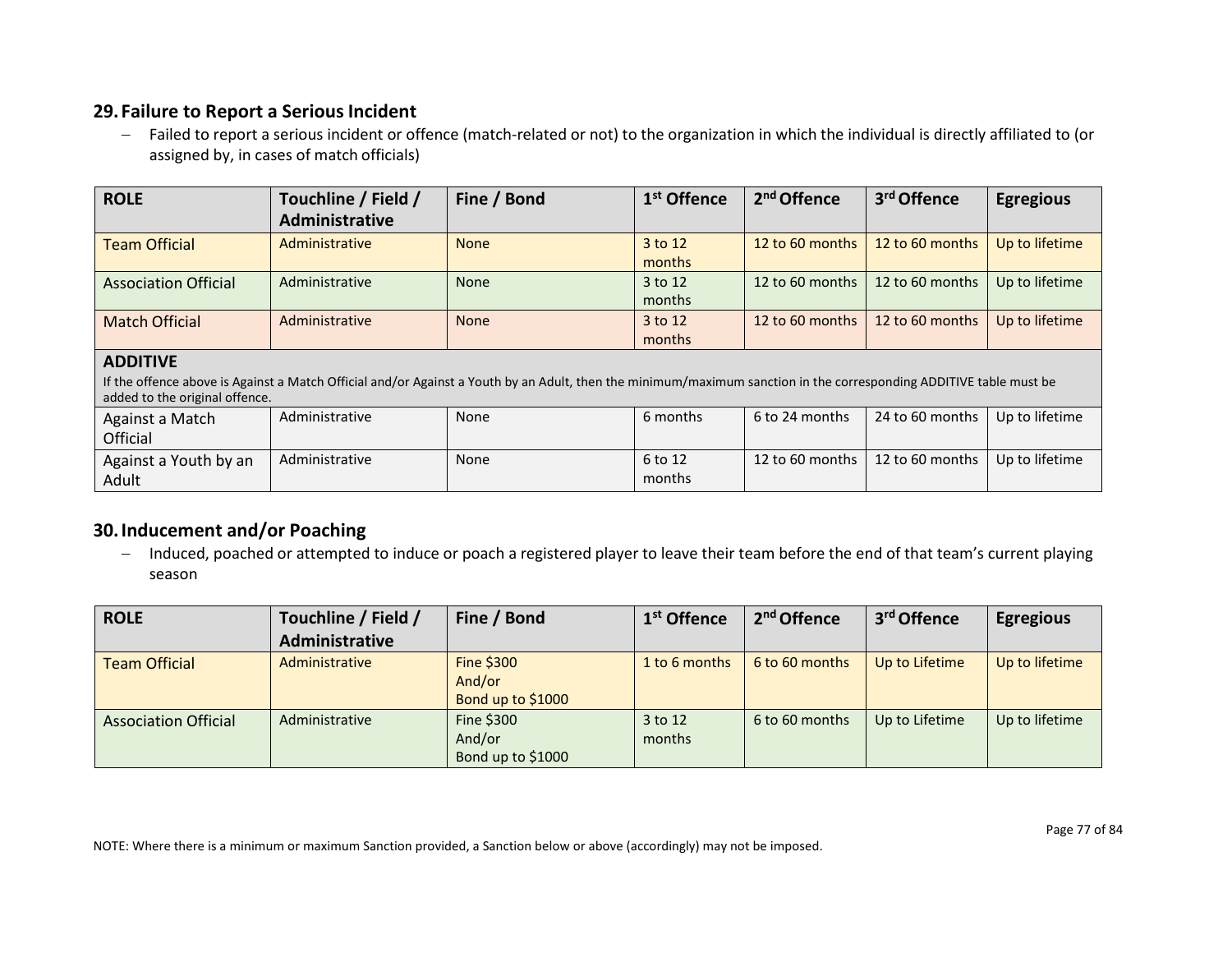## 29. Failure to Report a Serious Incident

- Failed to report a serious incident or offence (match-related or not) to the organization in which the individual is directly affiliated to (or assigned by, in cases of match officials)

| ROLE | Touchline / Field / Administrative | Fine / Bond | 1st Offence | 2nd Offence | 3rd Offence | Egregious |
|---|---|---|---|---|---|---|
| Team Official | Administrative | None | 3 to 12 months | 12 to 60 months | 12 to 60 months | Up to lifetime |
| Association Official | Administrative | None | 3 to 12 months | 12 to 60 months | 12 to 60 months | Up to lifetime |
| Match Official | Administrative | None | 3 to 12 months | 12 to 60 months | 12 to 60 months | Up to lifetime |
| **ADDITIVE** If the offence above is Against a Match Official and/or Against a Youth by an Adult, then the minimum/maximum sanction in the corresponding ADDITIVE table must be added to the original offence. | | | | | | |
| Against a Match Official | Administrative | None | 6 months | 6 to 24 months | 24 to 60 months | Up to lifetime |
| Against a Youth by an Adult | Administrative | None | 6 to 12 months | 12 to 60 months | 12 to 60 months | Up to lifetime |

## 30. Inducement and/or Poaching

- Induced, poached or attempted to induce or poach a registered player to leave their team before the end of that team's current playing season

| ROLE | Touchline / Field / Administrative | Fine / Bond | 1st Offence | 2nd Offence | 3rd Offence | Egregious |
|---|---|---|---|---|---|---|
| Team Official | Administrative | Fine $300 And/or Bond up to $1000 | 1 to 6 months | 6 to 60 months | Up to Lifetime | Up to lifetime |
| Association Official | Administrative | Fine $300 And/or Bond up to $1000 | 3 to 12 months | 6 to 60 months | Up to Lifetime | Up to lifetime |

NOTE: Where there is a minimum or maximum Sanction provided, a Sanction below or above (accordingly) may not be imposed.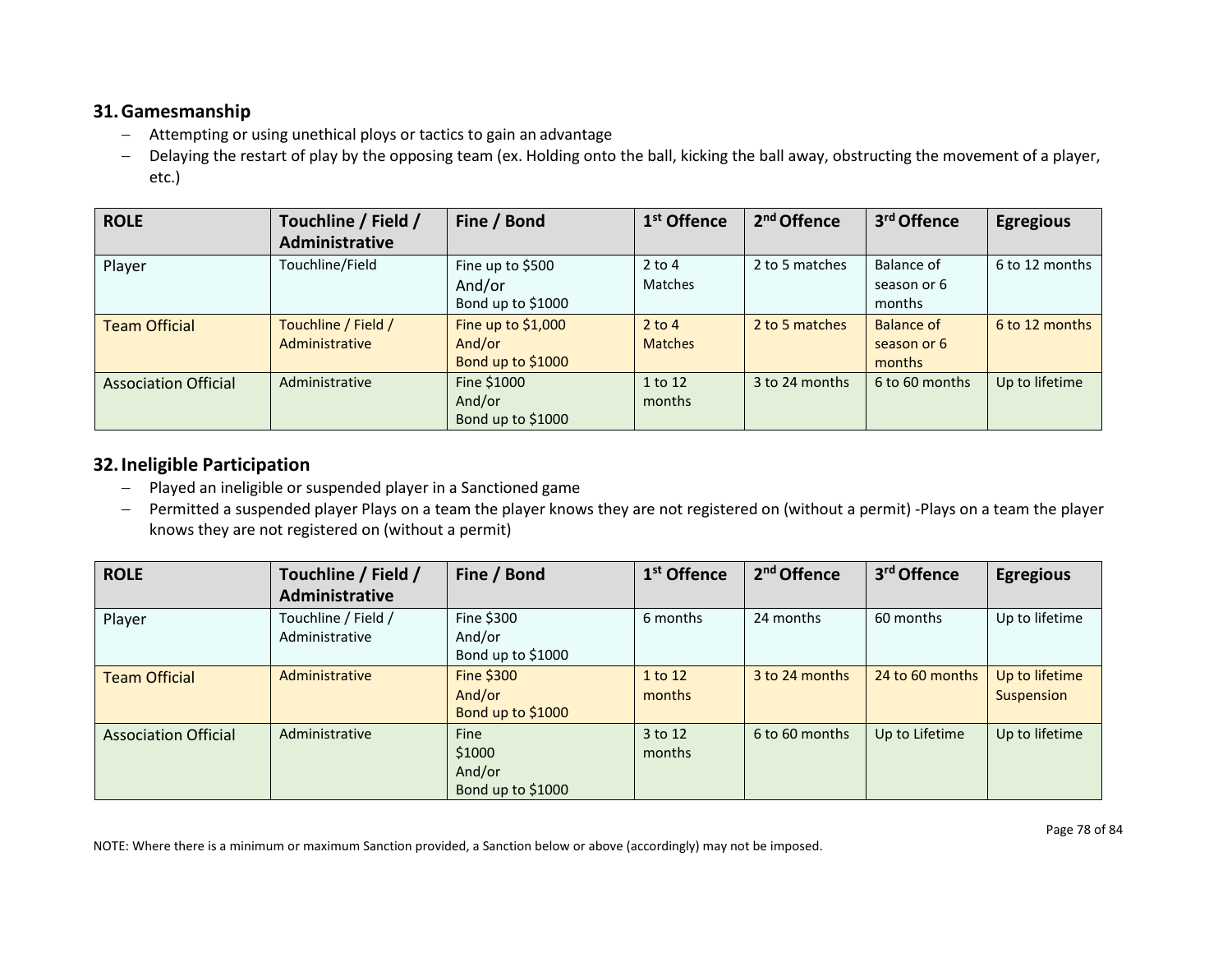## 31. Gamesmanship

- Attempting or using unethical ploys or tactics to gain an advantage
- Delaying the restart of play by the opposing team (ex. Holding onto the ball, kicking the ball away, obstructing the movement of a player, etc.)

| ROLE | Touchline / Field / Administrative | Fine / Bond | 1st Offence | 2nd Offence | 3rd Offence | Egregious |
|---|---|---|---|---|---|---|
| Player | Touchline/Field | Fine up to $500 And/or Bond up to $1000 | 2 to 4 Matches | 2 to 5 matches | Balance of season or 6 months | 6 to 12 months |
| Team Official | Touchline / Field / Administrative | Fine up to $1,000 And/or Bond up to $1000 | 2 to 4 Matches | 2 to 5 matches | Balance of season or 6 months | 6 to 12 months |
| Association Official | Administrative | Fine $1000 And/or Bond up to $1000 | 1 to 12 months | 3 to 24 months | 6 to 60 months | Up to lifetime |

## 32. Ineligible Participation

- Played an ineligible or suspended player in a Sanctioned game
- Permitted a suspended player Plays on a team the player knows they are not registered on (without a permit) -Plays on a team the player knows they are not registered on (without a permit)

| ROLE | Touchline / Field / Administrative | Fine / Bond | 1st Offence | 2nd Offence | 3rd Offence | Egregious |
|---|---|---|---|---|---|---|
| Player | Touchline / Field / Administrative | Fine $300 And/or Bond up to $1000 | 6 months | 24 months | 60 months | Up to lifetime |
| Team Official | Administrative | Fine $300 And/or Bond up to $1000 | 1 to 12 months | 3 to 24 months | 24 to 60 months | Up to lifetime Suspension |
| Association Official | Administrative | Fine $1000 And/or Bond up to $1000 | 3 to 12 months | 6 to 60 months | Up to Lifetime | Up to lifetime |

NOTE: Where there is a minimum or maximum Sanction provided, a Sanction below or above (accordingly) may not be imposed.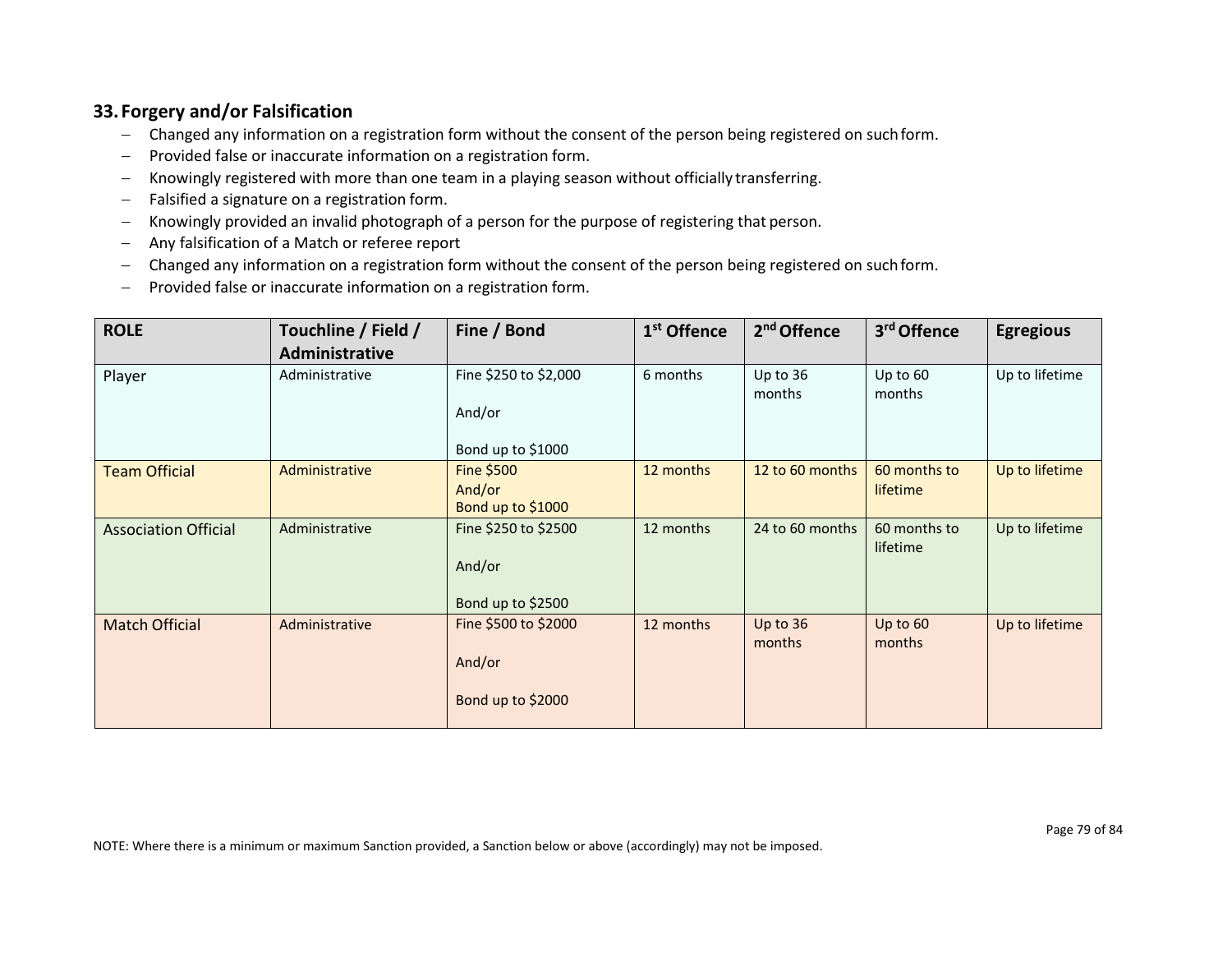## 33. Forgery and/or Falsification

- Changed any information on a registration form without the consent of the person being registered on such form.
- Provided false or inaccurate information on a registration form.
- Knowingly registered with more than one team in a playing season without officially transferring.
- Falsified a signature on a registration form.
- Knowingly provided an invalid photograph of a person for the purpose of registering that person.
- Any falsification of a Match or referee report
- Changed any information on a registration form without the consent of the person being registered on such form.
- Provided false or inaccurate information on a registration form.

| ROLE | Touchline / Field / Administrative | Fine / Bond | 1st Offence | 2nd Offence | 3rd Offence | Egregious |
|---|---|---|---|---|---|---|
| Player | Administrative | Fine $250 to $2,000<br><br>And/or<br><br>Bond up to $1000 | 6 months | Up to 36 months | Up to 60 months | Up to lifetime |
| Team Official | Administrative | Fine $500<br>And/or<br>Bond up to $1000 | 12 months | 12 to 60 months | 60 months to lifetime | Up to lifetime |
| Association Official | Administrative | Fine $250 to $2500<br><br>And/or<br><br>Bond up to $2500 | 12 months | 24 to 60 months | 60 months to lifetime | Up to lifetime |
| Match Official | Administrative | Fine $500 to $2000<br><br>And/or<br><br>Bond up to $2000 | 12 months | Up to 36 months | Up to 60 months | Up to lifetime |

NOTE: Where there is a minimum or maximum Sanction provided, a Sanction below or above (accordingly) may not be imposed.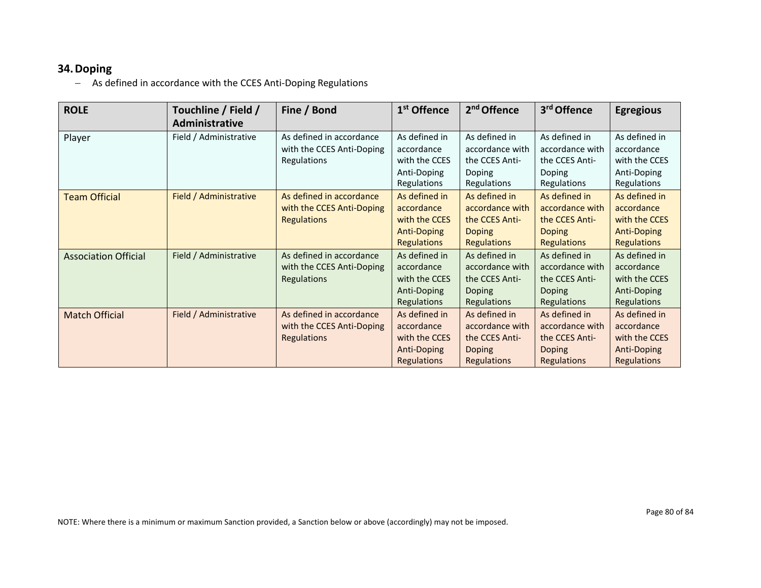## 34. Doping

- As defined in accordance with the CCES Anti-Doping Regulations

| ROLE | Touchline / Field / Administrative | Fine / Bond | 1st Offence | 2nd Offence | 3rd Offence | Egregious |
|---|---|---|---|---|---|---|
| Player | Field / Administrative | As defined in accordance with the CCES Anti-Doping Regulations | As defined in accordance with the CCES Anti-Doping Regulations | As defined in accordance with the CCES Anti-Doping Regulations | As defined in accordance with the CCES Anti-Doping Regulations | As defined in accordance with the CCES Anti-Doping Regulations |
| Team Official | Field / Administrative | As defined in accordance with the CCES Anti-Doping Regulations | As defined in accordance with the CCES Anti-Doping Regulations | As defined in accordance with the CCES Anti-Doping Regulations | As defined in accordance with the CCES Anti-Doping Regulations | As defined in accordance with the CCES Anti-Doping Regulations |
| Association Official | Field / Administrative | As defined in accordance with the CCES Anti-Doping Regulations | As defined in accordance with the CCES Anti-Doping Regulations | As defined in accordance with the CCES Anti-Doping Regulations | As defined in accordance with the CCES Anti-Doping Regulations | As defined in accordance with the CCES Anti-Doping Regulations |
| Match Official | Field / Administrative | As defined in accordance with the CCES Anti-Doping Regulations | As defined in accordance with the CCES Anti-Doping Regulations | As defined in accordance with the CCES Anti-Doping Regulations | As defined in accordance with the CCES Anti-Doping Regulations | As defined in accordance with the CCES Anti-Doping Regulations |

NOTE: Where there is a minimum or maximum Sanction provided, a Sanction below or above (accordingly) may not be imposed.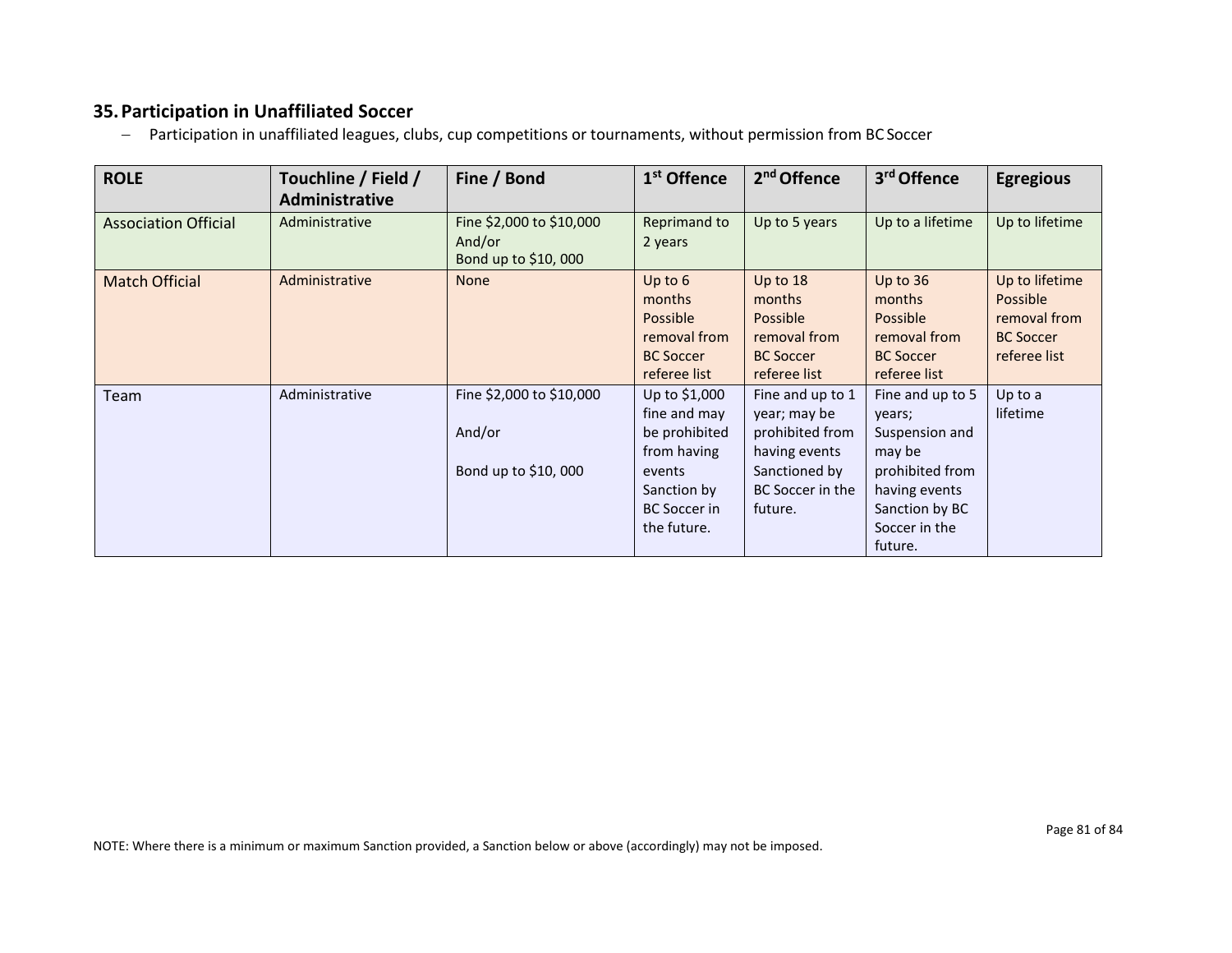## 35. Participation in Unaffiliated Soccer

- Participation in unaffiliated leagues, clubs, cup competitions or tournaments, without permission from BC Soccer

| ROLE | Touchline / Field / Administrative | Fine / Bond | 1st Offence | 2nd Offence | 3rd Offence | Egregious |
|---|---|---|---|---|---|---|
| Association Official | Administrative | Fine $2,000 to $10,000 And/or Bond up to $10, 000 | Reprimand to 2 years | Up to 5 years | Up to a lifetime | Up to lifetime |
| Match Official | Administrative | None | Up to 6 months Possible removal from BC Soccer referee list | Up to 18 months Possible removal from BC Soccer referee list | Up to 36 months Possible removal from BC Soccer referee list | Up to lifetime Possible removal from BC Soccer referee list |
| Team | Administrative | Fine $2,000 to $10,000 And/or Bond up to $10, 000 | Up to $1,000 fine and may be prohibited from having events Sanction by BC Soccer in the future. | Fine and up to 1 year; may be prohibited from having events Sanctioned by BC Soccer in the future. | Fine and up to 5 years; Suspension and may be prohibited from having events Sanction by BC Soccer in the future. | Up to a lifetime |

NOTE: Where there is a minimum or maximum Sanction provided, a Sanction below or above (accordingly) may not be imposed.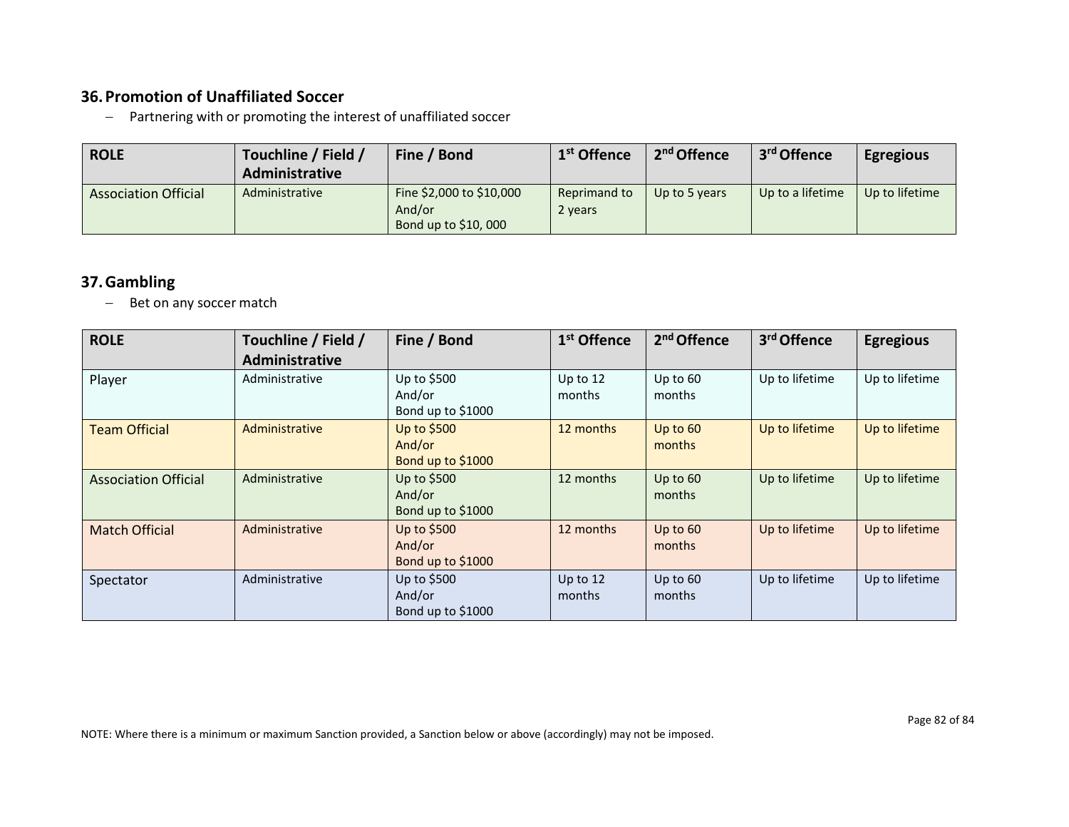## 36. Promotion of Unaffiliated Soccer

- Partnering with or promoting the interest of unaffiliated soccer

| ROLE | Touchline / Field / Administrative | Fine / Bond | 1st Offence | 2nd Offence | 3rd Offence | Egregious |
|---|---|---|---|---|---|---|
| Association Official | Administrative | Fine $2,000 to $10,000 And/or Bond up to $10, 000 | Reprimand to 2 years | Up to 5 years | Up to a lifetime | Up to lifetime |

## 37. Gambling

- Bet on any soccer match

| ROLE | Touchline / Field / Administrative | Fine / Bond | 1st Offence | 2nd Offence | 3rd Offence | Egregious |
|---|---|---|---|---|---|---|
| Player | Administrative | Up to $500 And/or Bond up to $1000 | Up to 12 months | Up to 60 months | Up to lifetime | Up to lifetime |
| Team Official | Administrative | Up to $500 And/or Bond up to $1000 | 12 months | Up to 60 months | Up to lifetime | Up to lifetime |
| Association Official | Administrative | Up to $500 And/or Bond up to $1000 | 12 months | Up to 60 months | Up to lifetime | Up to lifetime |
| Match Official | Administrative | Up to $500 And/or Bond up to $1000 | 12 months | Up to 60 months | Up to lifetime | Up to lifetime |
| Spectator | Administrative | Up to $500 And/or Bond up to $1000 | Up to 12 months | Up to 60 months | Up to lifetime | Up to lifetime |

NOTE: Where there is a minimum or maximum Sanction provided, a Sanction below or above (accordingly) may not be imposed.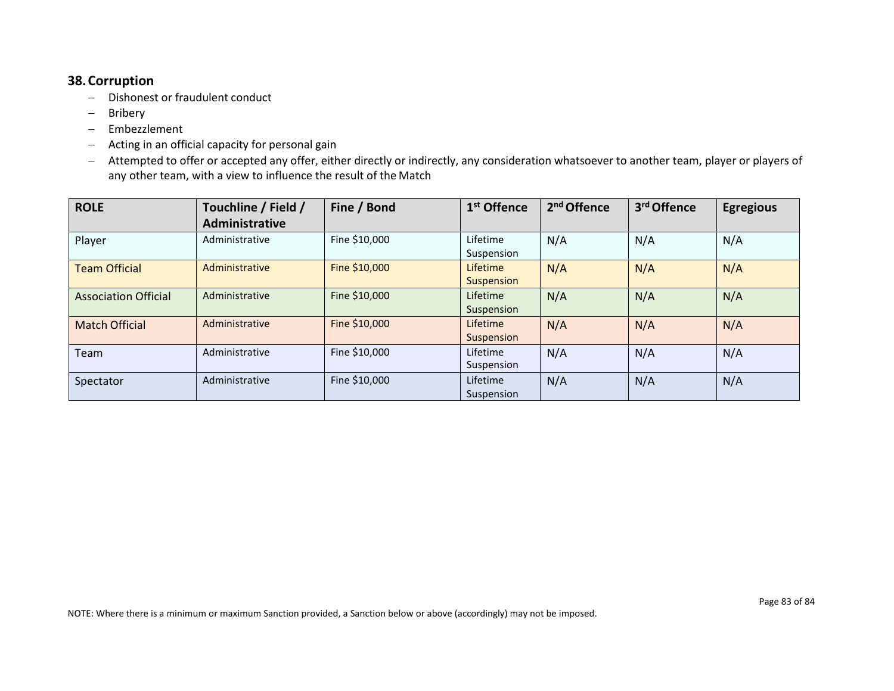## 38. Corruption

- Dishonest or fraudulent conduct
- Bribery
- Embezzlement
- Acting in an official capacity for personal gain
- Attempted to offer or accepted any offer, either directly or indirectly, any consideration whatsoever to another team, player or players of any other team, with a view to influence the result of the Match

| ROLE | Touchline / Field / Administrative | Fine / Bond | 1st Offence | 2nd Offence | 3rd Offence | Egregious |
|---|---|---|---|---|---|---|
| Player | Administrative | Fine $10,000 | Lifetime Suspension | N/A | N/A | N/A |
| Team Official | Administrative | Fine $10,000 | Lifetime Suspension | N/A | N/A | N/A |
| Association Official | Administrative | Fine $10,000 | Lifetime Suspension | N/A | N/A | N/A |
| Match Official | Administrative | Fine $10,000 | Lifetime Suspension | N/A | N/A | N/A |
| Team | Administrative | Fine $10,000 | Lifetime Suspension | N/A | N/A | N/A |
| Spectator | Administrative | Fine $10,000 | Lifetime Suspension | N/A | N/A | N/A |

NOTE: Where there is a minimum or maximum Sanction provided, a Sanction below or above (accordingly) may not be imposed.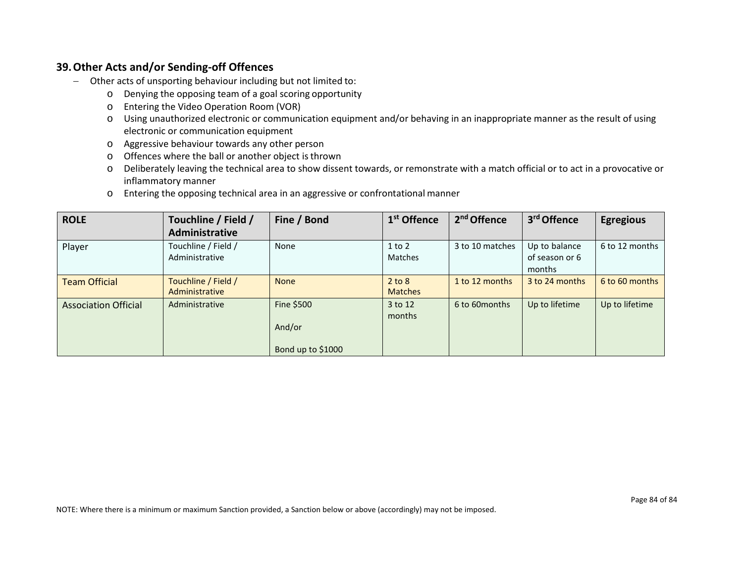## 39. Other Acts and/or Sending-off Offences

- Other acts of unsporting behaviour including but not limited to:
  - Denying the opposing team of a goal scoring opportunity
  - Entering the Video Operation Room (VOR)
  - Using unauthorized electronic or communication equipment and/or behaving in an inappropriate manner as the result of using electronic or communication equipment
  - Aggressive behaviour towards any other person
  - Offences where the ball or another object is thrown
  - Deliberately leaving the technical area to show dissent towards, or remonstrate with a match official or to act in a provocative or inflammatory manner
  - Entering the opposing technical area in an aggressive or confrontational manner

| ROLE | Touchline / Field / Administrative | Fine / Bond | 1st Offence | 2nd Offence | 3rd Offence | Egregious |
|---|---|---|---|---|---|---|
| Player | Touchline / Field / Administrative | None | 1 to 2 Matches | 3 to 10 matches | Up to balance of season or 6 months | 6 to 12 months |
| Team Official | Touchline / Field / Administrative | None | 2 to 8 Matches | 1 to 12 months | 3 to 24 months | 6 to 60 months |
| Association Official | Administrative | Fine $500 And/or Bond up to $1000 | 3 to 12 months | 6 to 60months | Up to lifetime | Up to lifetime |

NOTE: Where there is a minimum or maximum Sanction provided, a Sanction below or above (accordingly) may not be imposed.